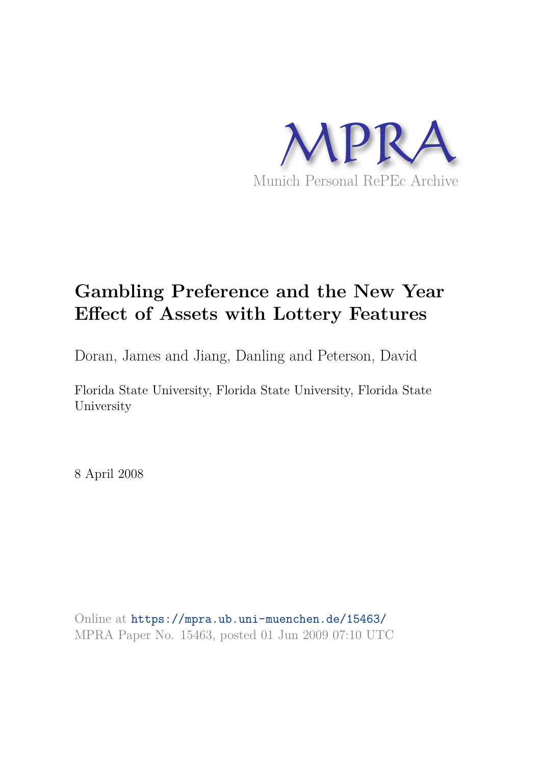MPRA

Munich Personal RePEc Archive

# Gambling Preference and the New Year Effect of Assets with Lottery Features

Doran, James and Jiang, Danling and Peterson, David

Florida State University, Florida State University, Florida State University

8 April 2008

Online at https://mpra.ub.uni-muenchen.de/15463/
MPRA Paper No. 15463, posted 01 Jun 2009 07:10 UTC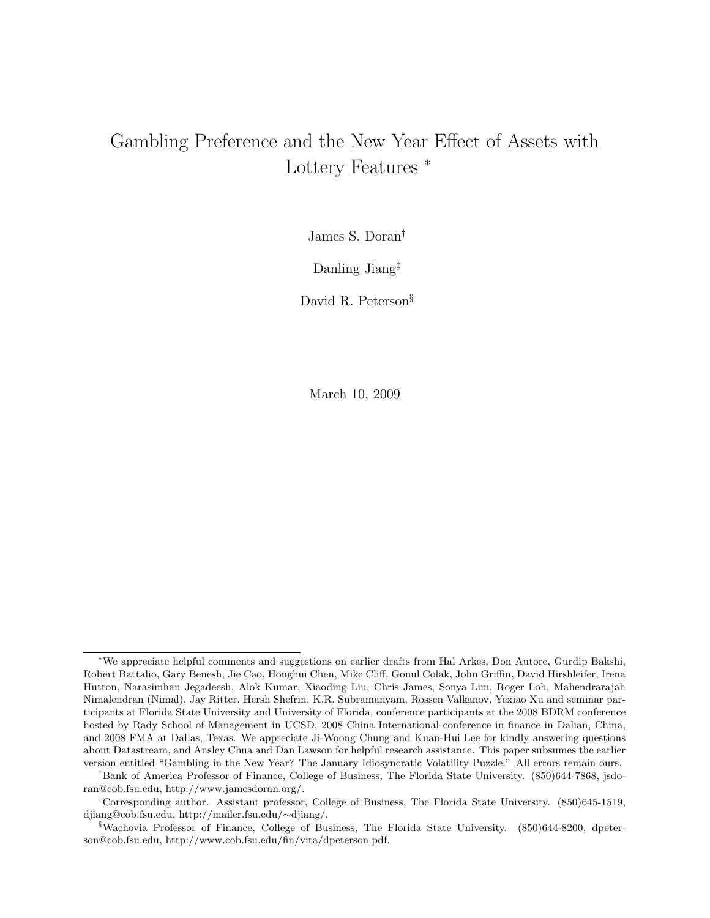# Gambling Preference and the New Year Effect of Assets with Lottery Features [*]

James S. Doran[†]

Danling Jiang[‡]

David R. Peterson[§]

March 10, 2009

---

[*] We appreciate helpful comments and suggestions on earlier drafts from Hal Arkes, Don Autore, Gurdip Bakshi, Robert Battalio, Gary Benesh, Jie Cao, Honghui Chen, Mike Cliff, Gonul Colak, John Griffin, David Hirshleifer, Irena Hutton, Narasimhan Jegadeesh, Alok Kumar, Xiaoding Liu, Chris James, Sonya Lim, Roger Loh, Mahendrarajah Nimalendran (Nimal), Jay Ritter, Hersh Shefrin, K.R. Subramanyam, Rossen Valkanov, Yexiao Xu and seminar participants at Florida State University and University of Florida, conference participants at the 2008 BDRM conference hosted by Rady School of Management in UCSD, 2008 China International conference in finance in Dalian, China, and 2008 FMA at Dallas, Texas. We appreciate Ji-Woong Chung and Kuan-Hui Lee for kindly answering questions about Datastream, and Ansley Chua and Dan Lawson for helpful research assistance. This paper subsumes the earlier version entitled "Gambling in the New Year? The January Idiosyncratic Volatility Puzzle." All errors remain ours.

[†] Bank of America Professor of Finance, College of Business, The Florida State University. (850)644-7868, jsdoran@cob.fsu.edu, http://www.jamesdoran.org/.

[‡] Corresponding author. Assistant professor, College of Business, The Florida State University. (850)645-1519, djiang@cob.fsu.edu, http://mailer.fsu.edu/∼djiang/.

[§] Wachovia Professor of Finance, College of Business, The Florida State University. (850)644-8200, dpeterson@cob.fsu.edu, http://www.cob.fsu.edu/fin/vita/dpeterson.pdf.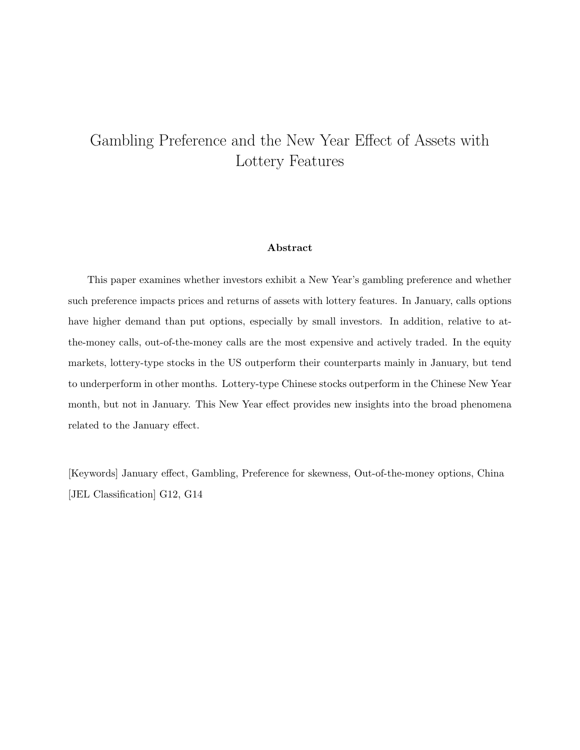# Gambling Preference and the New Year Effect of Assets with Lottery Features

**Abstract**

This paper examines whether investors exhibit a New Year's gambling preference and whether such preference impacts prices and returns of assets with lottery features. In January, calls options have higher demand than put options, especially by small investors. In addition, relative to at-the-money calls, out-of-the-money calls are the most expensive and actively traded. In the equity markets, lottery-type stocks in the US outperform their counterparts mainly in January, but tend to underperform in other months. Lottery-type Chinese stocks outperform in the Chinese New Year month, but not in January. This New Year effect provides new insights into the broad phenomena related to the January effect.

[Keywords] January effect, Gambling, Preference for skewness, Out-of-the-money options, China
[JEL Classification] G12, G14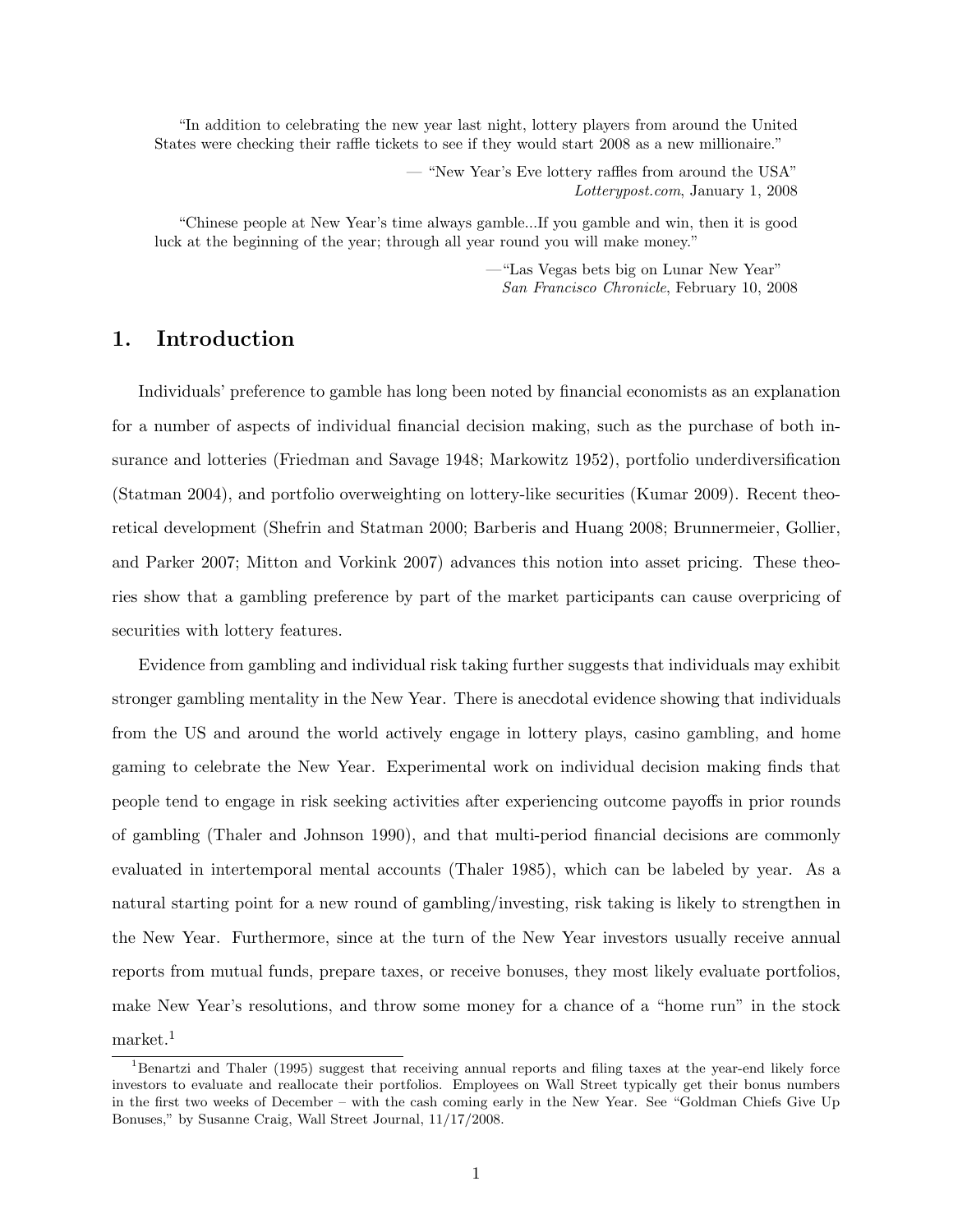> "In addition to celebrating the new year last night, lottery players from around the United States were checking their raffle tickets to see if they would start 2008 as a new millionaire."
>
> — "New Year's Eve lottery raffles from around the USA" *Lotterypost.com*, January 1, 2008

> "Chinese people at New Year's time always gamble...If you gamble and win, then it is good luck at the beginning of the year; through all year round you will make money."
>
> —"Las Vegas bets big on Lunar New Year" *San Francisco Chronicle*, February 10, 2008

## 1. Introduction

Individuals' preference to gamble has long been noted by financial economists as an explanation for a number of aspects of individual financial decision making, such as the purchase of both insurance and lotteries (Friedman and Savage 1948; Markowitz 1952), portfolio underdiversification (Statman 2004), and portfolio overweighting on lottery-like securities (Kumar 2009). Recent theoretical development (Shefrin and Statman 2000; Barberis and Huang 2008; Brunnermeier, Gollier, and Parker 2007; Mitton and Vorkink 2007) advances this notion into asset pricing. These theories show that a gambling preference by part of the market participants can cause overpricing of securities with lottery features.

Evidence from gambling and individual risk taking further suggests that individuals may exhibit stronger gambling mentality in the New Year. There is anecdotal evidence showing that individuals from the US and around the world actively engage in lottery plays, casino gambling, and home gaming to celebrate the New Year. Experimental work on individual decision making finds that people tend to engage in risk seeking activities after experiencing outcome payoffs in prior rounds of gambling (Thaler and Johnson 1990), and that multi-period financial decisions are commonly evaluated in intertemporal mental accounts (Thaler 1985), which can be labeled by year. As a natural starting point for a new round of gambling/investing, risk taking is likely to strengthen in the New Year. Furthermore, since at the turn of the New Year investors usually receive annual reports from mutual funds, prepare taxes, or receive bonuses, they most likely evaluate portfolios, make New Year's resolutions, and throw some money for a chance of a "home run" in the stock market.[1]

[1] Benartzi and Thaler (1995) suggest that receiving annual reports and filing taxes at the year-end likely force investors to evaluate and reallocate their portfolios. Employees on Wall Street typically get their bonus numbers in the first two weeks of December – with the cash coming early in the New Year. See "Goldman Chiefs Give Up Bonuses," by Susanne Craig, Wall Street Journal, 11/17/2008.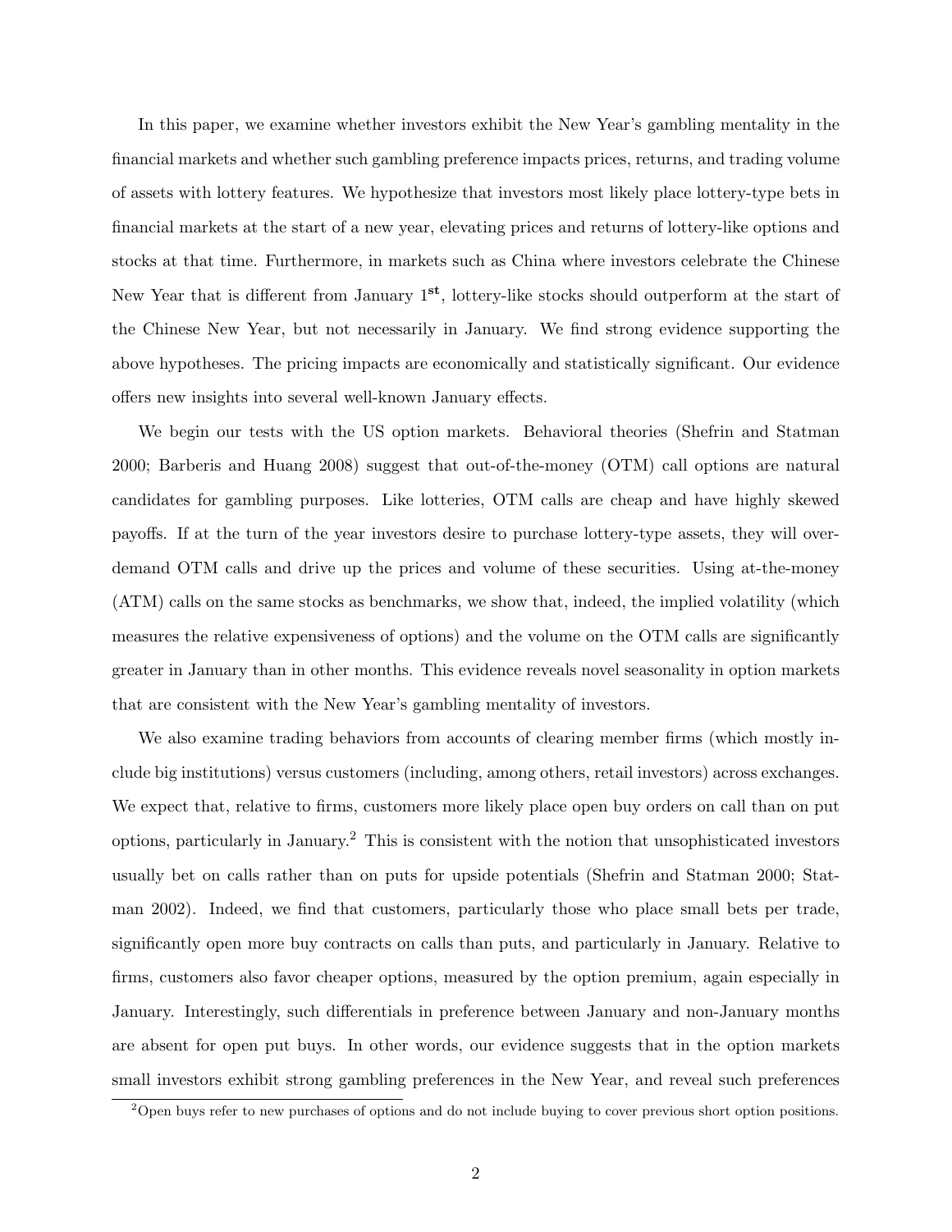In this paper, we examine whether investors exhibit the New Year's gambling mentality in the financial markets and whether such gambling preference impacts prices, returns, and trading volume of assets with lottery features. We hypothesize that investors most likely place lottery-type bets in financial markets at the start of a new year, elevating prices and returns of lottery-like options and stocks at that time. Furthermore, in markets such as China where investors celebrate the Chinese New Year that is different from January 1**st**, lottery-like stocks should outperform at the start of the Chinese New Year, but not necessarily in January. We find strong evidence supporting the above hypotheses. The pricing impacts are economically and statistically significant. Our evidence offers new insights into several well-known January effects.

We begin our tests with the US option markets. Behavioral theories (Shefrin and Statman 2000; Barberis and Huang 2008) suggest that out-of-the-money (OTM) call options are natural candidates for gambling purposes. Like lotteries, OTM calls are cheap and have highly skewed payoffs. If at the turn of the year investors desire to purchase lottery-type assets, they will over-demand OTM calls and drive up the prices and volume of these securities. Using at-the-money (ATM) calls on the same stocks as benchmarks, we show that, indeed, the implied volatility (which measures the relative expensiveness of options) and the volume on the OTM calls are significantly greater in January than in other months. This evidence reveals novel seasonality in option markets that are consistent with the New Year's gambling mentality of investors.

We also examine trading behaviors from accounts of clearing member firms (which mostly include big institutions) versus customers (including, among others, retail investors) across exchanges. We expect that, relative to firms, customers more likely place open buy orders on call than on put options, particularly in January.[2] This is consistent with the notion that unsophisticated investors usually bet on calls rather than on puts for upside potentials (Shefrin and Statman 2000; Statman 2002). Indeed, we find that customers, particularly those who place small bets per trade, significantly open more buy contracts on calls than puts, and particularly in January. Relative to firms, customers also favor cheaper options, measured by the option premium, again especially in January. Interestingly, such differentials in preference between January and non-January months are absent for open put buys. In other words, our evidence suggests that in the option markets small investors exhibit strong gambling preferences in the New Year, and reveal such preferences

[2] Open buys refer to new purchases of options and do not include buying to cover previous short option positions.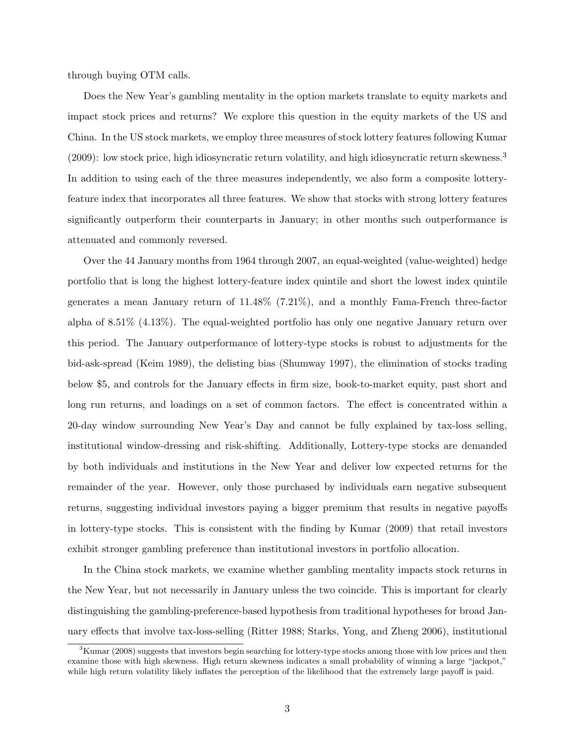through buying OTM calls.

Does the New Year's gambling mentality in the option markets translate to equity markets and impact stock prices and returns? We explore this question in the equity markets of the US and China. In the US stock markets, we employ three measures of stock lottery features following Kumar (2009): low stock price, high idiosyncratic return volatility, and high idiosyncratic return skewness.[3] In addition to using each of the three measures independently, we also form a composite lottery-feature index that incorporates all three features. We show that stocks with strong lottery features significantly outperform their counterparts in January; in other months such outperformance is attenuated and commonly reversed.

Over the 44 January months from 1964 through 2007, an equal-weighted (value-weighted) hedge portfolio that is long the highest lottery-feature index quintile and short the lowest index quintile generates a mean January return of 11.48% (7.21%), and a monthly Fama-French three-factor alpha of 8.51% (4.13%). The equal-weighted portfolio has only one negative January return over this period. The January outperformance of lottery-type stocks is robust to adjustments for the bid-ask-spread (Keim 1989), the delisting bias (Shumway 1997), the elimination of stocks trading below \$5, and controls for the January effects in firm size, book-to-market equity, past short and long run returns, and loadings on a set of common factors. The effect is concentrated within a 20-day window surrounding New Year's Day and cannot be fully explained by tax-loss selling, institutional window-dressing and risk-shifting. Additionally, Lottery-type stocks are demanded by both individuals and institutions in the New Year and deliver low expected returns for the remainder of the year. However, only those purchased by individuals earn negative subsequent returns, suggesting individual investors paying a bigger premium that results in negative payoffs in lottery-type stocks. This is consistent with the finding by Kumar (2009) that retail investors exhibit stronger gambling preference than institutional investors in portfolio allocation.

In the China stock markets, we examine whether gambling mentality impacts stock returns in the New Year, but not necessarily in January unless the two coincide. This is important for clearly distinguishing the gambling-preference-based hypothesis from traditional hypotheses for broad January effects that involve tax-loss-selling (Ritter 1988; Starks, Yong, and Zheng 2006), institutional

[3] Kumar (2008) suggests that investors begin searching for lottery-type stocks among those with low prices and then examine those with high skewness. High return skewness indicates a small probability of winning a large "jackpot," while high return volatility likely inflates the perception of the likelihood that the extremely large payoff is paid.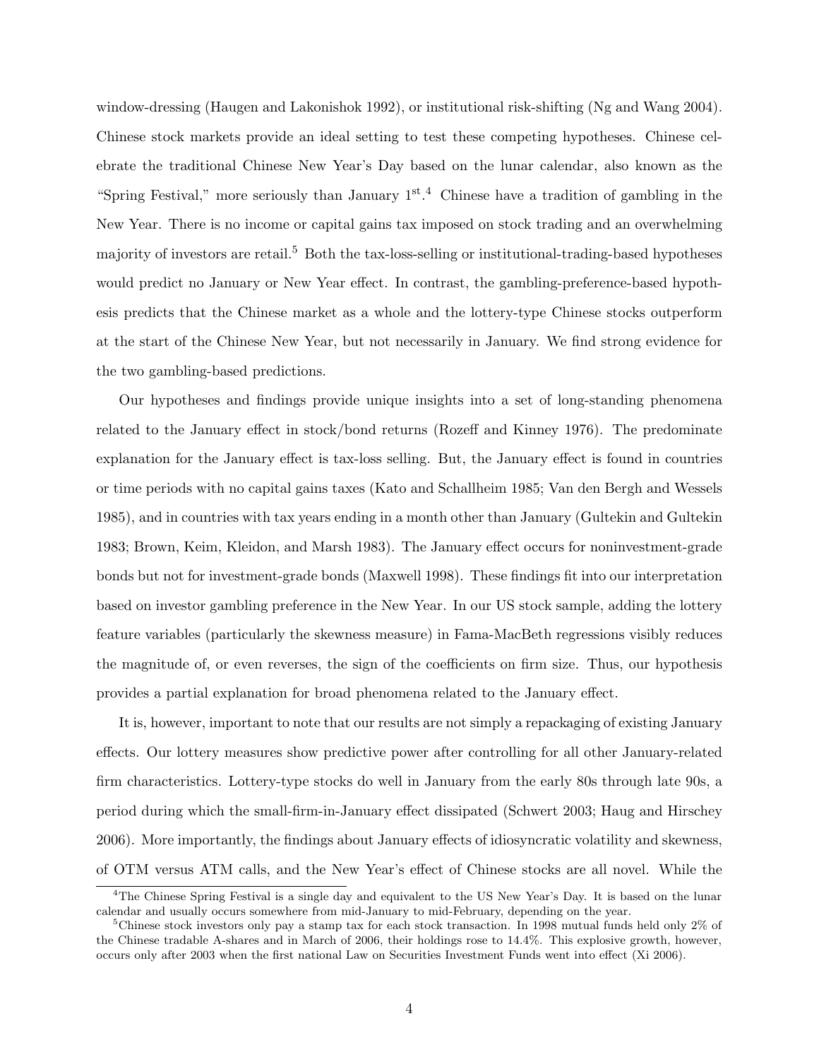window-dressing (Haugen and Lakonishok 1992), or institutional risk-shifting (Ng and Wang 2004). Chinese stock markets provide an ideal setting to test these competing hypotheses. Chinese celebrate the traditional Chinese New Year's Day based on the lunar calendar, also known as the "Spring Festival," more seriously than January 1st.[4] Chinese have a tradition of gambling in the New Year. There is no income or capital gains tax imposed on stock trading and an overwhelming majority of investors are retail.[5] Both the tax-loss-selling or institutional-trading-based hypotheses would predict no January or New Year effect. In contrast, the gambling-preference-based hypothesis predicts that the Chinese market as a whole and the lottery-type Chinese stocks outperform at the start of the Chinese New Year, but not necessarily in January. We find strong evidence for the two gambling-based predictions.

Our hypotheses and findings provide unique insights into a set of long-standing phenomena related to the January effect in stock/bond returns (Rozeff and Kinney 1976). The predominate explanation for the January effect is tax-loss selling. But, the January effect is found in countries or time periods with no capital gains taxes (Kato and Schallheim 1985; Van den Bergh and Wessels 1985), and in countries with tax years ending in a month other than January (Gultekin and Gultekin 1983; Brown, Keim, Kleidon, and Marsh 1983). The January effect occurs for noninvestment-grade bonds but not for investment-grade bonds (Maxwell 1998). These findings fit into our interpretation based on investor gambling preference in the New Year. In our US stock sample, adding the lottery feature variables (particularly the skewness measure) in Fama-MacBeth regressions visibly reduces the magnitude of, or even reverses, the sign of the coefficients on firm size. Thus, our hypothesis provides a partial explanation for broad phenomena related to the January effect.

It is, however, important to note that our results are not simply a repackaging of existing January effects. Our lottery measures show predictive power after controlling for all other January-related firm characteristics. Lottery-type stocks do well in January from the early 80s through late 90s, a period during which the small-firm-in-January effect dissipated (Schwert 2003; Haug and Hirschey 2006). More importantly, the findings about January effects of idiosyncratic volatility and skewness, of OTM versus ATM calls, and the New Year's effect of Chinese stocks are all novel. While the

[4] The Chinese Spring Festival is a single day and equivalent to the US New Year's Day. It is based on the lunar calendar and usually occurs somewhere from mid-January to mid-February, depending on the year.

[5] Chinese stock investors only pay a stamp tax for each stock transaction. In 1998 mutual funds held only 2% of the Chinese tradable A-shares and in March of 2006, their holdings rose to 14.4%. This explosive growth, however, occurs only after 2003 when the first national Law on Securities Investment Funds went into effect (Xi 2006).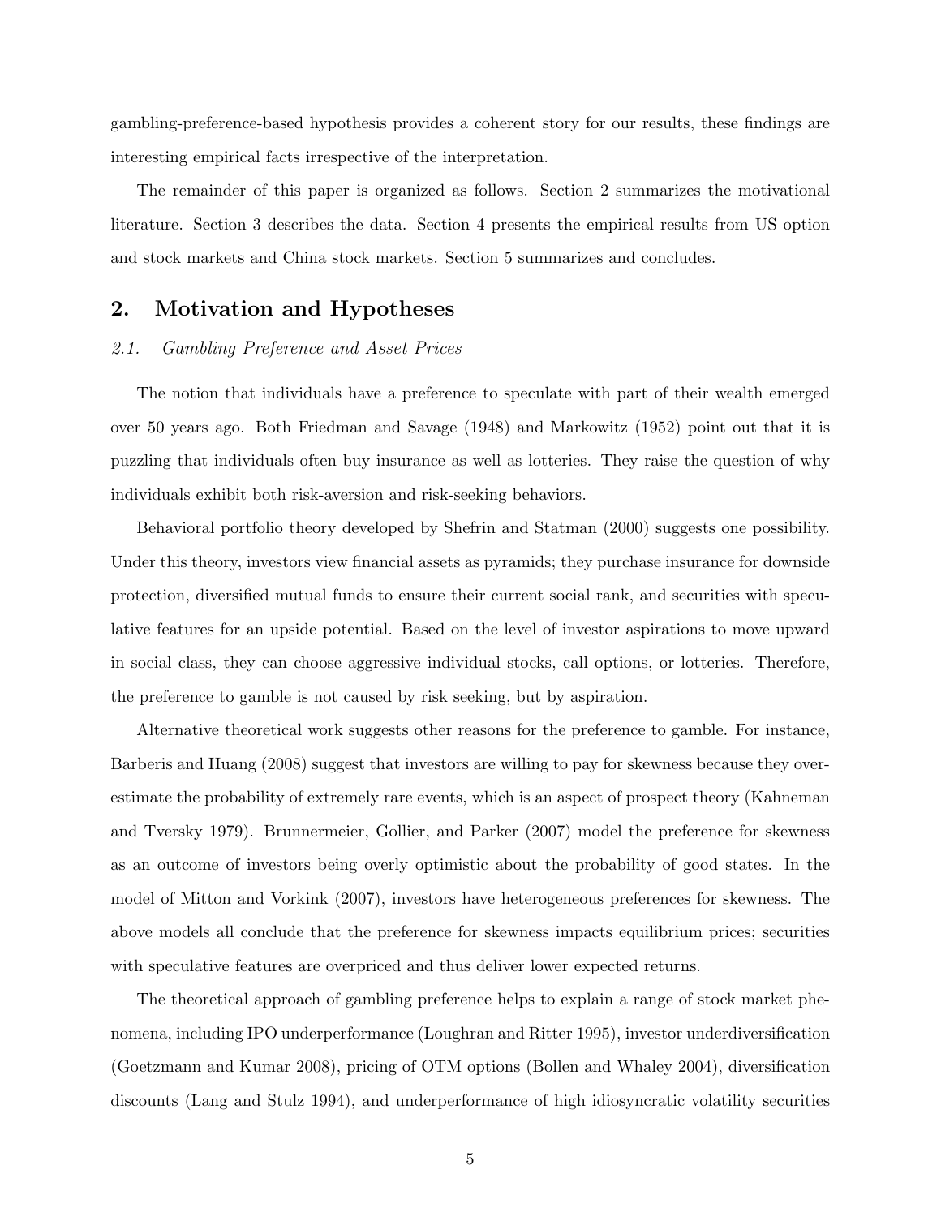gambling-preference-based hypothesis provides a coherent story for our results, these findings are interesting empirical facts irrespective of the interpretation.

The remainder of this paper is organized as follows. Section 2 summarizes the motivational literature. Section 3 describes the data. Section 4 presents the empirical results from US option and stock markets and China stock markets. Section 5 summarizes and concludes.

## 2. Motivation and Hypotheses

### *2.1. Gambling Preference and Asset Prices*

The notion that individuals have a preference to speculate with part of their wealth emerged over 50 years ago. Both Friedman and Savage (1948) and Markowitz (1952) point out that it is puzzling that individuals often buy insurance as well as lotteries. They raise the question of why individuals exhibit both risk-aversion and risk-seeking behaviors.

Behavioral portfolio theory developed by Shefrin and Statman (2000) suggests one possibility. Under this theory, investors view financial assets as pyramids; they purchase insurance for downside protection, diversified mutual funds to ensure their current social rank, and securities with speculative features for an upside potential. Based on the level of investor aspirations to move upward in social class, they can choose aggressive individual stocks, call options, or lotteries. Therefore, the preference to gamble is not caused by risk seeking, but by aspiration.

Alternative theoretical work suggests other reasons for the preference to gamble. For instance, Barberis and Huang (2008) suggest that investors are willing to pay for skewness because they overestimate the probability of extremely rare events, which is an aspect of prospect theory (Kahneman and Tversky 1979). Brunnermeier, Gollier, and Parker (2007) model the preference for skewness as an outcome of investors being overly optimistic about the probability of good states. In the model of Mitton and Vorkink (2007), investors have heterogeneous preferences for skewness. The above models all conclude that the preference for skewness impacts equilibrium prices; securities with speculative features are overpriced and thus deliver lower expected returns.

The theoretical approach of gambling preference helps to explain a range of stock market phenomena, including IPO underperformance (Loughran and Ritter 1995), investor underdiversification (Goetzmann and Kumar 2008), pricing of OTM options (Bollen and Whaley 2004), diversification discounts (Lang and Stulz 1994), and underperformance of high idiosyncratic volatility securities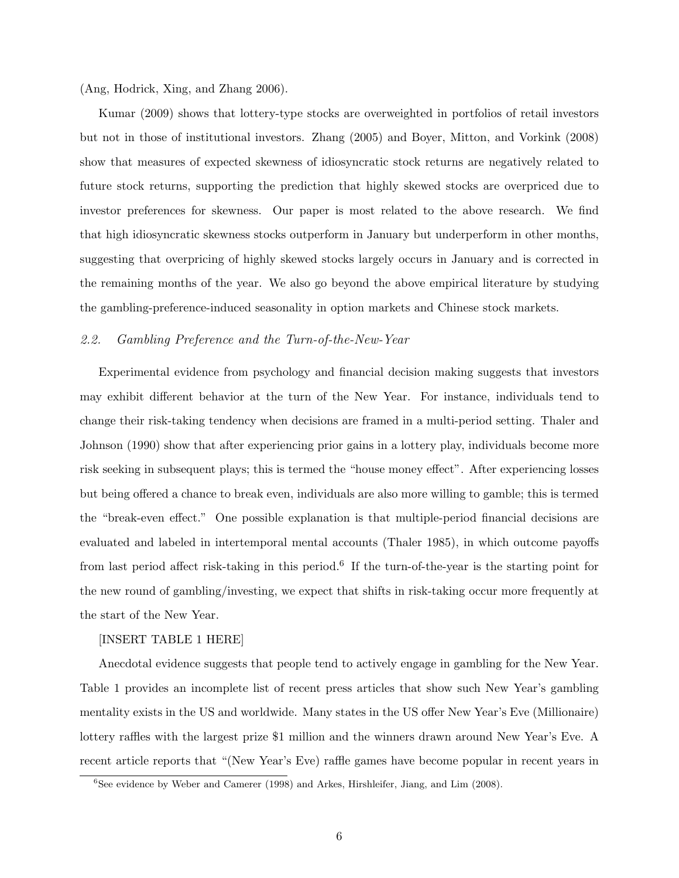(Ang, Hodrick, Xing, and Zhang 2006).

Kumar (2009) shows that lottery-type stocks are overweighted in portfolios of retail investors but not in those of institutional investors. Zhang (2005) and Boyer, Mitton, and Vorkink (2008) show that measures of expected skewness of idiosyncratic stock returns are negatively related to future stock returns, supporting the prediction that highly skewed stocks are overpriced due to investor preferences for skewness. Our paper is most related to the above research. We find that high idiosyncratic skewness stocks outperform in January but underperform in other months, suggesting that overpricing of highly skewed stocks largely occurs in January and is corrected in the remaining months of the year. We also go beyond the above empirical literature by studying the gambling-preference-induced seasonality in option markets and Chinese stock markets.

### *2.2. Gambling Preference and the Turn-of-the-New-Year*

Experimental evidence from psychology and financial decision making suggests that investors may exhibit different behavior at the turn of the New Year. For instance, individuals tend to change their risk-taking tendency when decisions are framed in a multi-period setting. Thaler and Johnson (1990) show that after experiencing prior gains in a lottery play, individuals become more risk seeking in subsequent plays; this is termed the "house money effect". After experiencing losses but being offered a chance to break even, individuals are also more willing to gamble; this is termed the "break-even effect." One possible explanation is that multiple-period financial decisions are evaluated and labeled in intertemporal mental accounts (Thaler 1985), in which outcome payoffs from last period affect risk-taking in this period.[6] If the turn-of-the-year is the starting point for the new round of gambling/investing, we expect that shifts in risk-taking occur more frequently at the start of the New Year.

[INSERT TABLE 1 HERE]

Anecdotal evidence suggests that people tend to actively engage in gambling for the New Year. Table 1 provides an incomplete list of recent press articles that show such New Year's gambling mentality exists in the US and worldwide. Many states in the US offer New Year's Eve (Millionaire) lottery raffles with the largest prize $1 million and the winners drawn around New Year's Eve. A recent article reports that "(New Year's Eve) raffle games have become popular in recent years in

[6] See evidence by Weber and Camerer (1998) and Arkes, Hirshleifer, Jiang, and Lim (2008).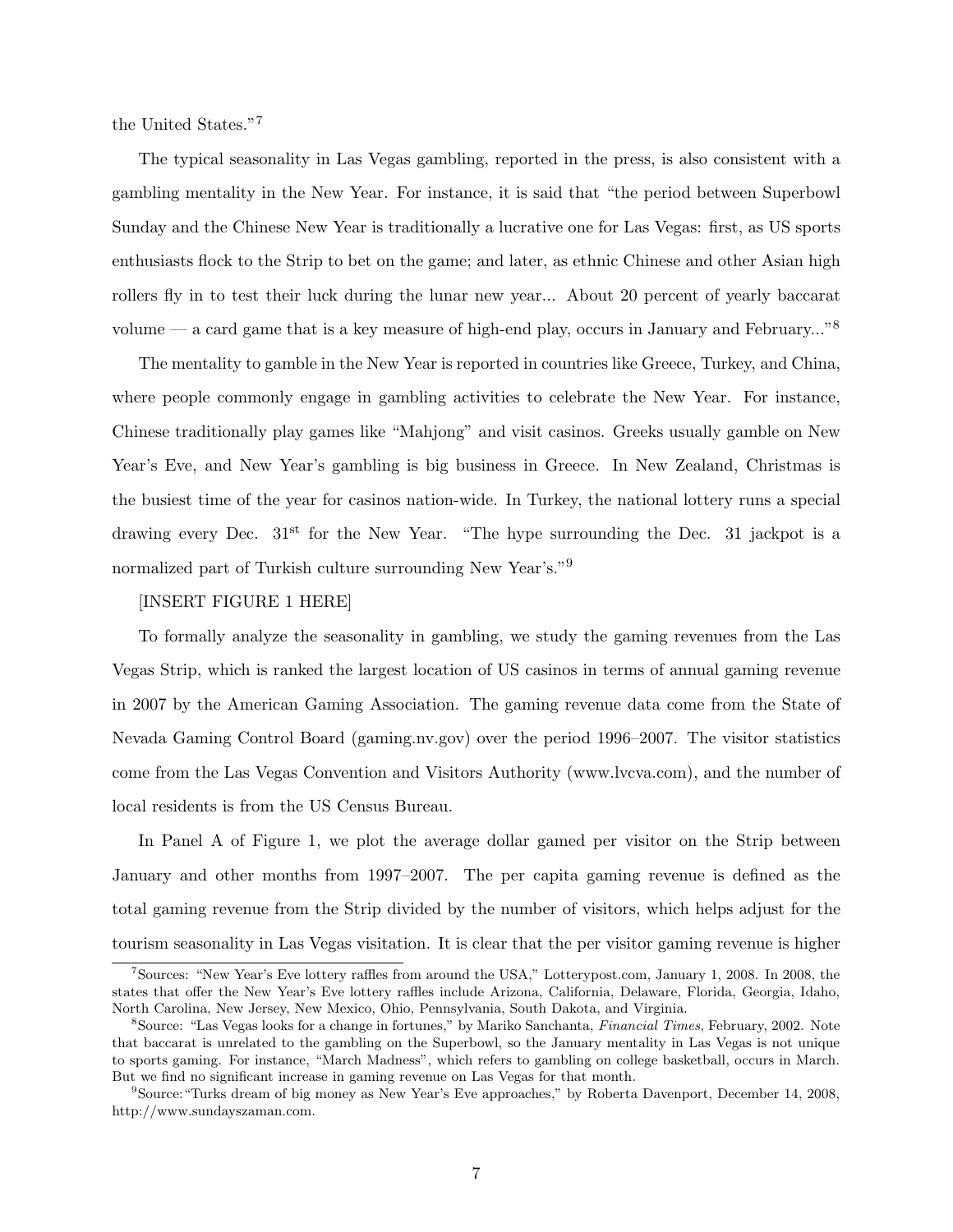the United States."[7]

The typical seasonality in Las Vegas gambling, reported in the press, is also consistent with a gambling mentality in the New Year. For instance, it is said that "the period between Superbowl Sunday and the Chinese New Year is traditionally a lucrative one for Las Vegas: first, as US sports enthusiasts flock to the Strip to bet on the game; and later, as ethnic Chinese and other Asian high rollers fly in to test their luck during the lunar new year... About 20 percent of yearly baccarat volume — a card game that is a key measure of high-end play, occurs in January and February..."[8]

The mentality to gamble in the New Year is reported in countries like Greece, Turkey, and China, where people commonly engage in gambling activities to celebrate the New Year. For instance, Chinese traditionally play games like "Mahjong" and visit casinos. Greeks usually gamble on New Year's Eve, and New Year's gambling is big business in Greece. In New Zealand, Christmas is the busiest time of the year for casinos nation-wide. In Turkey, the national lottery runs a special drawing every Dec. 31st for the New Year. "The hype surrounding the Dec. 31 jackpot is a normalized part of Turkish culture surrounding New Year's."[9]

[INSERT FIGURE 1 HERE]

To formally analyze the seasonality in gambling, we study the gaming revenues from the Las Vegas Strip, which is ranked the largest location of US casinos in terms of annual gaming revenue in 2007 by the American Gaming Association. The gaming revenue data come from the State of Nevada Gaming Control Board (gaming.nv.gov) over the period 1996–2007. The visitor statistics come from the Las Vegas Convention and Visitors Authority (www.lvcva.com), and the number of local residents is from the US Census Bureau.

In Panel A of Figure 1, we plot the average dollar gamed per visitor on the Strip between January and other months from 1997–2007. The per capita gaming revenue is defined as the total gaming revenue from the Strip divided by the number of visitors, which helps adjust for the tourism seasonality in Las Vegas visitation. It is clear that the per visitor gaming revenue is higher

---

[7] Sources: "New Year's Eve lottery raffles from around the USA," Lotterypost.com, January 1, 2008. In 2008, the states that offer the New Year's Eve lottery raffles include Arizona, California, Delaware, Florida, Georgia, Idaho, North Carolina, New Jersey, New Mexico, Ohio, Pennsylvania, South Dakota, and Virginia.

[8] Source: "Las Vegas looks for a change in fortunes," by Mariko Sanchanta, *Financial Times*, February, 2002. Note that baccarat is unrelated to the gambling on the Superbowl, so the January mentality in Las Vegas is not unique to sports gaming. For instance, "March Madness", which refers to gambling on college basketball, occurs in March. But we find no significant increase in gaming revenue on Las Vegas for that month.

[9] Source: "Turks dream of big money as New Year's Eve approaches," by Roberta Davenport, December 14, 2008, http://www.sundayszaman.com.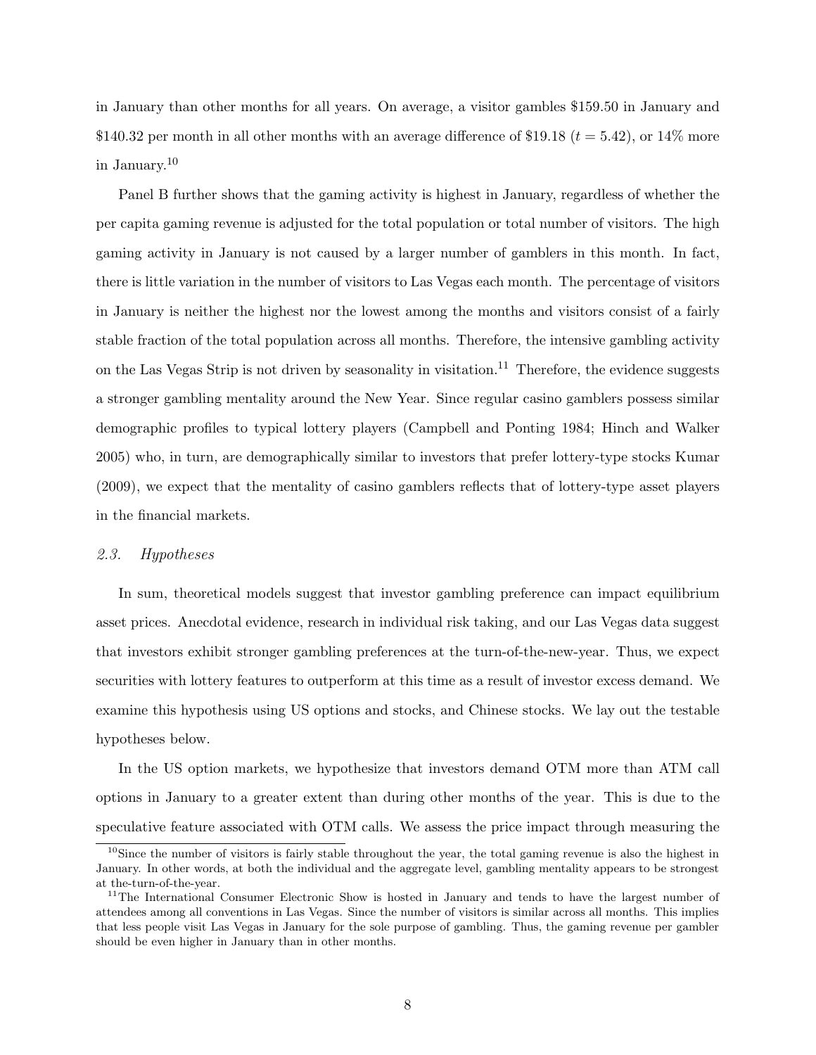in January than other months for all years. On average, a visitor gambles \$159.50 in January and \$140.32 per month in all other months with an average difference of \$19.18 ($t = 5.42$), or 14% more in January.[10]

Panel B further shows that the gaming activity is highest in January, regardless of whether the per capita gaming revenue is adjusted for the total population or total number of visitors. The high gaming activity in January is not caused by a larger number of gamblers in this month. In fact, there is little variation in the number of visitors to Las Vegas each month. The percentage of visitors in January is neither the highest nor the lowest among the months and visitors consist of a fairly stable fraction of the total population across all months. Therefore, the intensive gambling activity on the Las Vegas Strip is not driven by seasonality in visitation.[11] Therefore, the evidence suggests a stronger gambling mentality around the New Year. Since regular casino gamblers possess similar demographic profiles to typical lottery players (Campbell and Ponting 1984; Hinch and Walker 2005) who, in turn, are demographically similar to investors that prefer lottery-type stocks Kumar (2009), we expect that the mentality of casino gamblers reflects that of lottery-type asset players in the financial markets.

### *2.3. Hypotheses*

In sum, theoretical models suggest that investor gambling preference can impact equilibrium asset prices. Anecdotal evidence, research in individual risk taking, and our Las Vegas data suggest that investors exhibit stronger gambling preferences at the turn-of-the-new-year. Thus, we expect securities with lottery features to outperform at this time as a result of investor excess demand. We examine this hypothesis using US options and stocks, and Chinese stocks. We lay out the testable hypotheses below.

In the US option markets, we hypothesize that investors demand OTM more than ATM call options in January to a greater extent than during other months of the year. This is due to the speculative feature associated with OTM calls. We assess the price impact through measuring the

---

[10] Since the number of visitors is fairly stable throughout the year, the total gaming revenue is also the highest in January. In other words, at both the individual and the aggregate level, gambling mentality appears to be strongest at the-turn-of-the-year.

[11] The International Consumer Electronic Show is hosted in January and tends to have the largest number of attendees among all conventions in Las Vegas. Since the number of visitors is similar across all months. This implies that less people visit Las Vegas in January for the sole purpose of gambling. Thus, the gaming revenue per gambler should be even higher in January than in other months.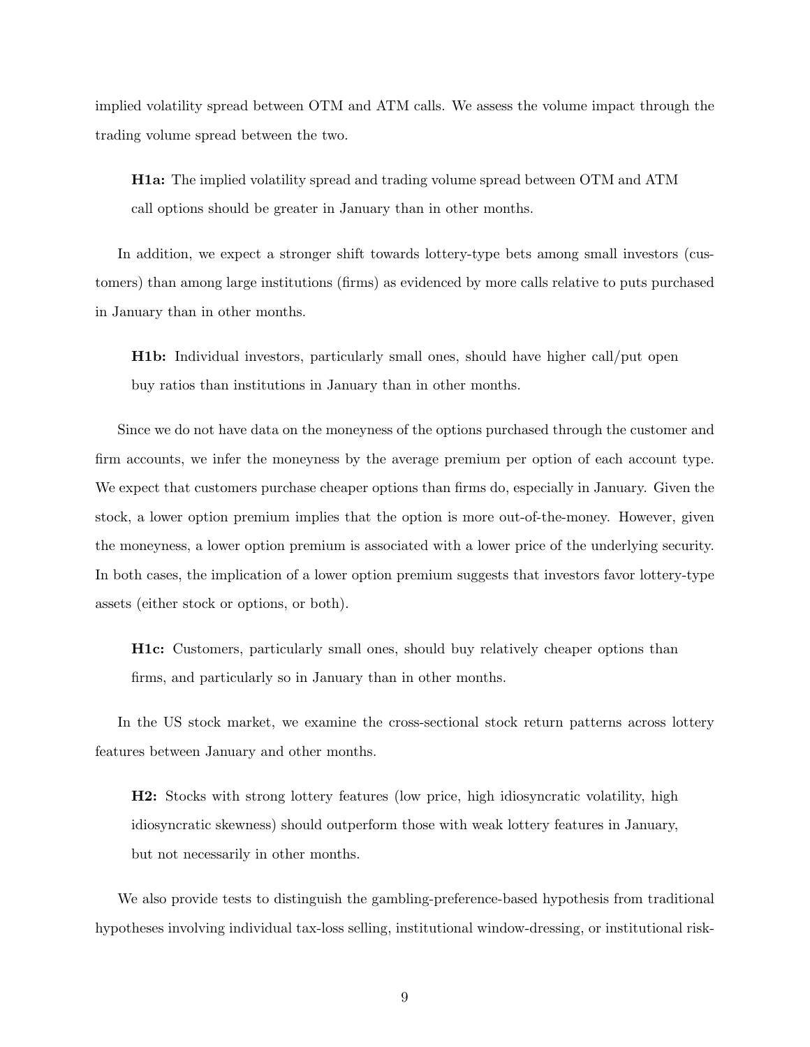implied volatility spread between OTM and ATM calls. We assess the volume impact through the trading volume spread between the two.

> **H1a:** The implied volatility spread and trading volume spread between OTM and ATM call options should be greater in January than in other months.

In addition, we expect a stronger shift towards lottery-type bets among small investors (customers) than among large institutions (firms) as evidenced by more calls relative to puts purchased in January than in other months.

> **H1b:** Individual investors, particularly small ones, should have higher call/put open buy ratios than institutions in January than in other months.

Since we do not have data on the moneyness of the options purchased through the customer and firm accounts, we infer the moneyness by the average premium per option of each account type. We expect that customers purchase cheaper options than firms do, especially in January. Given the stock, a lower option premium implies that the option is more out-of-the-money. However, given the moneyness, a lower option premium is associated with a lower price of the underlying security. In both cases, the implication of a lower option premium suggests that investors favor lottery-type assets (either stock or options, or both).

> **H1c:** Customers, particularly small ones, should buy relatively cheaper options than firms, and particularly so in January than in other months.

In the US stock market, we examine the cross-sectional stock return patterns across lottery features between January and other months.

> **H2:** Stocks with strong lottery features (low price, high idiosyncratic volatility, high idiosyncratic skewness) should outperform those with weak lottery features in January, but not necessarily in other months.

We also provide tests to distinguish the gambling-preference-based hypothesis from traditional hypotheses involving individual tax-loss selling, institutional window-dressing, or institutional risk-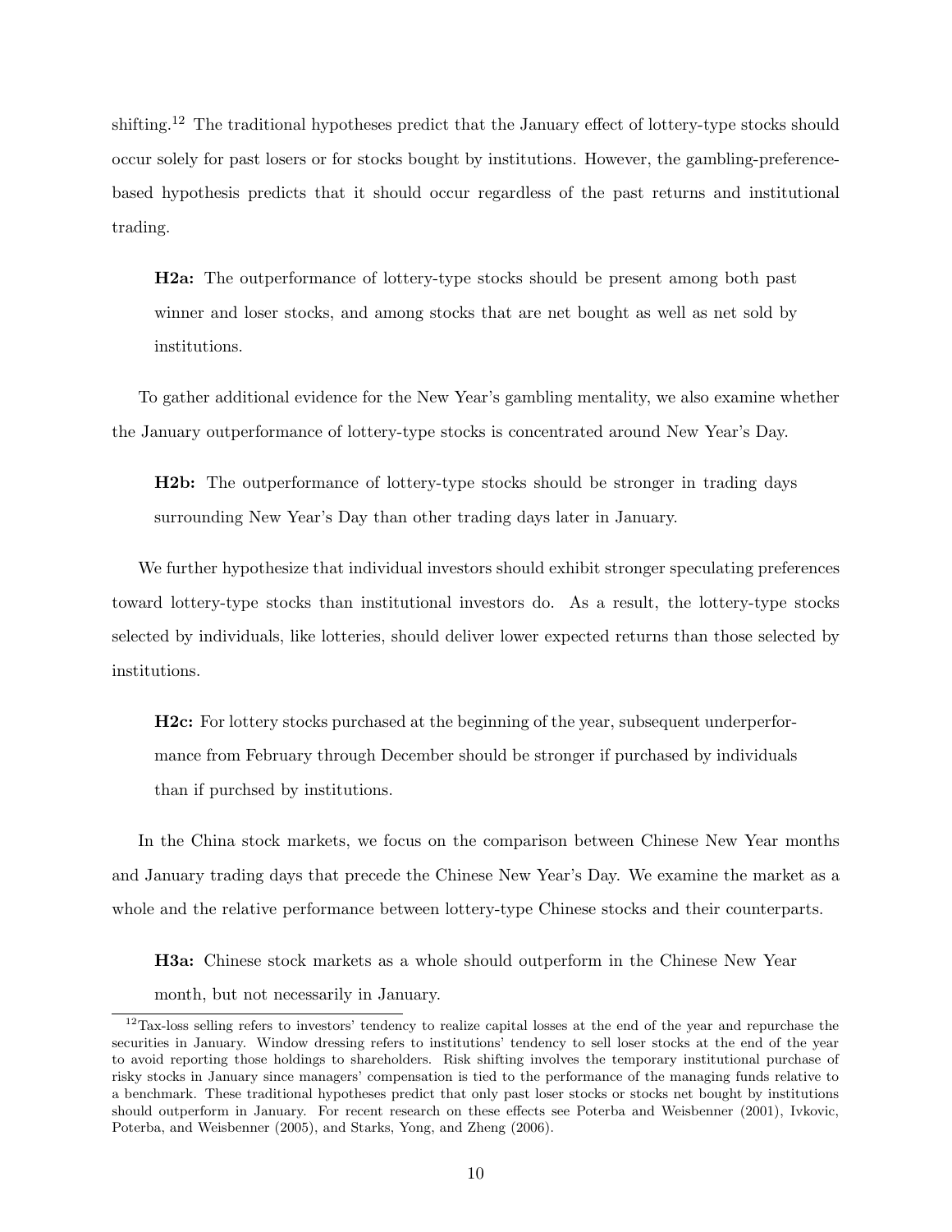shifting.[12] The traditional hypotheses predict that the January effect of lottery-type stocks should occur solely for past losers or for stocks bought by institutions. However, the gambling-preference-based hypothesis predicts that it should occur regardless of the past returns and institutional trading.

> **H2a:** The outperformance of lottery-type stocks should be present among both past winner and loser stocks, and among stocks that are net bought as well as net sold by institutions.

To gather additional evidence for the New Year's gambling mentality, we also examine whether the January outperformance of lottery-type stocks is concentrated around New Year's Day.

> **H2b:** The outperformance of lottery-type stocks should be stronger in trading days surrounding New Year's Day than other trading days later in January.

We further hypothesize that individual investors should exhibit stronger speculating preferences toward lottery-type stocks than institutional investors do. As a result, the lottery-type stocks selected by individuals, like lotteries, should deliver lower expected returns than those selected by institutions.

> **H2c:** For lottery stocks purchased at the beginning of the year, subsequent underperformance from February through December should be stronger if purchased by individuals than if purchsed by institutions.

In the China stock markets, we focus on the comparison between Chinese New Year months and January trading days that precede the Chinese New Year's Day. We examine the market as a whole and the relative performance between lottery-type Chinese stocks and their counterparts.

> **H3a:** Chinese stock markets as a whole should outperform in the Chinese New Year month, but not necessarily in January.

[12] Tax-loss selling refers to investors' tendency to realize capital losses at the end of the year and repurchase the securities in January. Window dressing refers to institutions' tendency to sell loser stocks at the end of the year to avoid reporting those holdings to shareholders. Risk shifting involves the temporary institutional purchase of risky stocks in January since managers' compensation is tied to the performance of the managing funds relative to a benchmark. These traditional hypotheses predict that only past loser stocks or stocks net bought by institutions should outperform in January. For recent research on these effects see Poterba and Weisbenner (2001), Ivkovic, Poterba, and Weisbenner (2005), and Starks, Yong, and Zheng (2006).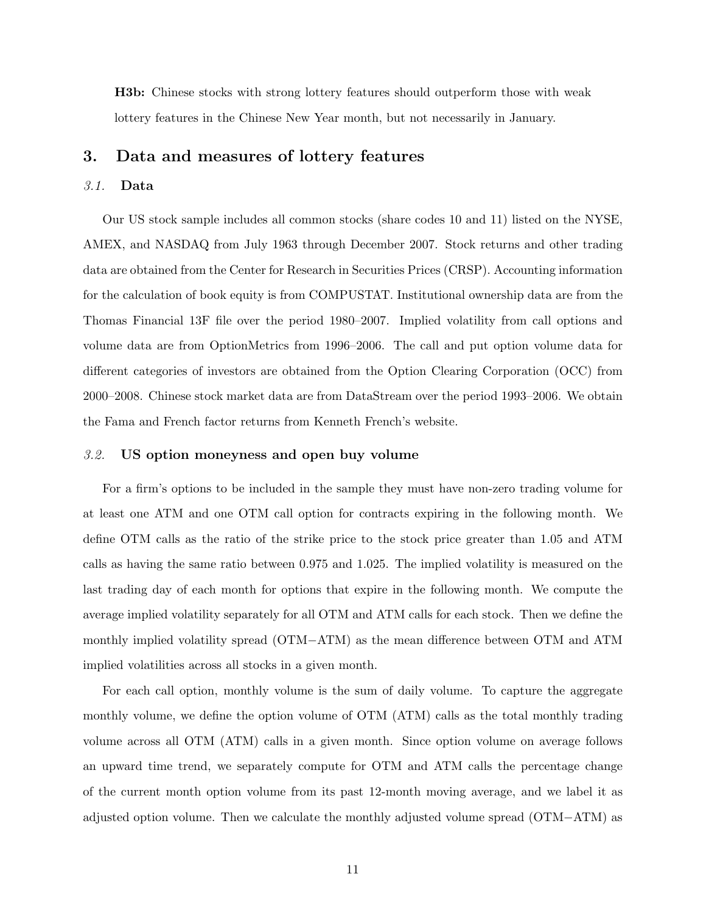**H3b:** Chinese stocks with strong lottery features should outperform those with weak lottery features in the Chinese New Year month, but not necessarily in January.

## 3. Data and measures of lottery features

### *3.1.* Data

Our US stock sample includes all common stocks (share codes 10 and 11) listed on the NYSE, AMEX, and NASDAQ from July 1963 through December 2007. Stock returns and other trading data are obtained from the Center for Research in Securities Prices (CRSP). Accounting information for the calculation of book equity is from COMPUSTAT. Institutional ownership data are from the Thomas Financial 13F file over the period 1980–2007. Implied volatility from call options and volume data are from OptionMetrics from 1996–2006. The call and put option volume data for different categories of investors are obtained from the Option Clearing Corporation (OCC) from 2000–2008. Chinese stock market data are from DataStream over the period 1993–2006. We obtain the Fama and French factor returns from Kenneth French's website.

### *3.2.* US option moneyness and open buy volume

For a firm's options to be included in the sample they must have non-zero trading volume for at least one ATM and one OTM call option for contracts expiring in the following month. We define OTM calls as the ratio of the strike price to the stock price greater than 1.05 and ATM calls as having the same ratio between 0.975 and 1.025. The implied volatility is measured on the last trading day of each month for options that expire in the following month. We compute the average implied volatility separately for all OTM and ATM calls for each stock. Then we define the monthly implied volatility spread (OTM−ATM) as the mean difference between OTM and ATM implied volatilities across all stocks in a given month.

For each call option, monthly volume is the sum of daily volume. To capture the aggregate monthly volume, we define the option volume of OTM (ATM) calls as the total monthly trading volume across all OTM (ATM) calls in a given month. Since option volume on average follows an upward time trend, we separately compute for OTM and ATM calls the percentage change of the current month option volume from its past 12-month moving average, and we label it as adjusted option volume. Then we calculate the monthly adjusted volume spread (OTM−ATM) as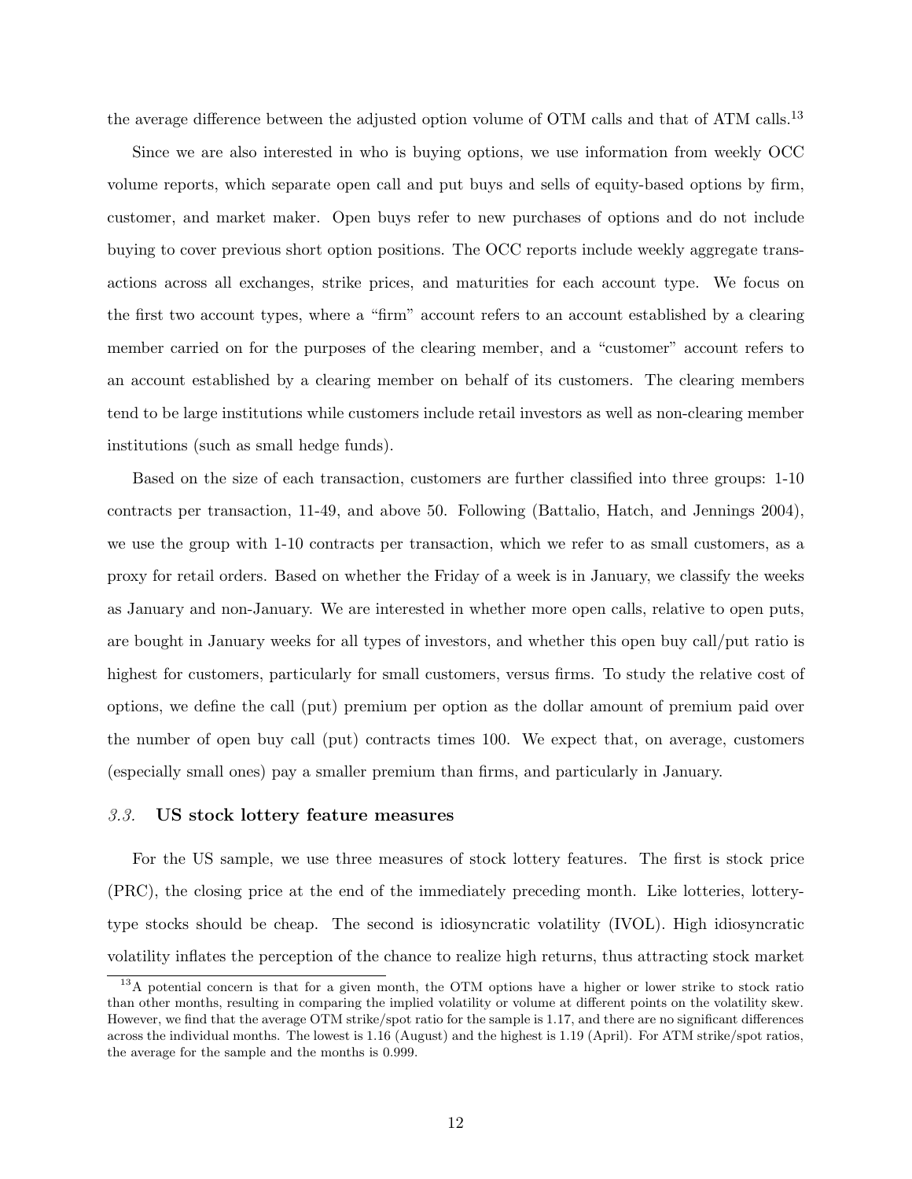the average difference between the adjusted option volume of OTM calls and that of ATM calls.[13]

Since we are also interested in who is buying options, we use information from weekly OCC volume reports, which separate open call and put buys and sells of equity-based options by firm, customer, and market maker. Open buys refer to new purchases of options and do not include buying to cover previous short option positions. The OCC reports include weekly aggregate transactions across all exchanges, strike prices, and maturities for each account type. We focus on the first two account types, where a "firm" account refers to an account established by a clearing member carried on for the purposes of the clearing member, and a "customer" account refers to an account established by a clearing member on behalf of its customers. The clearing members tend to be large institutions while customers include retail investors as well as non-clearing member institutions (such as small hedge funds).

Based on the size of each transaction, customers are further classified into three groups: 1-10 contracts per transaction, 11-49, and above 50. Following (Battalio, Hatch, and Jennings 2004), we use the group with 1-10 contracts per transaction, which we refer to as small customers, as a proxy for retail orders. Based on whether the Friday of a week is in January, we classify the weeks as January and non-January. We are interested in whether more open calls, relative to open puts, are bought in January weeks for all types of investors, and whether this open buy call/put ratio is highest for customers, particularly for small customers, versus firms. To study the relative cost of options, we define the call (put) premium per option as the dollar amount of premium paid over the number of open buy call (put) contracts times 100. We expect that, on average, customers (especially small ones) pay a smaller premium than firms, and particularly in January.

### *3.3.* US stock lottery feature measures

For the US sample, we use three measures of stock lottery features. The first is stock price (PRC), the closing price at the end of the immediately preceding month. Like lotteries, lottery-type stocks should be cheap. The second is idiosyncratic volatility (IVOL). High idiosyncratic volatility inflates the perception of the chance to realize high returns, thus attracting stock market

[13] A potential concern is that for a given month, the OTM options have a higher or lower strike to stock ratio than other months, resulting in comparing the implied volatility or volume at different points on the volatility skew. However, we find that the average OTM strike/spot ratio for the sample is 1.17, and there are no significant differences across the individual months. The lowest is 1.16 (August) and the highest is 1.19 (April). For ATM strike/spot ratios, the average for the sample and the months is 0.999.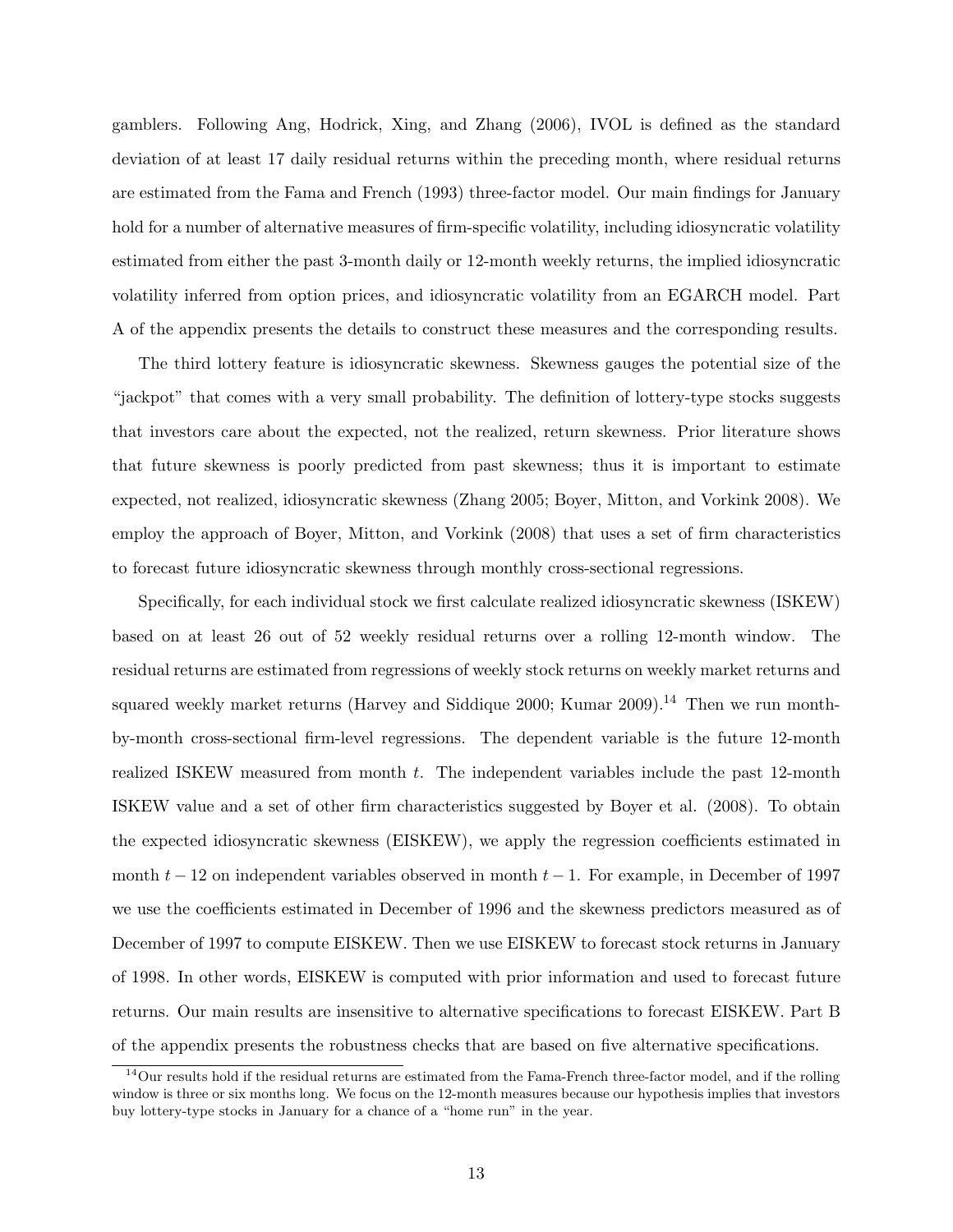gamblers. Following Ang, Hodrick, Xing, and Zhang (2006), IVOL is defined as the standard deviation of at least 17 daily residual returns within the preceding month, where residual returns are estimated from the Fama and French (1993) three-factor model. Our main findings for January hold for a number of alternative measures of firm-specific volatility, including idiosyncratic volatility estimated from either the past 3-month daily or 12-month weekly returns, the implied idiosyncratic volatility inferred from option prices, and idiosyncratic volatility from an EGARCH model. Part A of the appendix presents the details to construct these measures and the corresponding results.

The third lottery feature is idiosyncratic skewness. Skewness gauges the potential size of the "jackpot" that comes with a very small probability. The definition of lottery-type stocks suggests that investors care about the expected, not the realized, return skewness. Prior literature shows that future skewness is poorly predicted from past skewness; thus it is important to estimate expected, not realized, idiosyncratic skewness (Zhang 2005; Boyer, Mitton, and Vorkink 2008). We employ the approach of Boyer, Mitton, and Vorkink (2008) that uses a set of firm characteristics to forecast future idiosyncratic skewness through monthly cross-sectional regressions.

Specifically, for each individual stock we first calculate realized idiosyncratic skewness (ISKEW) based on at least 26 out of 52 weekly residual returns over a rolling 12-month window. The residual returns are estimated from regressions of weekly stock returns on weekly market returns and squared weekly market returns (Harvey and Siddique 2000; Kumar 2009).[14] Then we run month-by-month cross-sectional firm-level regressions. The dependent variable is the future 12-month realized ISKEW measured from month $t$. The independent variables include the past 12-month ISKEW value and a set of other firm characteristics suggested by Boyer et al. (2008). To obtain the expected idiosyncratic skewness (EISKEW), we apply the regression coefficients estimated in month $t-12$ on independent variables observed in month $t-1$. For example, in December of 1997 we use the coefficients estimated in December of 1996 and the skewness predictors measured as of December of 1997 to compute EISKEW. Then we use EISKEW to forecast stock returns in January of 1998. In other words, EISKEW is computed with prior information and used to forecast future returns. Our main results are insensitive to alternative specifications to forecast EISKEW. Part B of the appendix presents the robustness checks that are based on five alternative specifications.

[14] Our results hold if the residual returns are estimated from the Fama-French three-factor model, and if the rolling window is three or six months long. We focus on the 12-month measures because our hypothesis implies that investors buy lottery-type stocks in January for a chance of a "home run" in the year.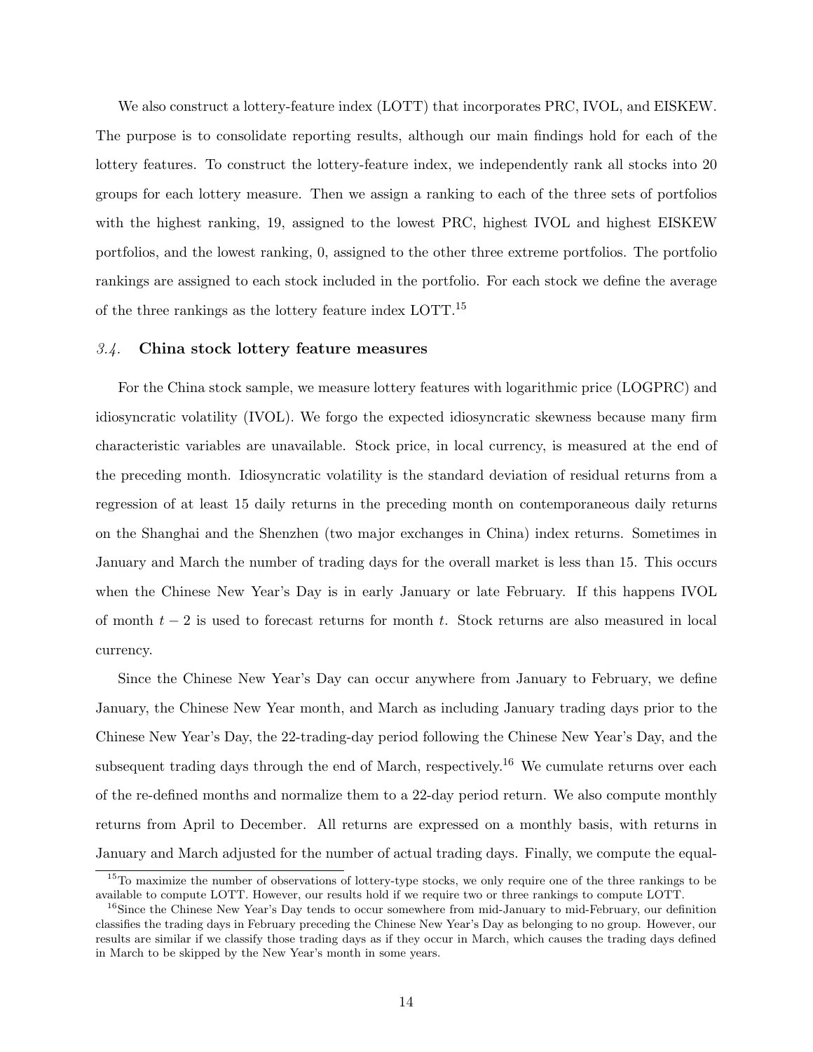We also construct a lottery-feature index (LOTT) that incorporates PRC, IVOL, and EISKEW. The purpose is to consolidate reporting results, although our main findings hold for each of the lottery features. To construct the lottery-feature index, we independently rank all stocks into 20 groups for each lottery measure. Then we assign a ranking to each of the three sets of portfolios with the highest ranking, 19, assigned to the lowest PRC, highest IVOL and highest EISKEW portfolios, and the lowest ranking, 0, assigned to the other three extreme portfolios. The portfolio rankings are assigned to each stock included in the portfolio. For each stock we define the average of the three rankings as the lottery feature index LOTT.[15]

### *3.4.* **China stock lottery feature measures**

For the China stock sample, we measure lottery features with logarithmic price (LOGPRC) and idiosyncratic volatility (IVOL). We forgo the expected idiosyncratic skewness because many firm characteristic variables are unavailable. Stock price, in local currency, is measured at the end of the preceding month. Idiosyncratic volatility is the standard deviation of residual returns from a regression of at least 15 daily returns in the preceding month on contemporaneous daily returns on the Shanghai and the Shenzhen (two major exchanges in China) index returns. Sometimes in January and March the number of trading days for the overall market is less than 15. This occurs when the Chinese New Year's Day is in early January or late February. If this happens IVOL of month $t-2$ is used to forecast returns for month $t$. Stock returns are also measured in local currency.

Since the Chinese New Year's Day can occur anywhere from January to February, we define January, the Chinese New Year month, and March as including January trading days prior to the Chinese New Year's Day, the 22-trading-day period following the Chinese New Year's Day, and the subsequent trading days through the end of March, respectively.[16] We cumulate returns over each of the re-defined months and normalize them to a 22-day period return. We also compute monthly returns from April to December. All returns are expressed on a monthly basis, with returns in January and March adjusted for the number of actual trading days. Finally, we compute the equal-

[15] To maximize the number of observations of lottery-type stocks, we only require one of the three rankings to be available to compute LOTT. However, our results hold if we require two or three rankings to compute LOTT.

[16] Since the Chinese New Year's Day tends to occur somewhere from mid-January to mid-February, our definition classifies the trading days in February preceding the Chinese New Year's Day as belonging to no group. However, our results are similar if we classify those trading days as if they occur in March, which causes the trading days defined in March to be skipped by the New Year's month in some years.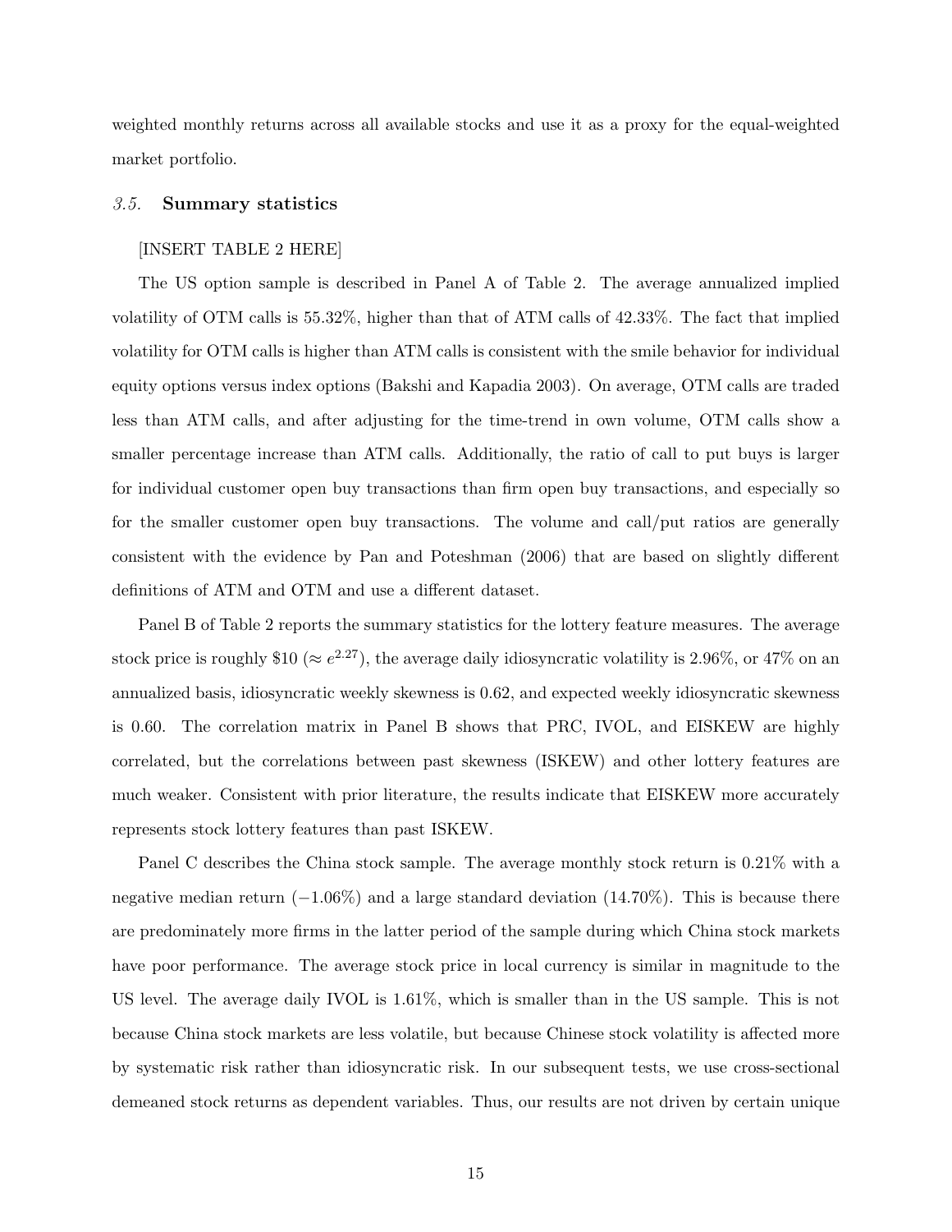weighted monthly returns across all available stocks and use it as a proxy for the equal-weighted market portfolio.

### *3.5.* **Summary statistics**

[INSERT TABLE 2 HERE]

The US option sample is described in Panel A of Table 2. The average annualized implied volatility of OTM calls is 55.32%, higher than that of ATM calls of 42.33%. The fact that implied volatility for OTM calls is higher than ATM calls is consistent with the smile behavior for individual equity options versus index options (Bakshi and Kapadia 2003). On average, OTM calls are traded less than ATM calls, and after adjusting for the time-trend in own volume, OTM calls show a smaller percentage increase than ATM calls. Additionally, the ratio of call to put buys is larger for individual customer open buy transactions than firm open buy transactions, and especially so for the smaller customer open buy transactions. The volume and call/put ratios are generally consistent with the evidence by Pan and Poteshman (2006) that are based on slightly different definitions of ATM and OTM and use a different dataset.

Panel B of Table 2 reports the summary statistics for the lottery feature measures. The average stock price is roughly \$10 ($\approx e^{2.27}$), the average daily idiosyncratic volatility is 2.96%, or 47% on an annualized basis, idiosyncratic weekly skewness is 0.62, and expected weekly idiosyncratic skewness is 0.60. The correlation matrix in Panel B shows that PRC, IVOL, and EISKEW are highly correlated, but the correlations between past skewness (ISKEW) and other lottery features are much weaker. Consistent with prior literature, the results indicate that EISKEW more accurately represents stock lottery features than past ISKEW.

Panel C describes the China stock sample. The average monthly stock return is 0.21% with a negative median return (−1.06%) and a large standard deviation (14.70%). This is because there are predominately more firms in the latter period of the sample during which China stock markets have poor performance. The average stock price in local currency is similar in magnitude to the US level. The average daily IVOL is 1.61%, which is smaller than in the US sample. This is not because China stock markets are less volatile, but because Chinese stock volatility is affected more by systematic risk rather than idiosyncratic risk. In our subsequent tests, we use cross-sectional demeaned stock returns as dependent variables. Thus, our results are not driven by certain unique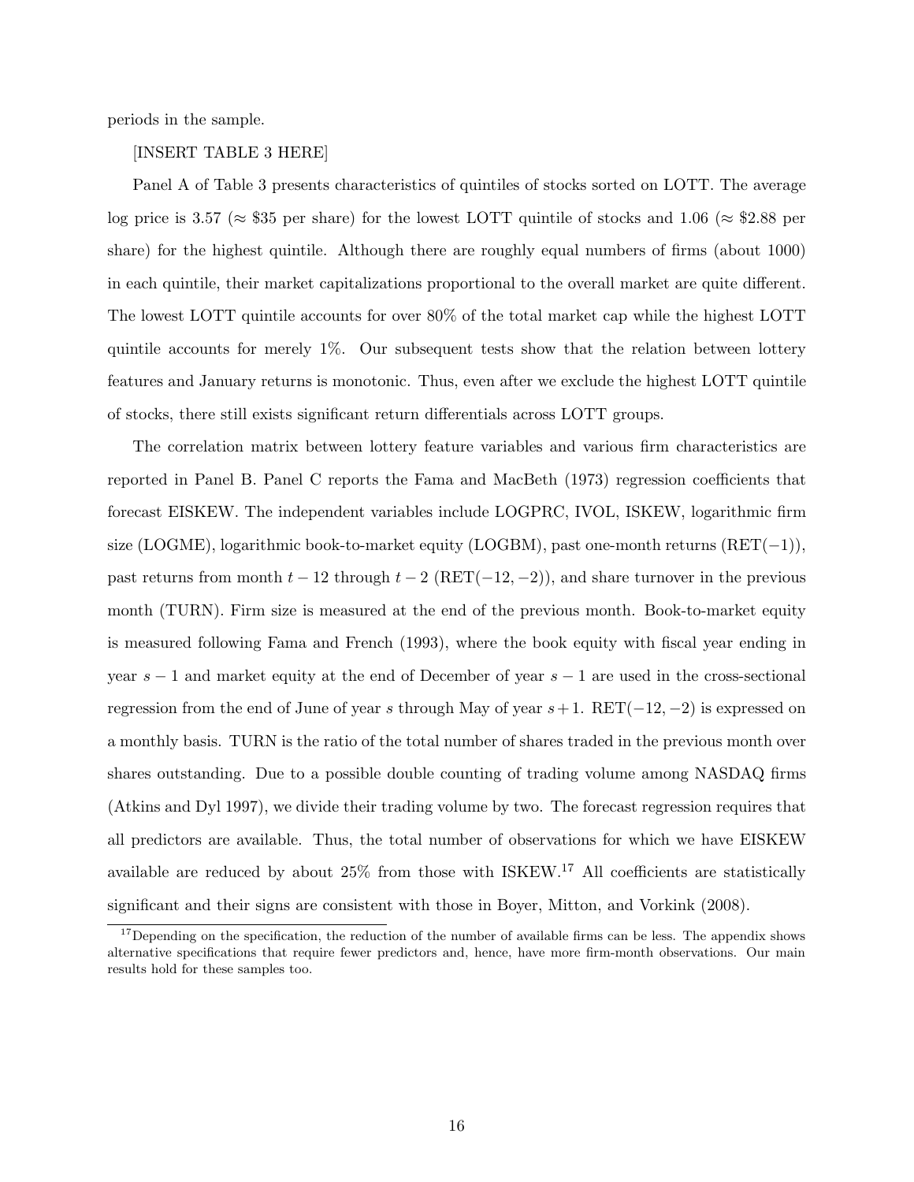periods in the sample.

[INSERT TABLE 3 HERE]

Panel A of Table 3 presents characteristics of quintiles of stocks sorted on LOTT. The average log price is 3.57 ($\approx$ \$35 per share) for the lowest LOTT quintile of stocks and 1.06 ($\approx$ \$2.88 per share) for the highest quintile. Although there are roughly equal numbers of firms (about 1000) in each quintile, their market capitalizations proportional to the overall market are quite different. The lowest LOTT quintile accounts for over 80% of the total market cap while the highest LOTT quintile accounts for merely 1%. Our subsequent tests show that the relation between lottery features and January returns is monotonic. Thus, even after we exclude the highest LOTT quintile of stocks, there still exists significant return differentials across LOTT groups.

The correlation matrix between lottery feature variables and various firm characteristics are reported in Panel B. Panel C reports the Fama and MacBeth (1973) regression coefficients that forecast EISKEW. The independent variables include LOGPRC, IVOL, ISKEW, logarithmic firm size (LOGME), logarithmic book-to-market equity (LOGBM), past one-month returns (RET($-1$)), past returns from month $t-12$ through $t-2$ (RET($-12,-2$)), and share turnover in the previous month (TURN). Firm size is measured at the end of the previous month. Book-to-market equity is measured following Fama and French (1993), where the book equity with fiscal year ending in year $s-1$ and market equity at the end of December of year $s-1$ are used in the cross-sectional regression from the end of June of year $s$ through May of year $s+1$. RET($-12,-2$) is expressed on a monthly basis. TURN is the ratio of the total number of shares traded in the previous month over shares outstanding. Due to a possible double counting of trading volume among NASDAQ firms (Atkins and Dyl 1997), we divide their trading volume by two. The forecast regression requires that all predictors are available. Thus, the total number of observations for which we have EISKEW available are reduced by about 25% from those with ISKEW.[17] All coefficients are statistically significant and their signs are consistent with those in Boyer, Mitton, and Vorkink (2008).

[17] Depending on the specification, the reduction of the number of available firms can be less. The appendix shows alternative specifications that require fewer predictors and, hence, have more firm-month observations. Our main results hold for these samples too.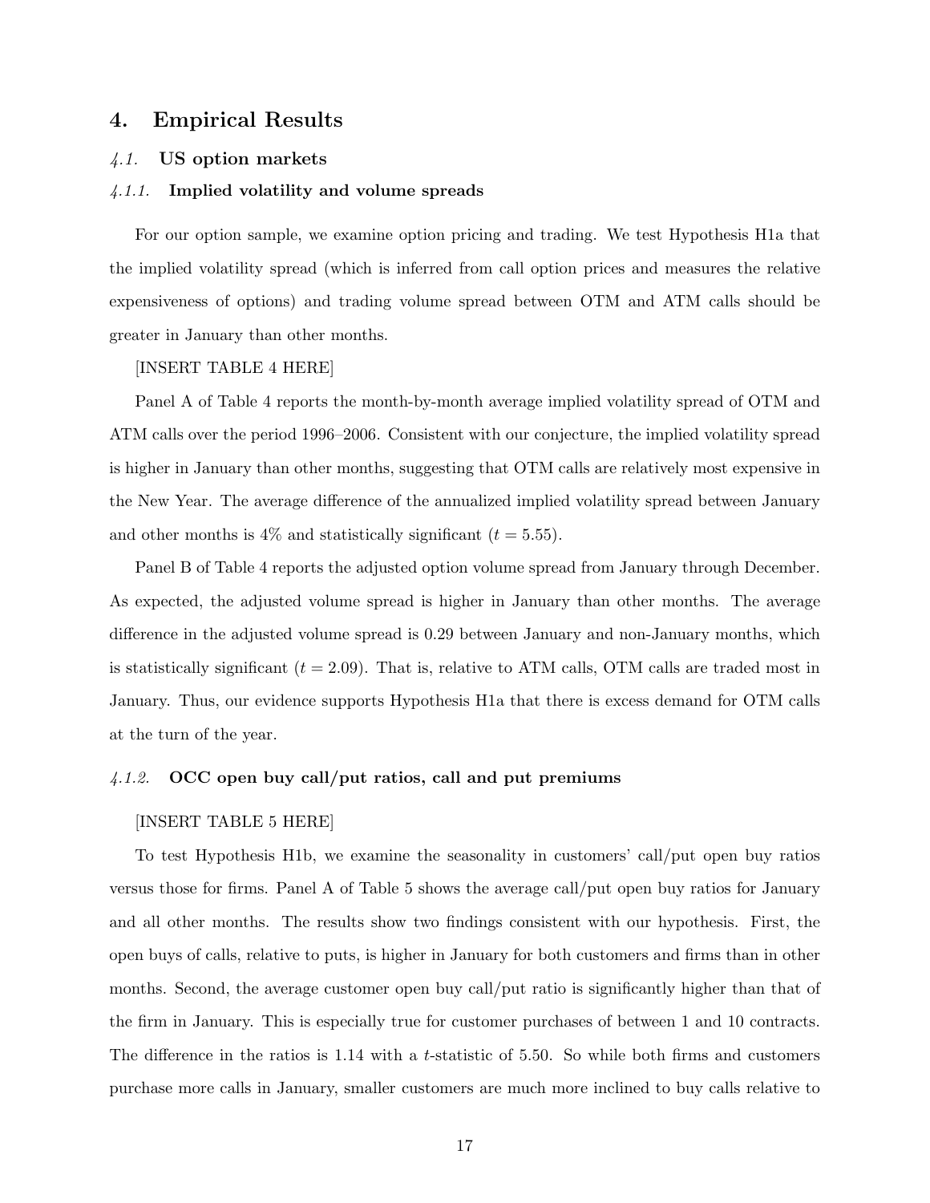## 4. Empirical Results

### *4.1.* US option markets

#### *4.1.1.* Implied volatility and volume spreads

For our option sample, we examine option pricing and trading. We test Hypothesis H1a that the implied volatility spread (which is inferred from call option prices and measures the relative expensiveness of options) and trading volume spread between OTM and ATM calls should be greater in January than other months.

[INSERT TABLE 4 HERE]

Panel A of Table 4 reports the month-by-month average implied volatility spread of OTM and ATM calls over the period 1996–2006. Consistent with our conjecture, the implied volatility spread is higher in January than other months, suggesting that OTM calls are relatively most expensive in the New Year. The average difference of the annualized implied volatility spread between January and other months is 4% and statistically significant ($t = 5.55$).

Panel B of Table 4 reports the adjusted option volume spread from January through December. As expected, the adjusted volume spread is higher in January than other months. The average difference in the adjusted volume spread is 0.29 between January and non-January months, which is statistically significant ($t = 2.09$). That is, relative to ATM calls, OTM calls are traded most in January. Thus, our evidence supports Hypothesis H1a that there is excess demand for OTM calls at the turn of the year.

#### *4.1.2.* OCC open buy call/put ratios, call and put premiums

[INSERT TABLE 5 HERE]

To test Hypothesis H1b, we examine the seasonality in customers' call/put open buy ratios versus those for firms. Panel A of Table 5 shows the average call/put open buy ratios for January and all other months. The results show two findings consistent with our hypothesis. First, the open buys of calls, relative to puts, is higher in January for both customers and firms than in other months. Second, the average customer open buy call/put ratio is significantly higher than that of the firm in January. This is especially true for customer purchases of between 1 and 10 contracts. The difference in the ratios is 1.14 with a $t$-statistic of 5.50. So while both firms and customers purchase more calls in January, smaller customers are much more inclined to buy calls relative to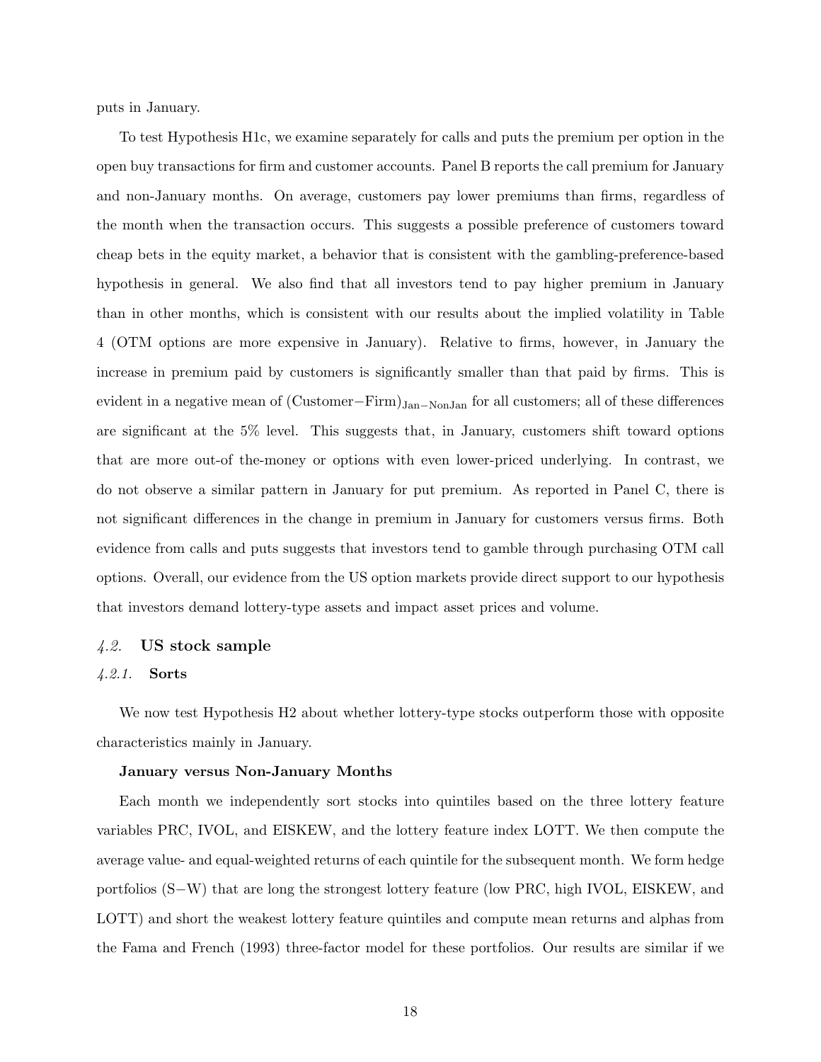puts in January.

To test Hypothesis H1c, we examine separately for calls and puts the premium per option in the open buy transactions for firm and customer accounts. Panel B reports the call premium for January and non-January months. On average, customers pay lower premiums than firms, regardless of the month when the transaction occurs. This suggests a possible preference of customers toward cheap bets in the equity market, a behavior that is consistent with the gambling-preference-based hypothesis in general. We also find that all investors tend to pay higher premium in January than in other months, which is consistent with our results about the implied volatility in Table 4 (OTM options are more expensive in January). Relative to firms, however, in January the increase in premium paid by customers is significantly smaller than that paid by firms. This is evident in a negative mean of $(\text{Customer}-\text{Firm})_{\text{Jan}-\text{NonJan}}$ for all customers; all of these differences are significant at the 5% level. This suggests that, in January, customers shift toward options that are more out-of the-money or options with even lower-priced underlying. In contrast, we do not observe a similar pattern in January for put premium. As reported in Panel C, there is not significant differences in the change in premium in January for customers versus firms. Both evidence from calls and puts suggests that investors tend to gamble through purchasing OTM call options. Overall, our evidence from the US option markets provide direct support to our hypothesis that investors demand lottery-type assets and impact asset prices and volume.

## *4.2.* US stock sample

### *4.2.1.* Sorts

We now test Hypothesis H2 about whether lottery-type stocks outperform those with opposite characteristics mainly in January.

**January versus Non-January Months**

Each month we independently sort stocks into quintiles based on the three lottery feature variables PRC, IVOL, and EISKEW, and the lottery feature index LOTT. We then compute the average value- and equal-weighted returns of each quintile for the subsequent month. We form hedge portfolios (S−W) that are long the strongest lottery feature (low PRC, high IVOL, EISKEW, and LOTT) and short the weakest lottery feature quintiles and compute mean returns and alphas from the Fama and French (1993) three-factor model for these portfolios. Our results are similar if we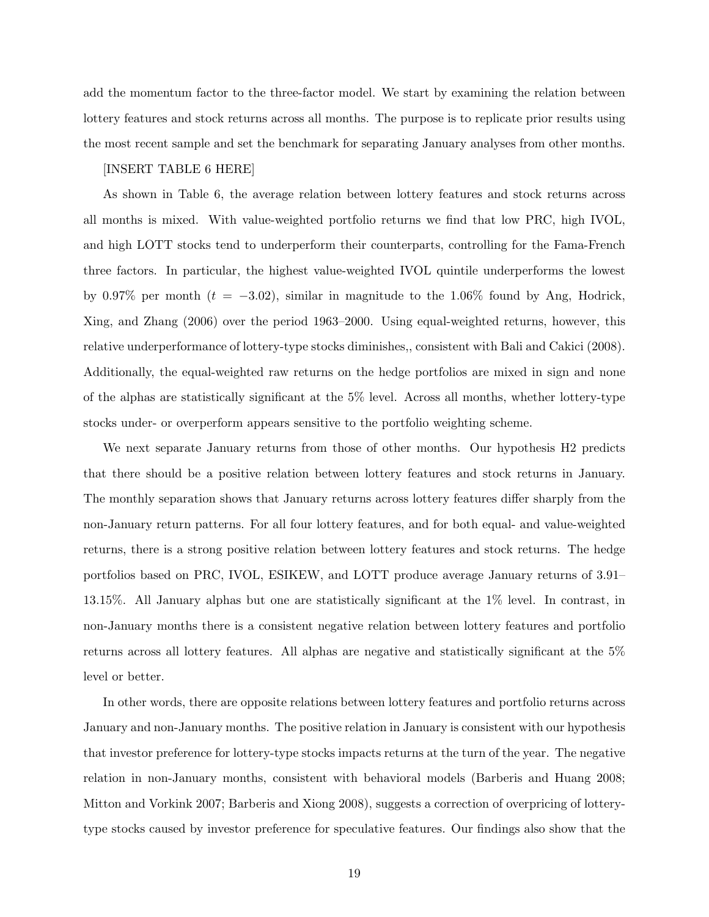add the momentum factor to the three-factor model. We start by examining the relation between lottery features and stock returns across all months. The purpose is to replicate prior results using the most recent sample and set the benchmark for separating January analyses from other months.

[INSERT TABLE 6 HERE]

As shown in Table 6, the average relation between lottery features and stock returns across all months is mixed. With value-weighted portfolio returns we find that low PRC, high IVOL, and high LOTT stocks tend to underperform their counterparts, controlling for the Fama-French three factors. In particular, the highest value-weighted IVOL quintile underperforms the lowest by 0.97% per month ($t = -3.02$), similar in magnitude to the 1.06% found by Ang, Hodrick, Xing, and Zhang (2006) over the period 1963–2000. Using equal-weighted returns, however, this relative underperformance of lottery-type stocks diminishes,, consistent with Bali and Cakici (2008). Additionally, the equal-weighted raw returns on the hedge portfolios are mixed in sign and none of the alphas are statistically significant at the 5% level. Across all months, whether lottery-type stocks under- or overperform appears sensitive to the portfolio weighting scheme.

We next separate January returns from those of other months. Our hypothesis H2 predicts that there should be a positive relation between lottery features and stock returns in January. The monthly separation shows that January returns across lottery features differ sharply from the non-January return patterns. For all four lottery features, and for both equal- and value-weighted returns, there is a strong positive relation between lottery features and stock returns. The hedge portfolios based on PRC, IVOL, ESIKEW, and LOTT produce average January returns of 3.91–13.15%. All January alphas but one are statistically significant at the 1% level. In contrast, in non-January months there is a consistent negative relation between lottery features and portfolio returns across all lottery features. All alphas are negative and statistically significant at the 5% level or better.

In other words, there are opposite relations between lottery features and portfolio returns across January and non-January months. The positive relation in January is consistent with our hypothesis that investor preference for lottery-type stocks impacts returns at the turn of the year. The negative relation in non-January months, consistent with behavioral models (Barberis and Huang 2008; Mitton and Vorkink 2007; Barberis and Xiong 2008), suggests a correction of overpricing of lottery-type stocks caused by investor preference for speculative features. Our findings also show that the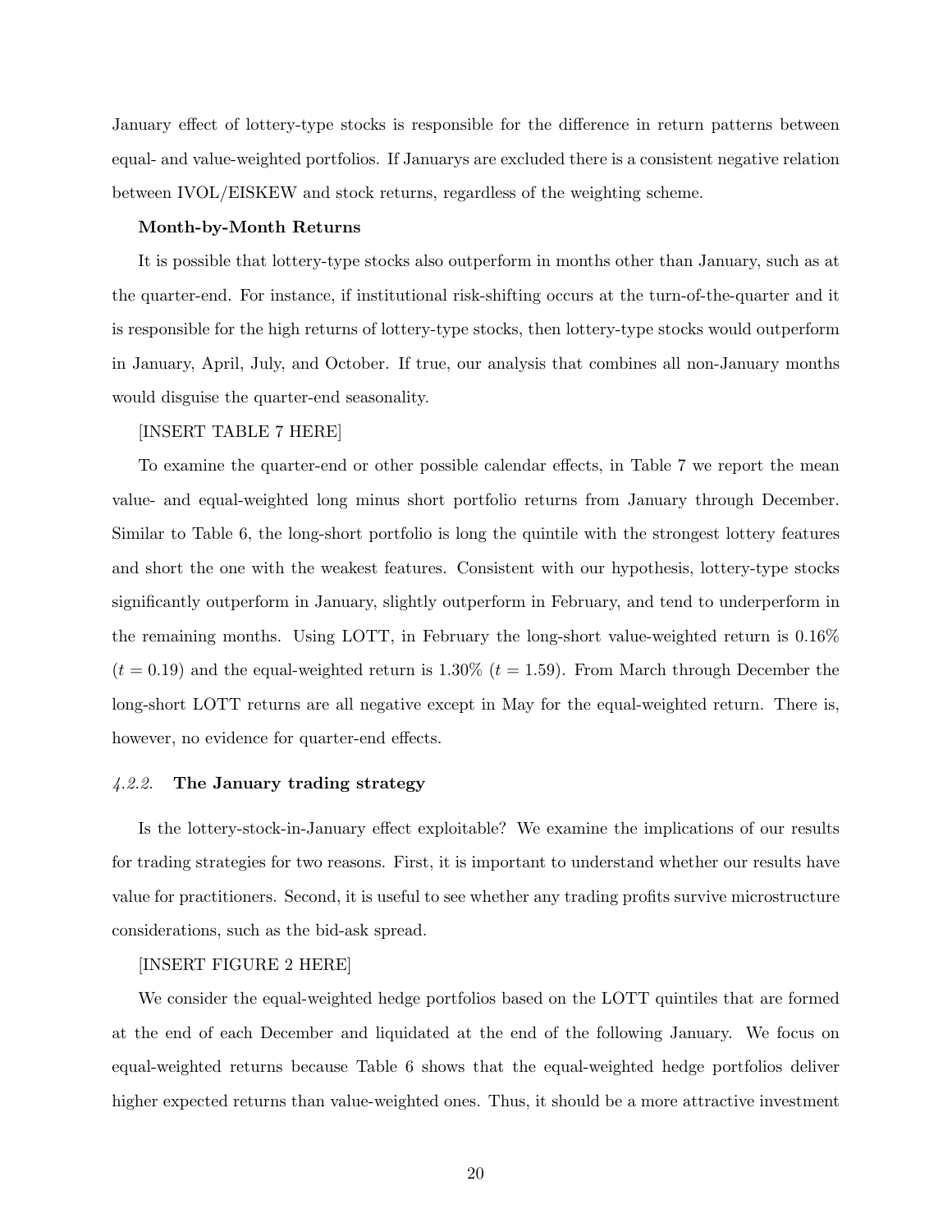January effect of lottery-type stocks is responsible for the difference in return patterns between equal- and value-weighted portfolios. If Januarys are excluded there is a consistent negative relation between IVOL/EISKEW and stock returns, regardless of the weighting scheme.

**Month-by-Month Returns**

It is possible that lottery-type stocks also outperform in months other than January, such as at the quarter-end. For instance, if institutional risk-shifting occurs at the turn-of-the-quarter and it is responsible for the high returns of lottery-type stocks, then lottery-type stocks would outperform in January, April, July, and October. If true, our analysis that combines all non-January months would disguise the quarter-end seasonality.

[INSERT TABLE 7 HERE]

To examine the quarter-end or other possible calendar effects, in Table 7 we report the mean value- and equal-weighted long minus short portfolio returns from January through December. Similar to Table 6, the long-short portfolio is long the quintile with the strongest lottery features and short the one with the weakest features. Consistent with our hypothesis, lottery-type stocks significantly outperform in January, slightly outperform in February, and tend to underperform in the remaining months. Using LOTT, in February the long-short value-weighted return is 0.16% ($t = 0.19$) and the equal-weighted return is 1.30% ($t = 1.59$). From March through December the long-short LOTT returns are all negative except in May for the equal-weighted return. There is, however, no evidence for quarter-end effects.

### *4.2.2.* The January trading strategy

Is the lottery-stock-in-January effect exploitable? We examine the implications of our results for trading strategies for two reasons. First, it is important to understand whether our results have value for practitioners. Second, it is useful to see whether any trading profits survive microstructure considerations, such as the bid-ask spread.

[INSERT FIGURE 2 HERE]

We consider the equal-weighted hedge portfolios based on the LOTT quintiles that are formed at the end of each December and liquidated at the end of the following January. We focus on equal-weighted returns because Table 6 shows that the equal-weighted hedge portfolios deliver higher expected returns than value-weighted ones. Thus, it should be a more attractive investment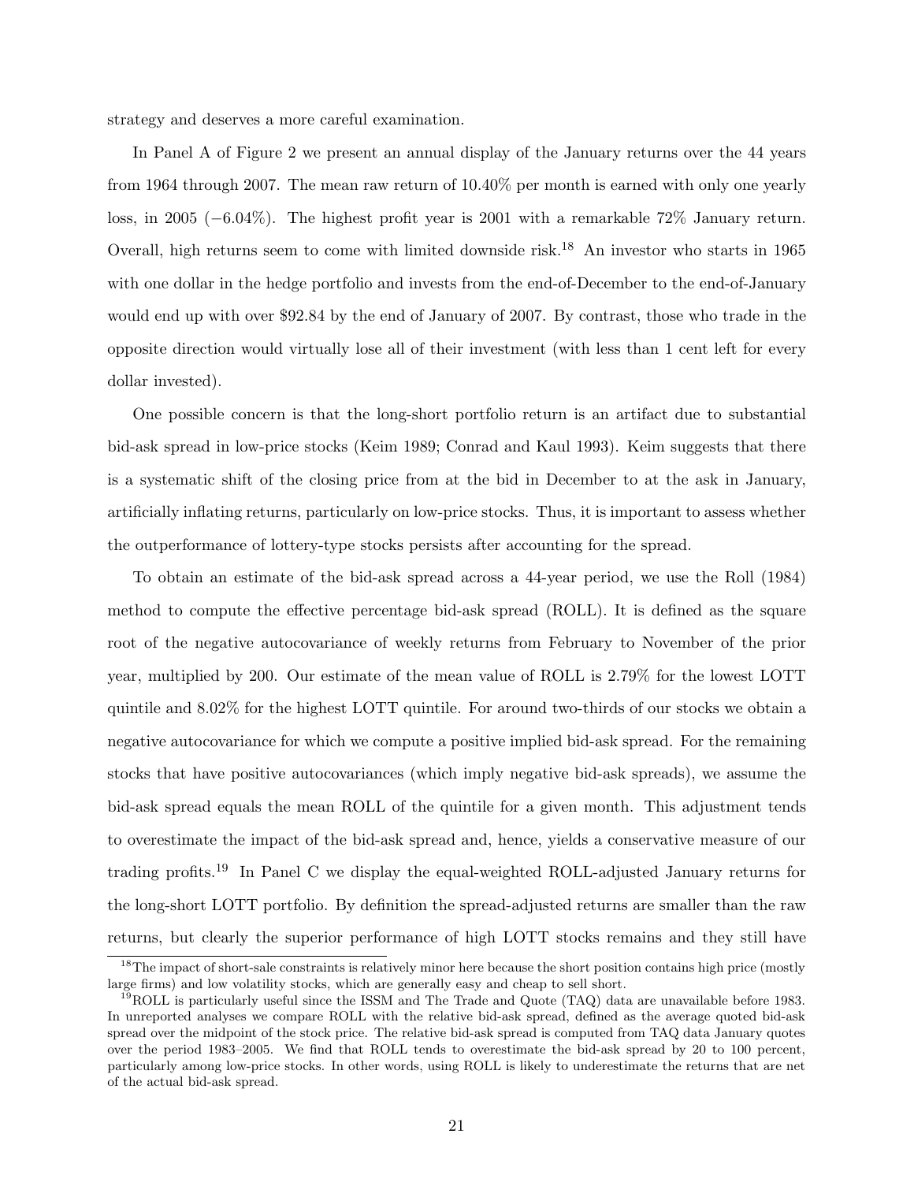strategy and deserves a more careful examination.

In Panel A of Figure 2 we present an annual display of the January returns over the 44 years from 1964 through 2007. The mean raw return of 10.40% per month is earned with only one yearly loss, in 2005 (−6.04%). The highest profit year is 2001 with a remarkable 72% January return. Overall, high returns seem to come with limited downside risk.[18] An investor who starts in 1965 with one dollar in the hedge portfolio and invests from the end-of-December to the end-of-January would end up with over $92.84 by the end of January of 2007. By contrast, those who trade in the opposite direction would virtually lose all of their investment (with less than 1 cent left for every dollar invested).

One possible concern is that the long-short portfolio return is an artifact due to substantial bid-ask spread in low-price stocks (Keim 1989; Conrad and Kaul 1993). Keim suggests that there is a systematic shift of the closing price from at the bid in December to at the ask in January, artificially inflating returns, particularly on low-price stocks. Thus, it is important to assess whether the outperformance of lottery-type stocks persists after accounting for the spread.

To obtain an estimate of the bid-ask spread across a 44-year period, we use the Roll (1984) method to compute the effective percentage bid-ask spread (ROLL). It is defined as the square root of the negative autocovariance of weekly returns from February to November of the prior year, multiplied by 200. Our estimate of the mean value of ROLL is 2.79% for the lowest LOTT quintile and 8.02% for the highest LOTT quintile. For around two-thirds of our stocks we obtain a negative autocovariance for which we compute a positive implied bid-ask spread. For the remaining stocks that have positive autocovariances (which imply negative bid-ask spreads), we assume the bid-ask spread equals the mean ROLL of the quintile for a given month. This adjustment tends to overestimate the impact of the bid-ask spread and, hence, yields a conservative measure of our trading profits.[19] In Panel C we display the equal-weighted ROLL-adjusted January returns for the long-short LOTT portfolio. By definition the spread-adjusted returns are smaller than the raw returns, but clearly the superior performance of high LOTT stocks remains and they still have

---

[18] The impact of short-sale constraints is relatively minor here because the short position contains high price (mostly large firms) and low volatility stocks, which are generally easy and cheap to sell short.

[19] ROLL is particularly useful since the ISSM and The Trade and Quote (TAQ) data are unavailable before 1983. In unreported analyses we compare ROLL with the relative bid-ask spread, defined as the average quoted bid-ask spread over the midpoint of the stock price. The relative bid-ask spread is computed from TAQ data January quotes over the period 1983–2005. We find that ROLL tends to overestimate the bid-ask spread by 20 to 100 percent, particularly among low-price stocks. In other words, using ROLL is likely to underestimate the returns that are net of the actual bid-ask spread.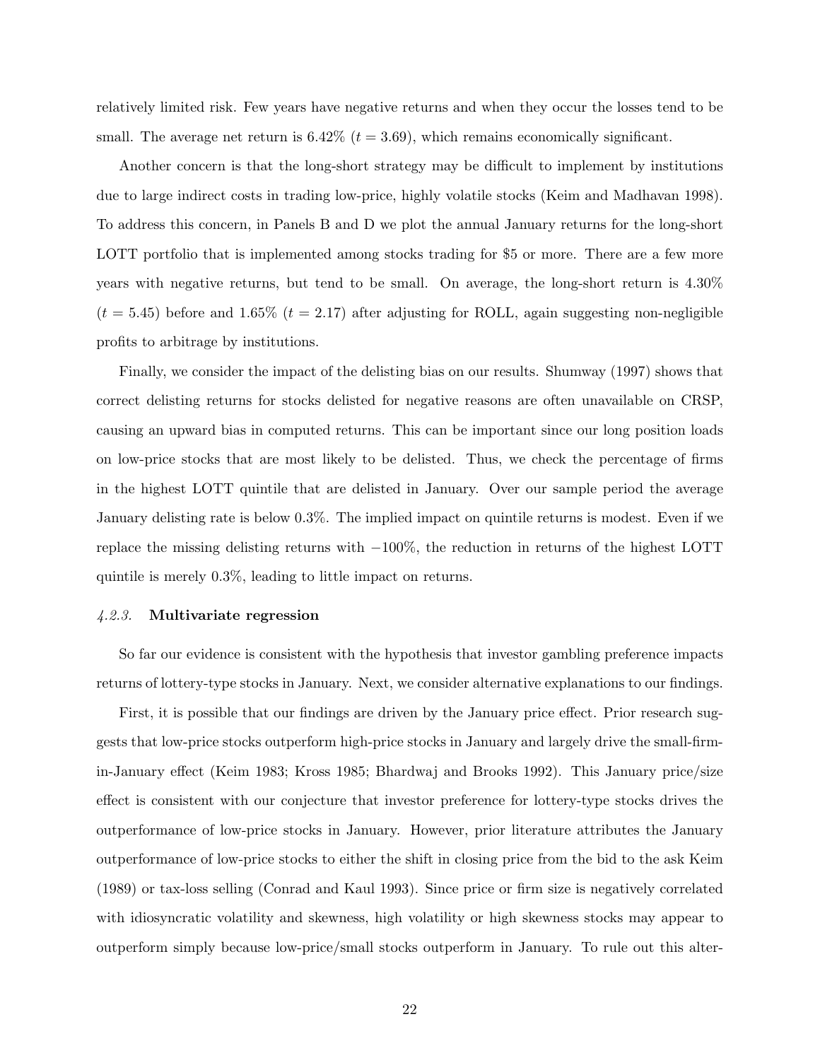relatively limited risk. Few years have negative returns and when they occur the losses tend to be small. The average net return is 6.42% ($t = 3.69$), which remains economically significant.

Another concern is that the long-short strategy may be difficult to implement by institutions due to large indirect costs in trading low-price, highly volatile stocks (Keim and Madhavan 1998). To address this concern, in Panels B and D we plot the annual January returns for the long-short LOTT portfolio that is implemented among stocks trading for \$5 or more. There are a few more years with negative returns, but tend to be small. On average, the long-short return is 4.30% ($t = 5.45$) before and 1.65% ($t = 2.17$) after adjusting for ROLL, again suggesting non-negligible profits to arbitrage by institutions.

Finally, we consider the impact of the delisting bias on our results. Shumway (1997) shows that correct delisting returns for stocks delisted for negative reasons are often unavailable on CRSP, causing an upward bias in computed returns. This can be important since our long position loads on low-price stocks that are most likely to be delisted. Thus, we check the percentage of firms in the highest LOTT quintile that are delisted in January. Over our sample period the average January delisting rate is below 0.3%. The implied impact on quintile returns is modest. Even if we replace the missing delisting returns with −100%, the reduction in returns of the highest LOTT quintile is merely 0.3%, leading to little impact on returns.

### *4.2.3.* **Multivariate regression**

So far our evidence is consistent with the hypothesis that investor gambling preference impacts returns of lottery-type stocks in January. Next, we consider alternative explanations to our findings.

First, it is possible that our findings are driven by the January price effect. Prior research suggests that low-price stocks outperform high-price stocks in January and largely drive the small-firm-in-January effect (Keim 1983; Kross 1985; Bhardwaj and Brooks 1992). This January price/size effect is consistent with our conjecture that investor preference for lottery-type stocks drives the outperformance of low-price stocks in January. However, prior literature attributes the January outperformance of low-price stocks to either the shift in closing price from the bid to the ask Keim (1989) or tax-loss selling (Conrad and Kaul 1993). Since price or firm size is negatively correlated with idiosyncratic volatility and skewness, high volatility or high skewness stocks may appear to outperform simply because low-price/small stocks outperform in January. To rule out this alter-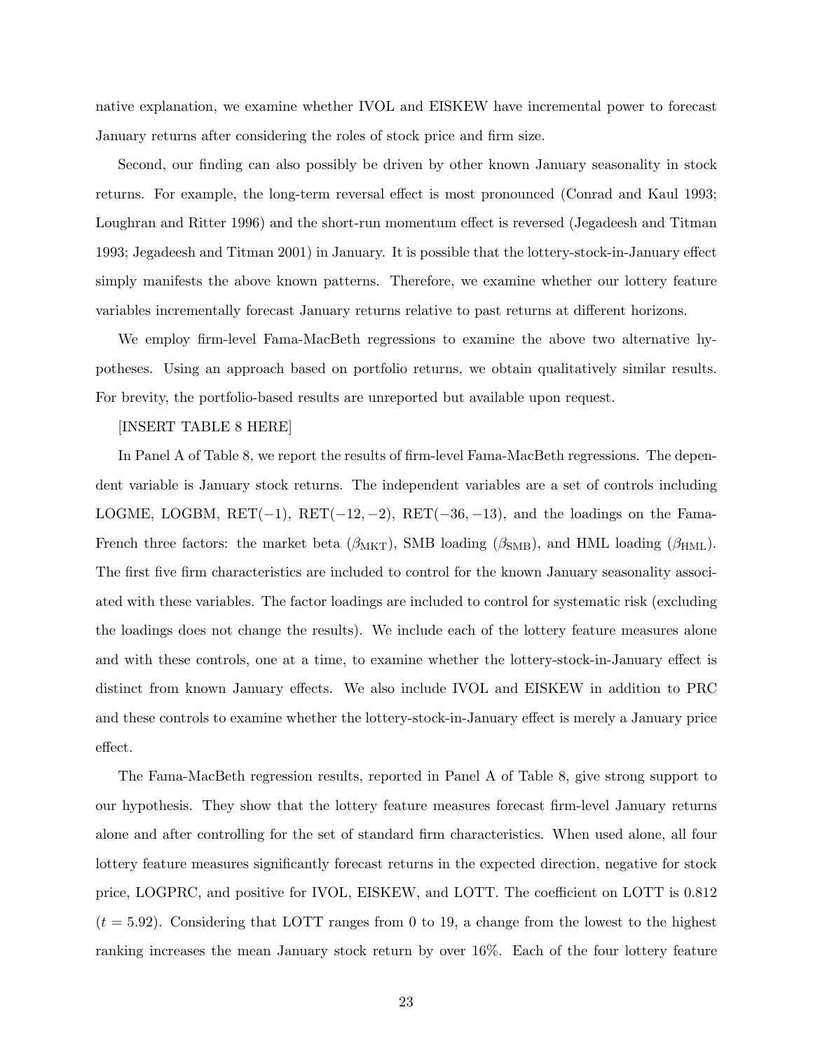native explanation, we examine whether IVOL and EISKEW have incremental power to forecast January returns after considering the roles of stock price and firm size.

Second, our finding can also possibly be driven by other known January seasonality in stock returns. For example, the long-term reversal effect is most pronounced (Conrad and Kaul 1993; Loughran and Ritter 1996) and the short-run momentum effect is reversed (Jegadeesh and Titman 1993; Jegadeesh and Titman 2001) in January. It is possible that the lottery-stock-in-January effect simply manifests the above known patterns. Therefore, we examine whether our lottery feature variables incrementally forecast January returns relative to past returns at different horizons.

We employ firm-level Fama-MacBeth regressions to examine the above two alternative hypotheses. Using an approach based on portfolio returns, we obtain qualitatively similar results. For brevity, the portfolio-based results are unreported but available upon request.

[INSERT TABLE 8 HERE]

In Panel A of Table 8, we report the results of firm-level Fama-MacBeth regressions. The dependent variable is January stock returns. The independent variables are a set of controls including LOGME, LOGBM, RET($-1$), RET($-12, -2$), RET($-36, -13$), and the loadings on the Fama-French three factors: the market beta ($\beta_{\text{MKT}}$), SMB loading ($\beta_{\text{SMB}}$), and HML loading ($\beta_{\text{HML}}$). The first five firm characteristics are included to control for the known January seasonality associated with these variables. The factor loadings are included to control for systematic risk (excluding the loadings does not change the results). We include each of the lottery feature measures alone and with these controls, one at a time, to examine whether the lottery-stock-in-January effect is distinct from known January effects. We also include IVOL and EISKEW in addition to PRC and these controls to examine whether the lottery-stock-in-January effect is merely a January price effect.

The Fama-MacBeth regression results, reported in Panel A of Table 8, give strong support to our hypothesis. They show that the lottery feature measures forecast firm-level January returns alone and after controlling for the set of standard firm characteristics. When used alone, all four lottery feature measures significantly forecast returns in the expected direction, negative for stock price, LOGPRC, and positive for IVOL, EISKEW, and LOTT. The coefficient on LOTT is 0.812 ($t = 5.92$). Considering that LOTT ranges from 0 to 19, a change from the lowest to the highest ranking increases the mean January stock return by over 16%. Each of the four lottery feature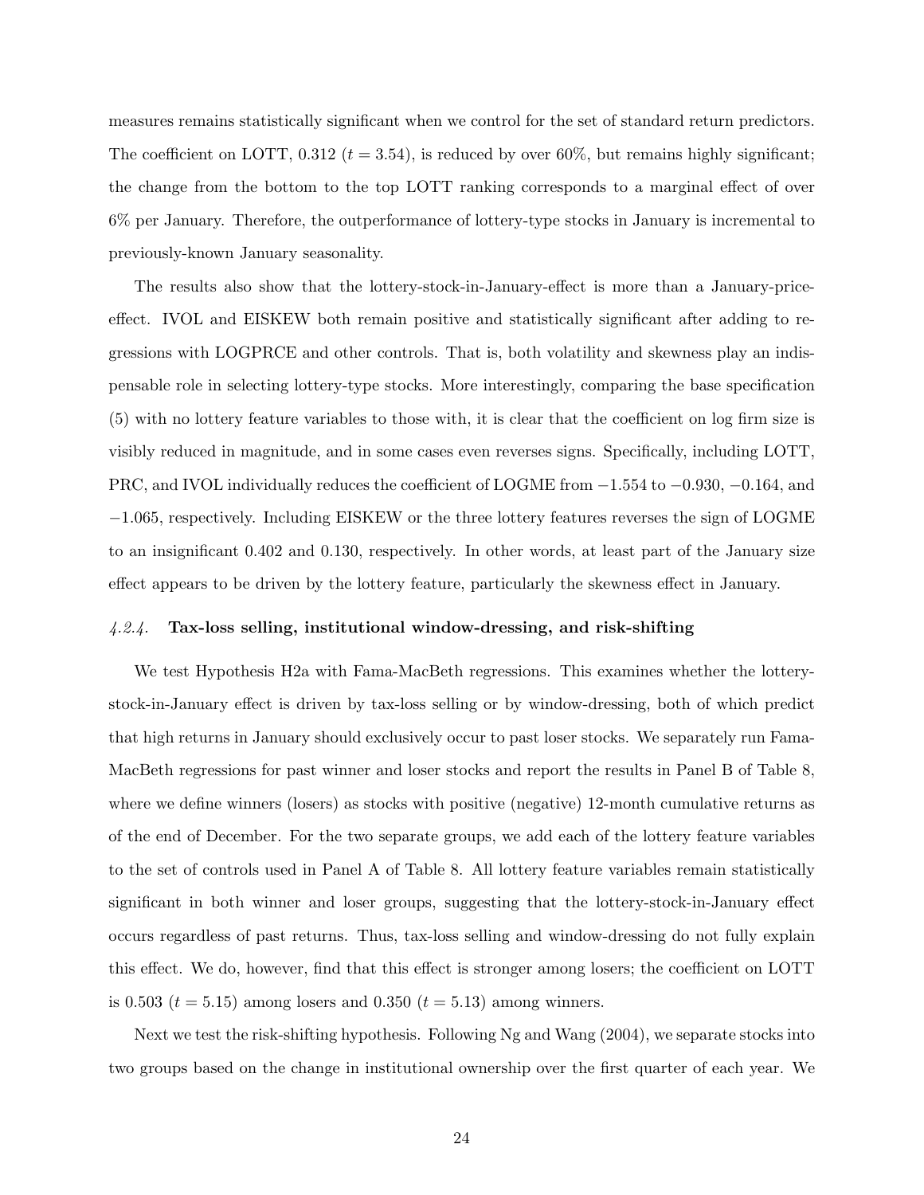measures remains statistically significant when we control for the set of standard return predictors. The coefficient on LOTT, 0.312 ($t = 3.54$), is reduced by over 60%, but remains highly significant; the change from the bottom to the top LOTT ranking corresponds to a marginal effect of over 6% per January. Therefore, the outperformance of lottery-type stocks in January is incremental to previously-known January seasonality.

The results also show that the lottery-stock-in-January-effect is more than a January-price-effect. IVOL and EISKEW both remain positive and statistically significant after adding to regressions with LOGPRCE and other controls. That is, both volatility and skewness play an indispensable role in selecting lottery-type stocks. More interestingly, comparing the base specification (5) with no lottery feature variables to those with, it is clear that the coefficient on log firm size is visibly reduced in magnitude, and in some cases even reverses signs. Specifically, including LOTT, PRC, and IVOL individually reduces the coefficient of LOGME from $-1.554$ to $-0.930$, $-0.164$, and $-1.065$, respectively. Including EISKEW or the three lottery features reverses the sign of LOGME to an insignificant 0.402 and 0.130, respectively. In other words, at least part of the January size effect appears to be driven by the lottery feature, particularly the skewness effect in January.

### *4.2.4.* Tax-loss selling, institutional window-dressing, and risk-shifting

We test Hypothesis H2a with Fama-MacBeth regressions. This examines whether the lottery-stock-in-January effect is driven by tax-loss selling or by window-dressing, both of which predict that high returns in January should exclusively occur to past loser stocks. We separately run Fama-MacBeth regressions for past winner and loser stocks and report the results in Panel B of Table 8, where we define winners (losers) as stocks with positive (negative) 12-month cumulative returns as of the end of December. For the two separate groups, we add each of the lottery feature variables to the set of controls used in Panel A of Table 8. All lottery feature variables remain statistically significant in both winner and loser groups, suggesting that the lottery-stock-in-January effect occurs regardless of past returns. Thus, tax-loss selling and window-dressing do not fully explain this effect. We do, however, find that this effect is stronger among losers; the coefficient on LOTT is 0.503 ($t = 5.15$) among losers and 0.350 ($t = 5.13$) among winners.

Next we test the risk-shifting hypothesis. Following Ng and Wang (2004), we separate stocks into two groups based on the change in institutional ownership over the first quarter of each year. We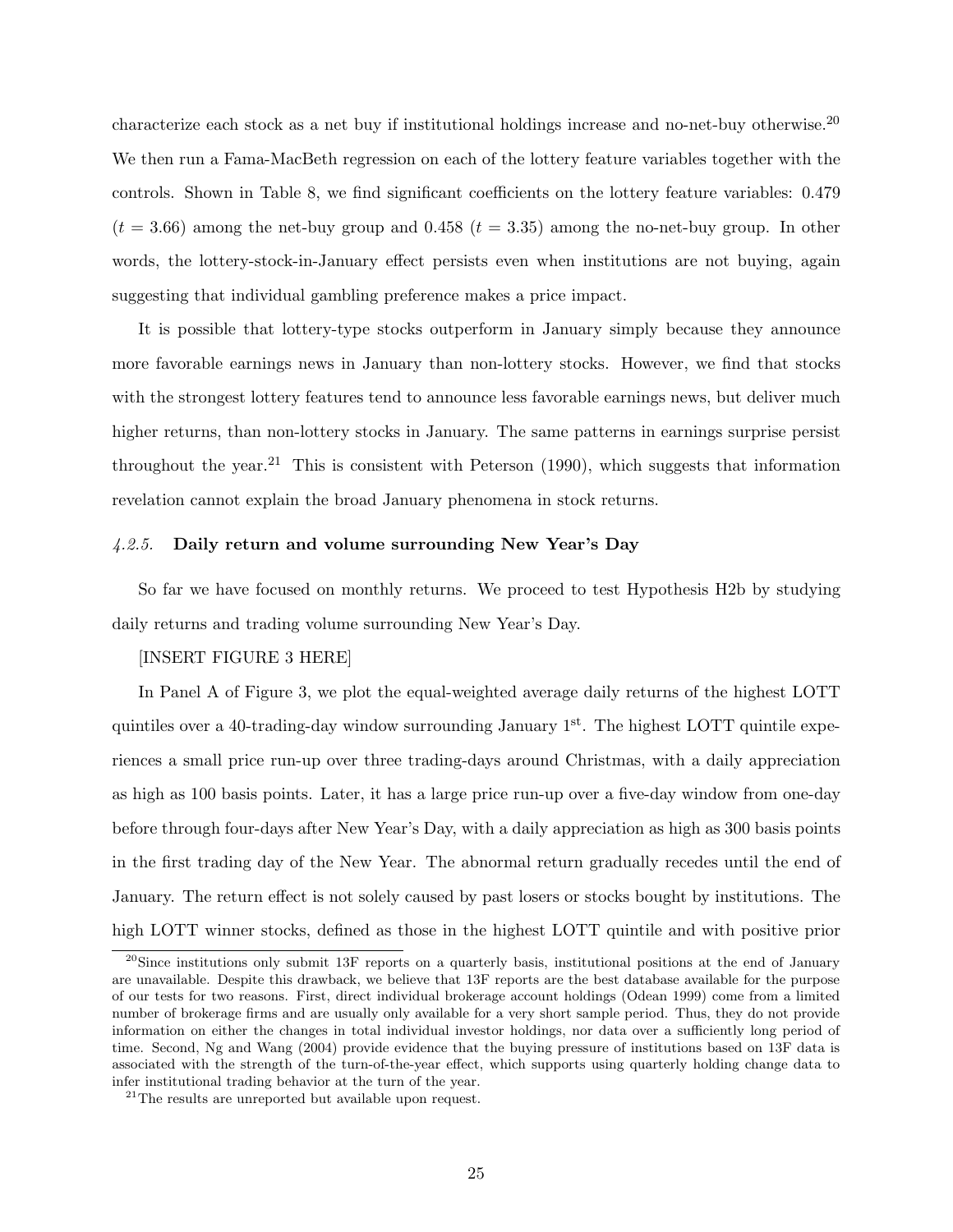characterize each stock as a net buy if institutional holdings increase and no-net-buy otherwise.[20] We then run a Fama-MacBeth regression on each of the lottery feature variables together with the controls. Shown in Table 8, we find significant coefficients on the lottery feature variables: 0.479 ($t = 3.66$) among the net-buy group and 0.458 ($t = 3.35$) among the no-net-buy group. In other words, the lottery-stock-in-January effect persists even when institutions are not buying, again suggesting that individual gambling preference makes a price impact.

It is possible that lottery-type stocks outperform in January simply because they announce more favorable earnings news in January than non-lottery stocks. However, we find that stocks with the strongest lottery features tend to announce less favorable earnings news, but deliver much higher returns, than non-lottery stocks in January. The same patterns in earnings surprise persist throughout the year.[21] This is consistent with Peterson (1990), which suggests that information revelation cannot explain the broad January phenomena in stock returns.

### *4.2.5.* **Daily return and volume surrounding New Year's Day**

So far we have focused on monthly returns. We proceed to test Hypothesis H2b by studying daily returns and trading volume surrounding New Year's Day.

[INSERT FIGURE 3 HERE]

In Panel A of Figure 3, we plot the equal-weighted average daily returns of the highest LOTT quintiles over a 40-trading-day window surrounding January 1st. The highest LOTT quintile experiences a small price run-up over three trading-days around Christmas, with a daily appreciation as high as 100 basis points. Later, it has a large price run-up over a five-day window from one-day before through four-days after New Year's Day, with a daily appreciation as high as 300 basis points in the first trading day of the New Year. The abnormal return gradually recedes until the end of January. The return effect is not solely caused by past losers or stocks bought by institutions. The high LOTT winner stocks, defined as those in the highest LOTT quintile and with positive prior

[20] Since institutions only submit 13F reports on a quarterly basis, institutional positions at the end of January are unavailable. Despite this drawback, we believe that 13F reports are the best database available for the purpose of our tests for two reasons. First, direct individual brokerage account holdings (Odean 1999) come from a limited number of brokerage firms and are usually only available for a very short sample period. Thus, they do not provide information on either the changes in total individual investor holdings, nor data over a sufficiently long period of time. Second, Ng and Wang (2004) provide evidence that the buying pressure of institutions based on 13F data is associated with the strength of the turn-of-the-year effect, which supports using quarterly holding change data to infer institutional trading behavior at the turn of the year.

[21] The results are unreported but available upon request.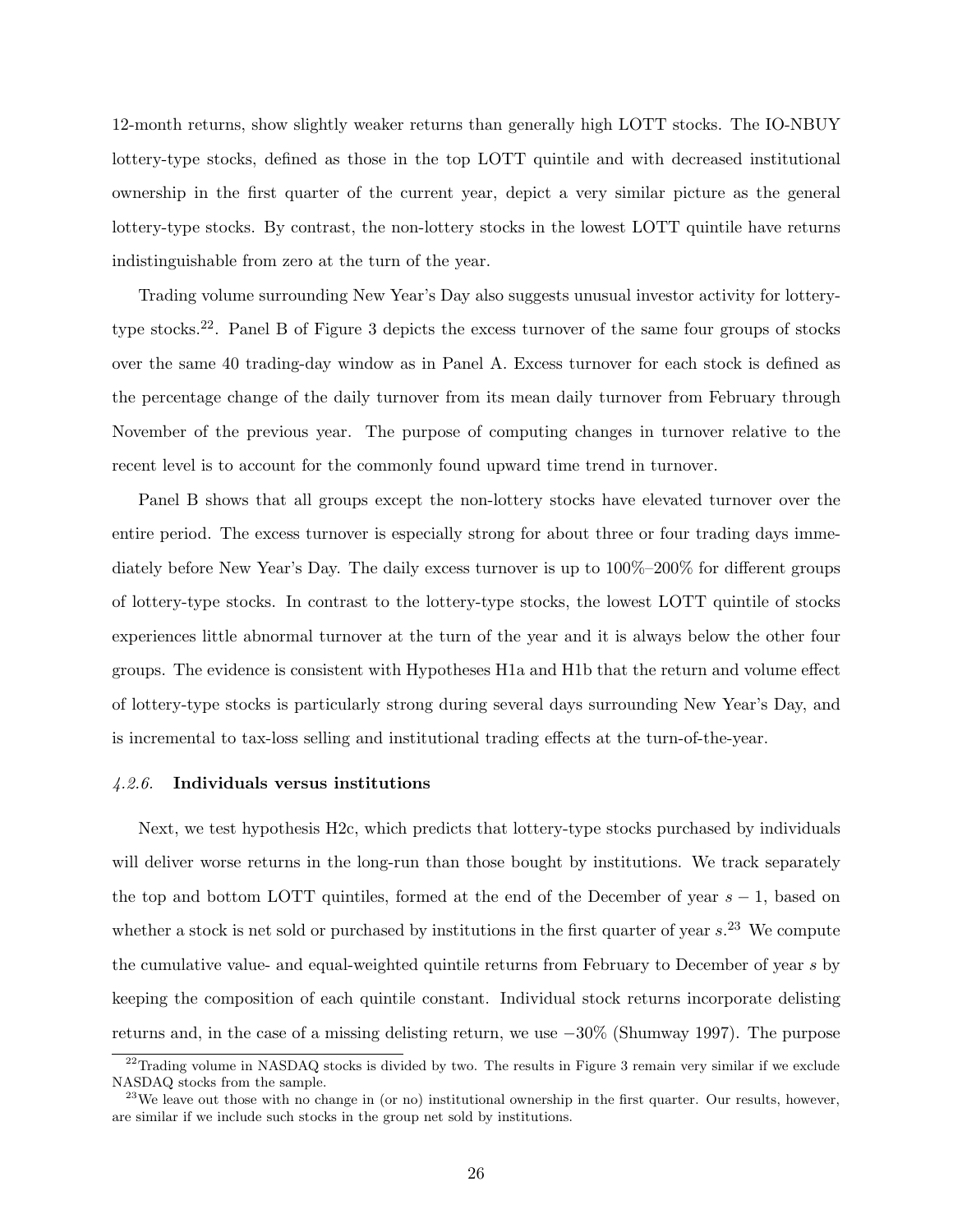12-month returns, show slightly weaker returns than generally high LOTT stocks. The IO-NBUY lottery-type stocks, defined as those in the top LOTT quintile and with decreased institutional ownership in the first quarter of the current year, depict a very similar picture as the general lottery-type stocks. By contrast, the non-lottery stocks in the lowest LOTT quintile have returns indistinguishable from zero at the turn of the year.

Trading volume surrounding New Year's Day also suggests unusual investor activity for lottery-type stocks.[22]. Panel B of Figure 3 depicts the excess turnover of the same four groups of stocks over the same 40 trading-day window as in Panel A. Excess turnover for each stock is defined as the percentage change of the daily turnover from its mean daily turnover from February through November of the previous year. The purpose of computing changes in turnover relative to the recent level is to account for the commonly found upward time trend in turnover.

Panel B shows that all groups except the non-lottery stocks have elevated turnover over the entire period. The excess turnover is especially strong for about three or four trading days immediately before New Year's Day. The daily excess turnover is up to 100%–200% for different groups of lottery-type stocks. In contrast to the lottery-type stocks, the lowest LOTT quintile of stocks experiences little abnormal turnover at the turn of the year and it is always below the other four groups. The evidence is consistent with Hypotheses H1a and H1b that the return and volume effect of lottery-type stocks is particularly strong during several days surrounding New Year's Day, and is incremental to tax-loss selling and institutional trading effects at the turn-of-the-year.

#### *4.2.6.* **Individuals versus institutions**

Next, we test hypothesis H2c, which predicts that lottery-type stocks purchased by individuals will deliver worse returns in the long-run than those bought by institutions. We track separately the top and bottom LOTT quintiles, formed at the end of the December of year $s-1$, based on whether a stock is net sold or purchased by institutions in the first quarter of year $s$.[23] We compute the cumulative value- and equal-weighted quintile returns from February to December of year $s$ by keeping the composition of each quintile constant. Individual stock returns incorporate delisting returns and, in the case of a missing delisting return, we use $-30\%$ (Shumway 1997). The purpose

[22] Trading volume in NASDAQ stocks is divided by two. The results in Figure 3 remain very similar if we exclude NASDAQ stocks from the sample.

[23] We leave out those with no change in (or no) institutional ownership in the first quarter. Our results, however, are similar if we include such stocks in the group net sold by institutions.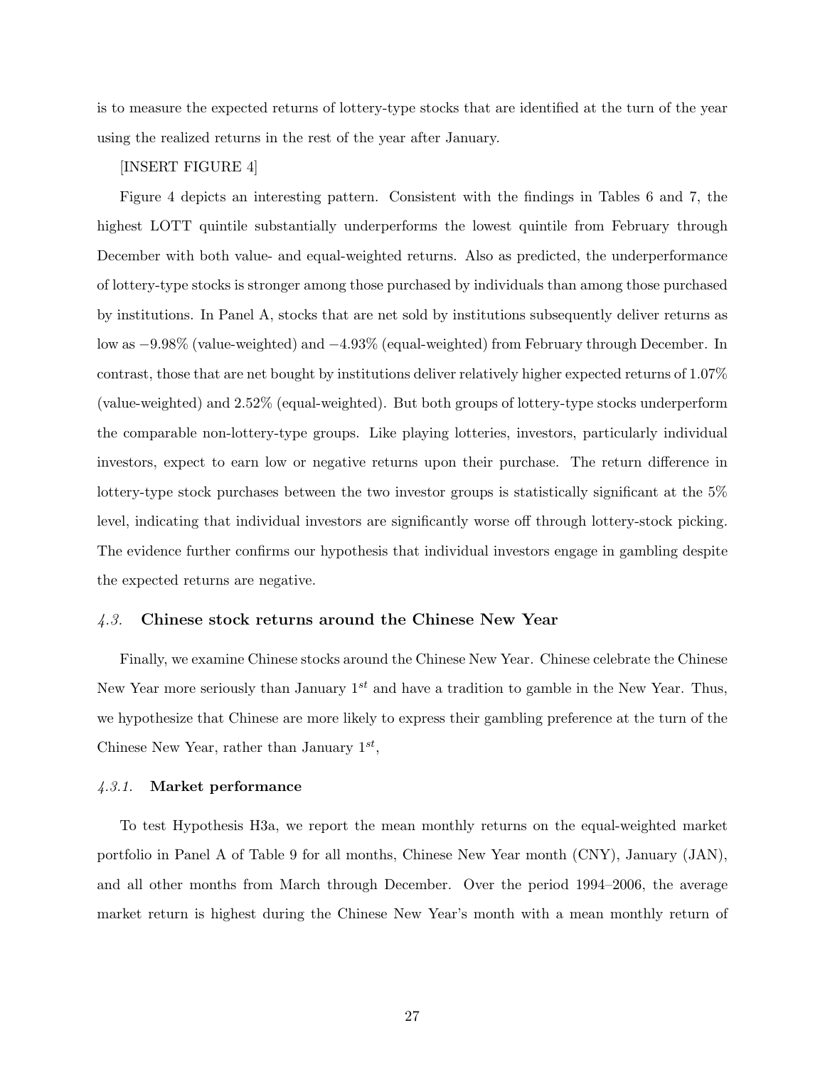is to measure the expected returns of lottery-type stocks that are identified at the turn of the year using the realized returns in the rest of the year after January.

[INSERT FIGURE 4]

Figure 4 depicts an interesting pattern. Consistent with the findings in Tables 6 and 7, the highest LOTT quintile substantially underperforms the lowest quintile from February through December with both value- and equal-weighted returns. Also as predicted, the underperformance of lottery-type stocks is stronger among those purchased by individuals than among those purchased by institutions. In Panel A, stocks that are net sold by institutions subsequently deliver returns as low as −9.98% (value-weighted) and −4.93% (equal-weighted) from February through December. In contrast, those that are net bought by institutions deliver relatively higher expected returns of 1.07% (value-weighted) and 2.52% (equal-weighted). But both groups of lottery-type stocks underperform the comparable non-lottery-type groups. Like playing lotteries, investors, particularly individual investors, expect to earn low or negative returns upon their purchase. The return difference in lottery-type stock purchases between the two investor groups is statistically significant at the 5% level, indicating that individual investors are significantly worse off through lottery-stock picking. The evidence further confirms our hypothesis that individual investors engage in gambling despite the expected returns are negative.

### *4.3.* **Chinese stock returns around the Chinese New Year**

Finally, we examine Chinese stocks around the Chinese New Year. Chinese celebrate the Chinese New Year more seriously than January $1^{st}$ and have a tradition to gamble in the New Year. Thus, we hypothesize that Chinese are more likely to express their gambling preference at the turn of the Chinese New Year, rather than January $1^{st}$,

#### *4.3.1.* **Market performance**

To test Hypothesis H3a, we report the mean monthly returns on the equal-weighted market portfolio in Panel A of Table 9 for all months, Chinese New Year month (CNY), January (JAN), and all other months from March through December. Over the period 1994–2006, the average market return is highest during the Chinese New Year's month with a mean monthly return of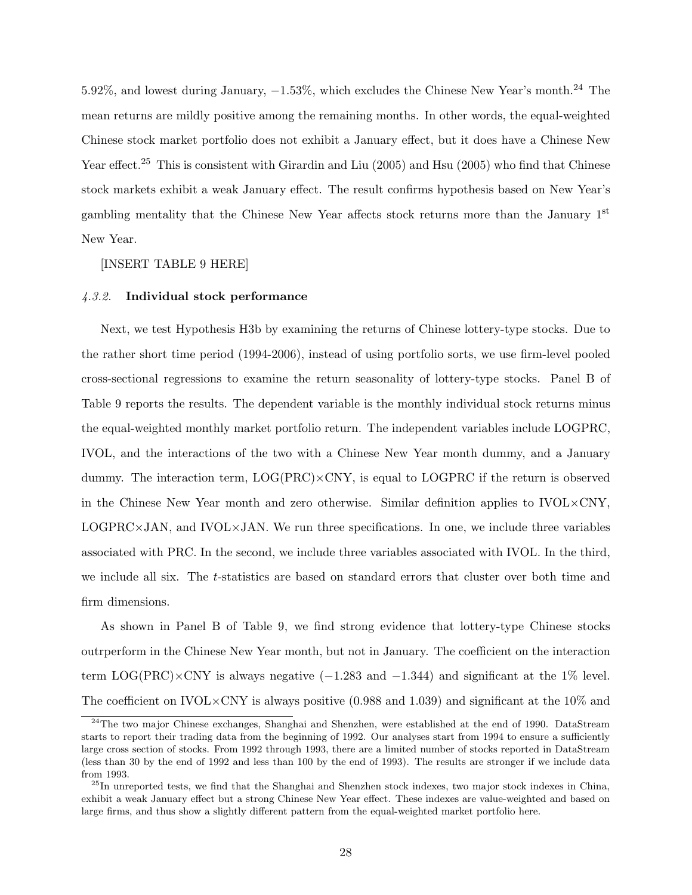5.92%, and lowest during January, −1.53%, which excludes the Chinese New Year's month.[24] The mean returns are mildly positive among the remaining months. In other words, the equal-weighted Chinese stock market portfolio does not exhibit a January effect, but it does have a Chinese New Year effect.[25] This is consistent with Girardin and Liu (2005) and Hsu (2005) who find that Chinese stock markets exhibit a weak January effect. The result confirms hypothesis based on New Year's gambling mentality that the Chinese New Year affects stock returns more than the January 1st New Year.

[INSERT TABLE 9 HERE]

#### *4.3.2.* **Individual stock performance**

Next, we test Hypothesis H3b by examining the returns of Chinese lottery-type stocks. Due to the rather short time period (1994-2006), instead of using portfolio sorts, we use firm-level pooled cross-sectional regressions to examine the return seasonality of lottery-type stocks. Panel B of Table 9 reports the results. The dependent variable is the monthly individual stock returns minus the equal-weighted monthly market portfolio return. The independent variables include LOGPRC, IVOL, and the interactions of the two with a Chinese New Year month dummy, and a January dummy. The interaction term, LOG(PRC)×CNY, is equal to LOGPRC if the return is observed in the Chinese New Year month and zero otherwise. Similar definition applies to IVOL×CNY, LOGPRC×JAN, and IVOL×JAN. We run three specifications. In one, we include three variables associated with PRC. In the second, we include three variables associated with IVOL. In the third, we include all six. The *t*-statistics are based on standard errors that cluster over both time and firm dimensions.

As shown in Panel B of Table 9, we find strong evidence that lottery-type Chinese stocks outrperform in the Chinese New Year month, but not in January. The coefficient on the interaction term LOG(PRC)×CNY is always negative (−1.283 and −1.344) and significant at the 1% level. The coefficient on IVOL×CNY is always positive (0.988 and 1.039) and significant at the 10% and

[24] The two major Chinese exchanges, Shanghai and Shenzhen, were established at the end of 1990. DataStream starts to report their trading data from the beginning of 1992. Our analyses start from 1994 to ensure a sufficiently large cross section of stocks. From 1992 through 1993, there are a limited number of stocks reported in DataStream (less than 30 by the end of 1992 and less than 100 by the end of 1993). The results are stronger if we include data from 1993.

[25] In unreported tests, we find that the Shanghai and Shenzhen stock indexes, two major stock indexes in China, exhibit a weak January effect but a strong Chinese New Year effect. These indexes are value-weighted and based on large firms, and thus show a slightly different pattern from the equal-weighted market portfolio here.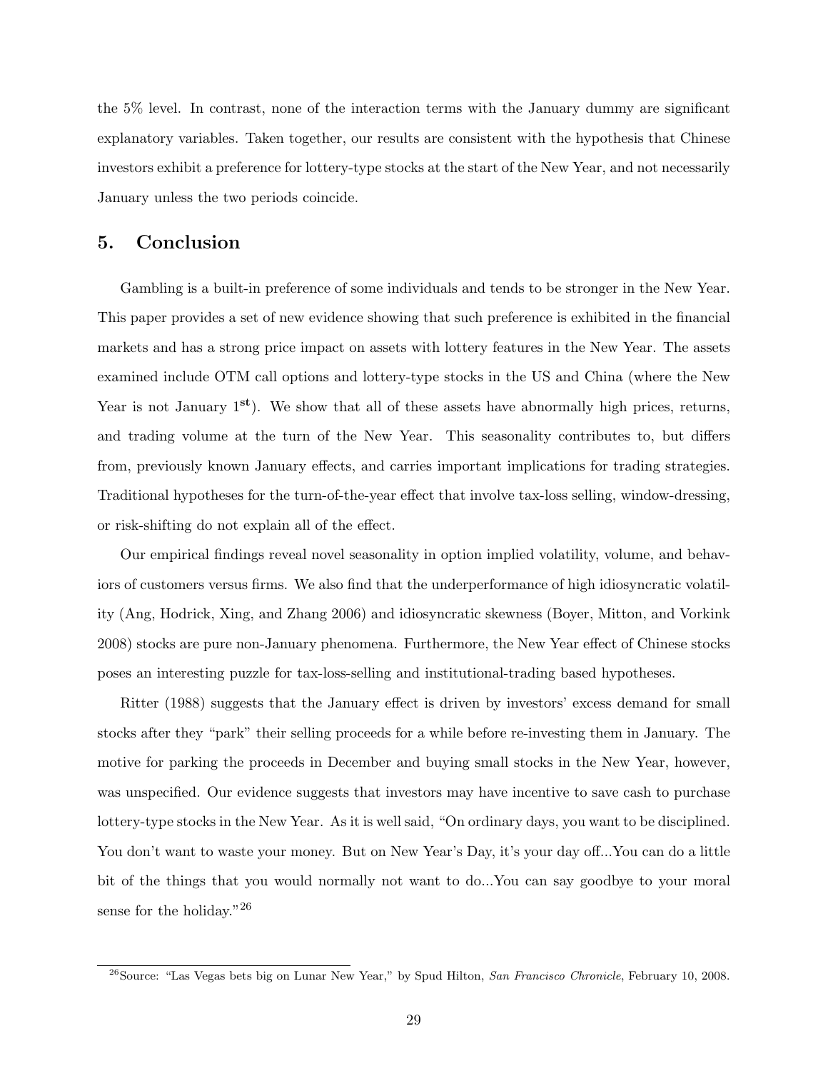the 5% level. In contrast, none of the interaction terms with the January dummy are significant explanatory variables. Taken together, our results are consistent with the hypothesis that Chinese investors exhibit a preference for lottery-type stocks at the start of the New Year, and not necessarily January unless the two periods coincide.

## 5. Conclusion

Gambling is a built-in preference of some individuals and tends to be stronger in the New Year. This paper provides a set of new evidence showing that such preference is exhibited in the financial markets and has a strong price impact on assets with lottery features in the New Year. The assets examined include OTM call options and lottery-type stocks in the US and China (where the New Year is not January 1$^{\mathbf{st}}$). We show that all of these assets have abnormally high prices, returns, and trading volume at the turn of the New Year. This seasonality contributes to, but differs from, previously known January effects, and carries important implications for trading strategies. Traditional hypotheses for the turn-of-the-year effect that involve tax-loss selling, window-dressing, or risk-shifting do not explain all of the effect.

Our empirical findings reveal novel seasonality in option implied volatility, volume, and behaviors of customers versus firms. We also find that the underperformance of high idiosyncratic volatility (Ang, Hodrick, Xing, and Zhang 2006) and idiosyncratic skewness (Boyer, Mitton, and Vorkink 2008) stocks are pure non-January phenomena. Furthermore, the New Year effect of Chinese stocks poses an interesting puzzle for tax-loss-selling and institutional-trading based hypotheses.

Ritter (1988) suggests that the January effect is driven by investors' excess demand for small stocks after they "park" their selling proceeds for a while before re-investing them in January. The motive for parking the proceeds in December and buying small stocks in the New Year, however, was unspecified. Our evidence suggests that investors may have incentive to save cash to purchase lottery-type stocks in the New Year. As it is well said, "On ordinary days, you want to be disciplined. You don't want to waste your money. But on New Year's Day, it's your day off...You can do a little bit of the things that you would normally not want to do...You can say goodbye to your moral sense for the holiday."[26]

[26]Source: "Las Vegas bets big on Lunar New Year," by Spud Hilton, *San Francisco Chronicle*, February 10, 2008.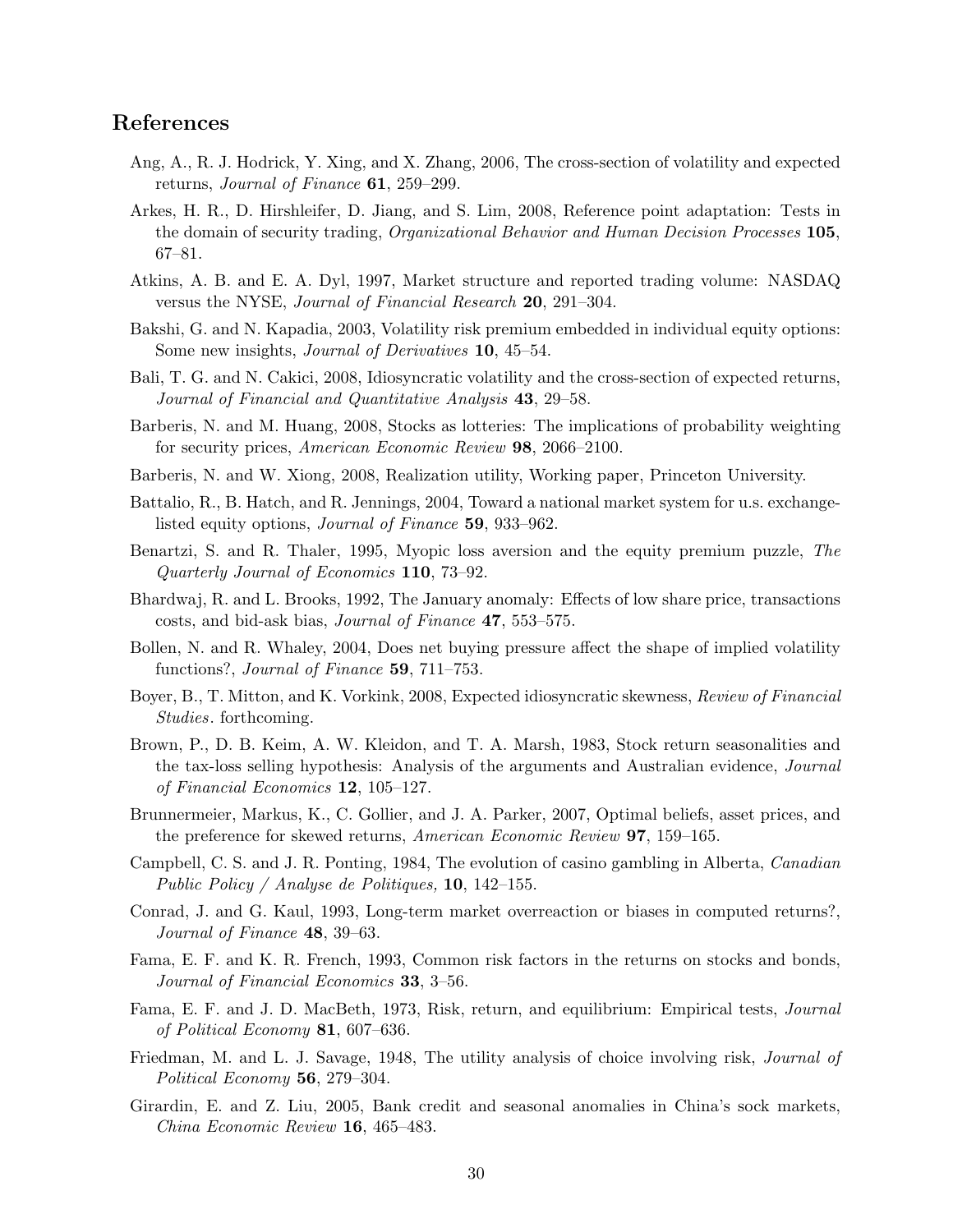## References

Ang, A., R. J. Hodrick, Y. Xing, and X. Zhang, 2006, The cross-section of volatility and expected returns, *Journal of Finance* **61**, 259–299.

Arkes, H. R., D. Hirshleifer, D. Jiang, and S. Lim, 2008, Reference point adaptation: Tests in the domain of security trading, *Organizational Behavior and Human Decision Processes* **105**, 67–81.

Atkins, A. B. and E. A. Dyl, 1997, Market structure and reported trading volume: NASDAQ versus the NYSE, *Journal of Financial Research* **20**, 291–304.

Bakshi, G. and N. Kapadia, 2003, Volatility risk premium embedded in individual equity options: Some new insights, *Journal of Derivatives* **10**, 45–54.

Bali, T. G. and N. Cakici, 2008, Idiosyncratic volatility and the cross-section of expected returns, *Journal of Financial and Quantitative Analysis* **43**, 29–58.

Barberis, N. and M. Huang, 2008, Stocks as lotteries: The implications of probability weighting for security prices, *American Economic Review* **98**, 2066–2100.

Barberis, N. and W. Xiong, 2008, Realization utility, Working paper, Princeton University.

Battalio, R., B. Hatch, and R. Jennings, 2004, Toward a national market system for u.s. exchange-listed equity options, *Journal of Finance* **59**, 933–962.

Benartzi, S. and R. Thaler, 1995, Myopic loss aversion and the equity premium puzzle, *The Quarterly Journal of Economics* **110**, 73–92.

Bhardwaj, R. and L. Brooks, 1992, The January anomaly: Effects of low share price, transactions costs, and bid-ask bias, *Journal of Finance* **47**, 553–575.

Bollen, N. and R. Whaley, 2004, Does net buying pressure affect the shape of implied volatility functions?, *Journal of Finance* **59**, 711–753.

Boyer, B., T. Mitton, and K. Vorkink, 2008, Expected idiosyncratic skewness, *Review of Financial Studies*. forthcoming.

Brown, P., D. B. Keim, A. W. Kleidon, and T. A. Marsh, 1983, Stock return seasonalities and the tax-loss selling hypothesis: Analysis of the arguments and Australian evidence, *Journal of Financial Economics* **12**, 105–127.

Brunnermeier, Markus, K., C. Gollier, and J. A. Parker, 2007, Optimal beliefs, asset prices, and the preference for skewed returns, *American Economic Review* **97**, 159–165.

Campbell, C. S. and J. R. Ponting, 1984, The evolution of casino gambling in Alberta, *Canadian Public Policy / Analyse de Politiques,* **10**, 142–155.

Conrad, J. and G. Kaul, 1993, Long-term market overreaction or biases in computed returns?, *Journal of Finance* **48**, 39–63.

Fama, E. F. and K. R. French, 1993, Common risk factors in the returns on stocks and bonds, *Journal of Financial Economics* **33**, 3–56.

Fama, E. F. and J. D. MacBeth, 1973, Risk, return, and equilibrium: Empirical tests, *Journal of Political Economy* **81**, 607–636.

Friedman, M. and L. J. Savage, 1948, The utility analysis of choice involving risk, *Journal of Political Economy* **56**, 279–304.

Girardin, E. and Z. Liu, 2005, Bank credit and seasonal anomalies in China's sock markets, *China Economic Review* **16**, 465–483.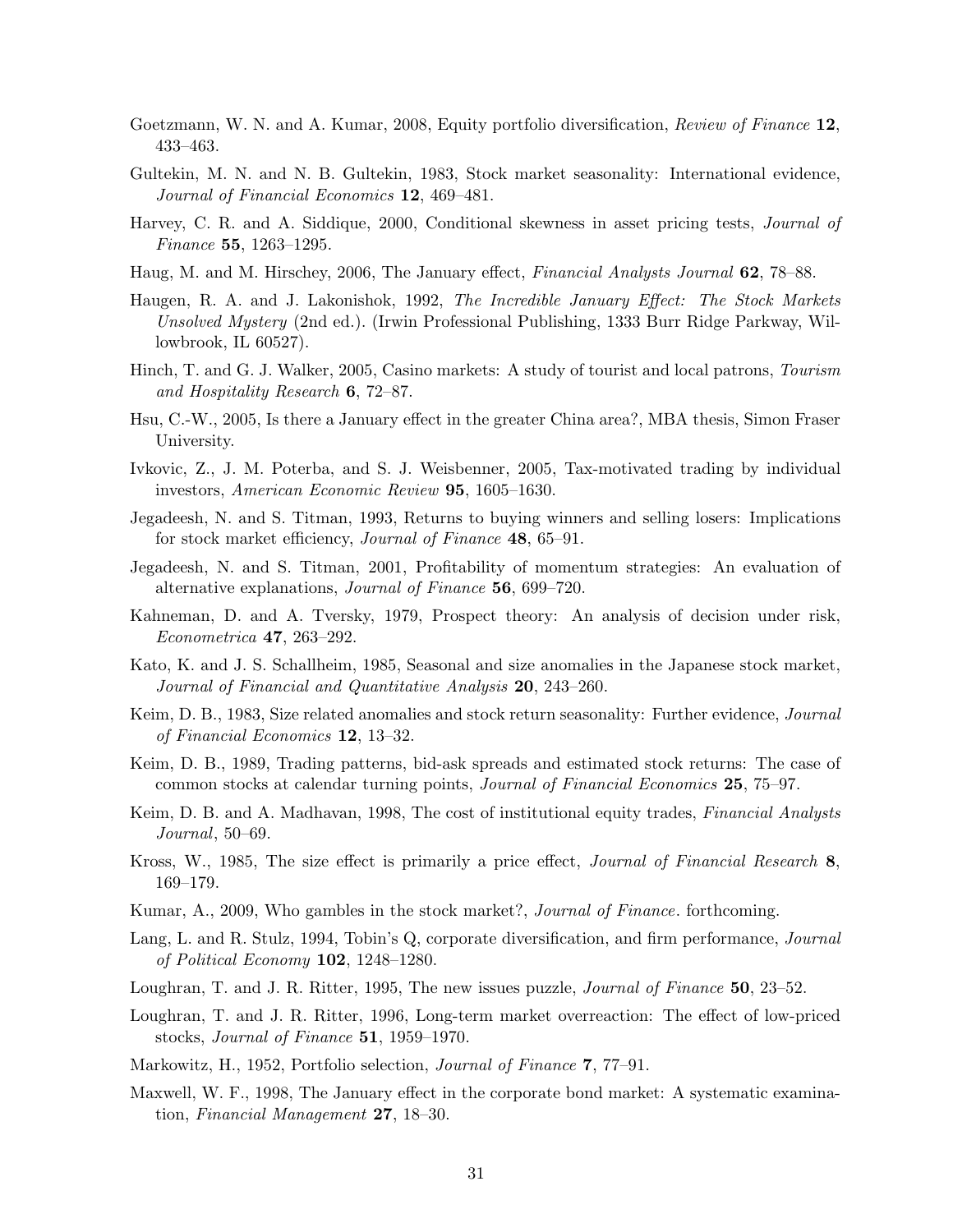Goetzmann, W. N. and A. Kumar, 2008, Equity portfolio diversification, *Review of Finance* **12**, 433–463.

Gultekin, M. N. and N. B. Gultekin, 1983, Stock market seasonality: International evidence, *Journal of Financial Economics* **12**, 469–481.

Harvey, C. R. and A. Siddique, 2000, Conditional skewness in asset pricing tests, *Journal of Finance* **55**, 1263–1295.

Haug, M. and M. Hirschey, 2006, The January effect, *Financial Analysts Journal* **62**, 78–88.

Haugen, R. A. and J. Lakonishok, 1992, *The Incredible January Effect: The Stock Markets Unsolved Mystery* (2nd ed.). (Irwin Professional Publishing, 1333 Burr Ridge Parkway, Willowbrook, IL 60527).

Hinch, T. and G. J. Walker, 2005, Casino markets: A study of tourist and local patrons, *Tourism and Hospitality Research* **6**, 72–87.

Hsu, C.-W., 2005, Is there a January effect in the greater China area?, MBA thesis, Simon Fraser University.

Ivkovic, Z., J. M. Poterba, and S. J. Weisbenner, 2005, Tax-motivated trading by individual investors, *American Economic Review* **95**, 1605–1630.

Jegadeesh, N. and S. Titman, 1993, Returns to buying winners and selling losers: Implications for stock market efficiency, *Journal of Finance* **48**, 65–91.

Jegadeesh, N. and S. Titman, 2001, Profitability of momentum strategies: An evaluation of alternative explanations, *Journal of Finance* **56**, 699–720.

Kahneman, D. and A. Tversky, 1979, Prospect theory: An analysis of decision under risk, *Econometrica* **47**, 263–292.

Kato, K. and J. S. Schallheim, 1985, Seasonal and size anomalies in the Japanese stock market, *Journal of Financial and Quantitative Analysis* **20**, 243–260.

Keim, D. B., 1983, Size related anomalies and stock return seasonality: Further evidence, *Journal of Financial Economics* **12**, 13–32.

Keim, D. B., 1989, Trading patterns, bid-ask spreads and estimated stock returns: The case of common stocks at calendar turning points, *Journal of Financial Economics* **25**, 75–97.

Keim, D. B. and A. Madhavan, 1998, The cost of institutional equity trades, *Financial Analysts Journal*, 50–69.

Kross, W., 1985, The size effect is primarily a price effect, *Journal of Financial Research* **8**, 169–179.

Kumar, A., 2009, Who gambles in the stock market?, *Journal of Finance*. forthcoming.

Lang, L. and R. Stulz, 1994, Tobin's Q, corporate diversification, and firm performance, *Journal of Political Economy* **102**, 1248–1280.

Loughran, T. and J. R. Ritter, 1995, The new issues puzzle, *Journal of Finance* **50**, 23–52.

Loughran, T. and J. R. Ritter, 1996, Long-term market overreaction: The effect of low-priced stocks, *Journal of Finance* **51**, 1959–1970.

Markowitz, H., 1952, Portfolio selection, *Journal of Finance* **7**, 77–91.

Maxwell, W. F., 1998, The January effect in the corporate bond market: A systematic examination, *Financial Management* **27**, 18–30.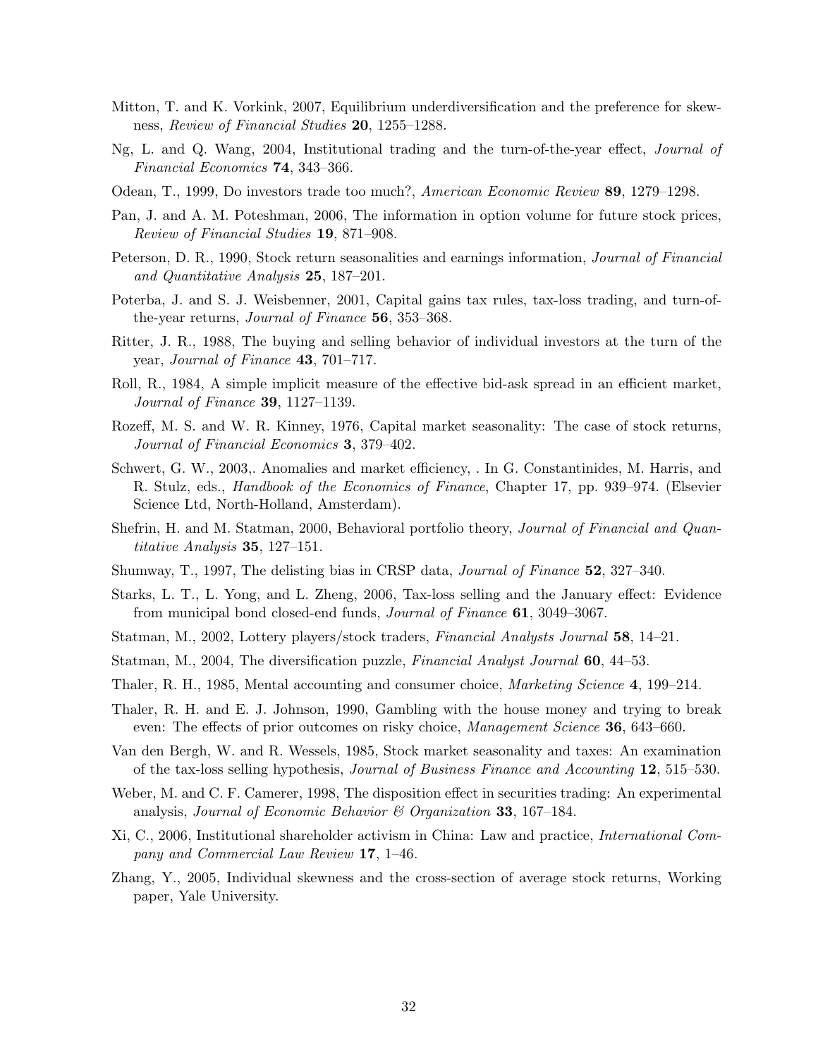Mitton, T. and K. Vorkink, 2007, Equilibrium underdiversification and the preference for skewness, *Review of Financial Studies* **20**, 1255–1288.

Ng, L. and Q. Wang, 2004, Institutional trading and the turn-of-the-year effect, *Journal of Financial Economics* **74**, 343–366.

Odean, T., 1999, Do investors trade too much?, *American Economic Review* **89**, 1279–1298.

Pan, J. and A. M. Poteshman, 2006, The information in option volume for future stock prices, *Review of Financial Studies* **19**, 871–908.

Peterson, D. R., 1990, Stock return seasonalities and earnings information, *Journal of Financial and Quantitative Analysis* **25**, 187–201.

Poterba, J. and S. J. Weisbenner, 2001, Capital gains tax rules, tax-loss trading, and turn-of-the-year returns, *Journal of Finance* **56**, 353–368.

Ritter, J. R., 1988, The buying and selling behavior of individual investors at the turn of the year, *Journal of Finance* **43**, 701–717.

Roll, R., 1984, A simple implicit measure of the effective bid-ask spread in an efficient market, *Journal of Finance* **39**, 1127–1139.

Rozeff, M. S. and W. R. Kinney, 1976, Capital market seasonality: The case of stock returns, *Journal of Financial Economics* **3**, 379–402.

Schwert, G. W., 2003,. Anomalies and market efficiency, . In G. Constantinides, M. Harris, and R. Stulz, eds., *Handbook of the Economics of Finance*, Chapter 17, pp. 939–974. (Elsevier Science Ltd, North-Holland, Amsterdam).

Shefrin, H. and M. Statman, 2000, Behavioral portfolio theory, *Journal of Financial and Quantitative Analysis* **35**, 127–151.

Shumway, T., 1997, The delisting bias in CRSP data, *Journal of Finance* **52**, 327–340.

Starks, L. T., L. Yong, and L. Zheng, 2006, Tax-loss selling and the January effect: Evidence from municipal bond closed-end funds, *Journal of Finance* **61**, 3049–3067.

Statman, M., 2002, Lottery players/stock traders, *Financial Analysts Journal* **58**, 14–21.

Statman, M., 2004, The diversification puzzle, *Financial Analyst Journal* **60**, 44–53.

Thaler, R. H., 1985, Mental accounting and consumer choice, *Marketing Science* **4**, 199–214.

Thaler, R. H. and E. J. Johnson, 1990, Gambling with the house money and trying to break even: The effects of prior outcomes on risky choice, *Management Science* **36**, 643–660.

Van den Bergh, W. and R. Wessels, 1985, Stock market seasonality and taxes: An examination of the tax-loss selling hypothesis, *Journal of Business Finance and Accounting* **12**, 515–530.

Weber, M. and C. F. Camerer, 1998, The disposition effect in securities trading: An experimental analysis, *Journal of Economic Behavior & Organization* **33**, 167–184.

Xi, C., 2006, Institutional shareholder activism in China: Law and practice, *International Company and Commercial Law Review* **17**, 1–46.

Zhang, Y., 2005, Individual skewness and the cross-section of average stock returns, Working paper, Yale University.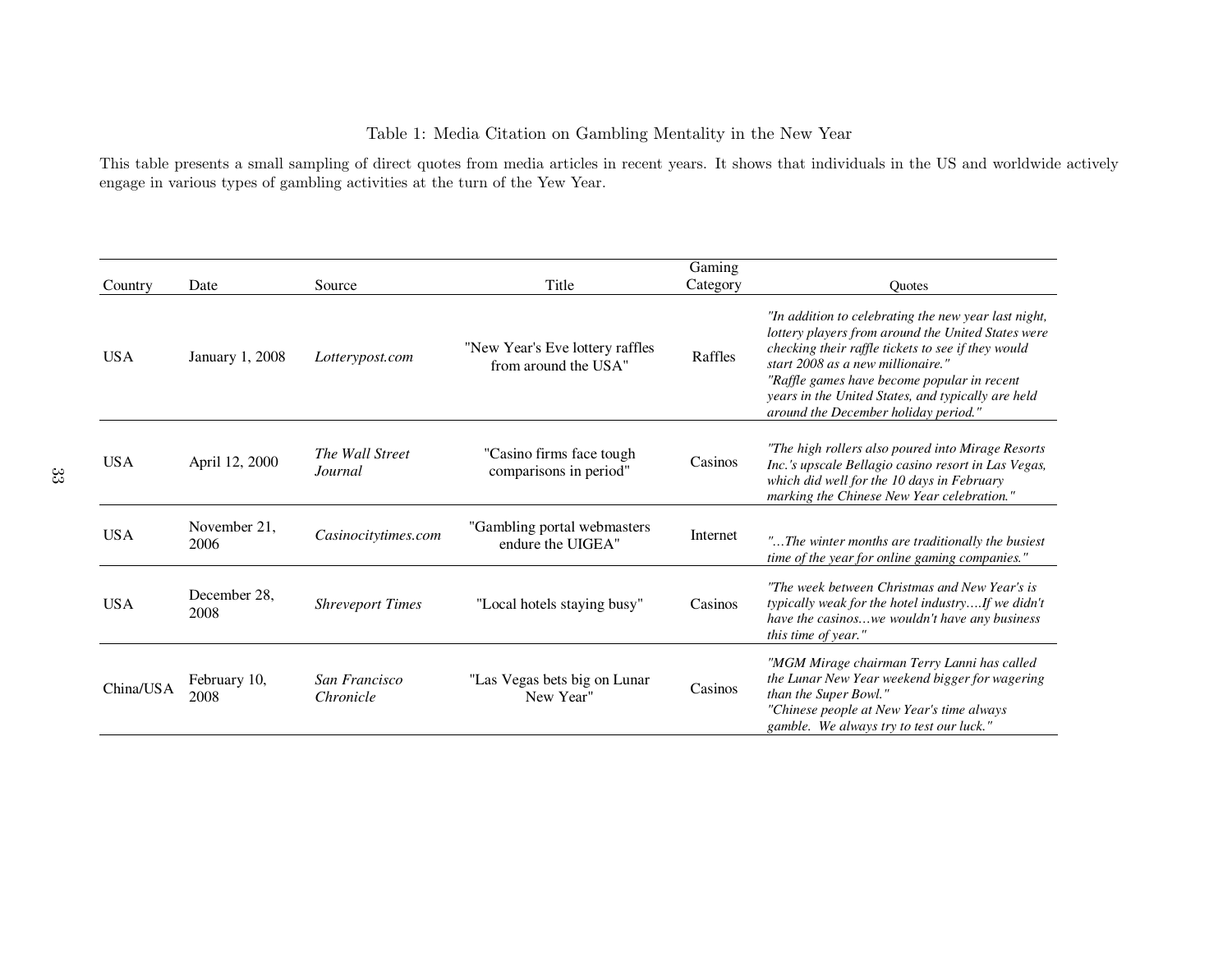Table 1: Media Citation on Gambling Mentality in the New Year

This table presents a small sampling of direct quotes from media articles in recent years. It shows that individuals in the US and worldwide actively engage in various types of gambling activities at the turn of the Yew Year.

| Country | Date | Source | Title | Gaming Category | Quotes |
|---|---|---|---|---|---|
| USA | January 1, 2008 | *Lotterypost.com* | "New Year's Eve lottery raffles from around the USA" | Raffles | *"In addition to celebrating the new year last night, lottery players from around the United States were checking their raffle tickets to see if they would start 2008 as a new millionaire." "Raffle games have become popular in recent years in the United States, and typically are held around the December holiday period."* |
| USA | April 12, 2000 | *The Wall Street Journal* | "Casino firms face tough comparisons in period" | Casinos | *"The high rollers also poured into Mirage Resorts Inc.'s upscale Bellagio casino resort in Las Vegas, which did well for the 10 days in February marking the Chinese New Year celebration."* |
| USA | November 21, 2006 | *Casinocitytimes.com* | "Gambling portal webmasters endure the UIGEA" | Internet | *"…The winter months are traditionally the busiest time of the year for online gaming companies."* |
| USA | December 28, 2008 | *Shreveport Times* | "Local hotels staying busy" | Casinos | *"The week between Christmas and New Year's is typically weak for the hotel industry….If we didn't have the casinos…we wouldn't have any business this time of year."* |
| China/USA | February 10, 2008 | *San Francisco Chronicle* | "Las Vegas bets big on Lunar New Year" | Casinos | *"MGM Mirage chairman Terry Lanni has called the Lunar New Year weekend bigger for wagering than the Super Bowl." "Chinese people at New Year's time always gamble. We always try to test our luck."* |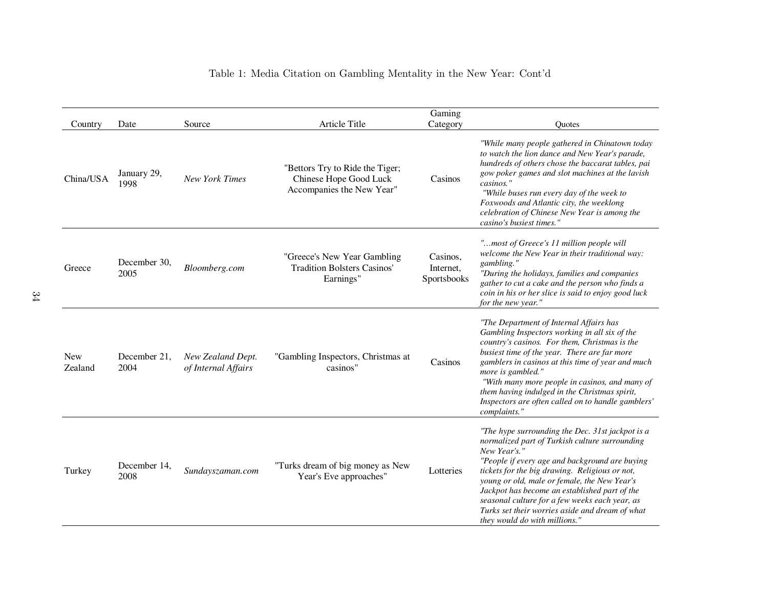Table 1: Media Citation on Gambling Mentality in the New Year: Cont'd

| Country | Date | Source | Article Title | Gaming Category | Quotes |
|---|---|---|---|---|---|
| China/USA | January 29, 1998 | *New York Times* | "Bettors Try to Ride the Tiger; Chinese Hope Good Luck Accompanies the New Year" | Casinos | *"While many people gathered in Chinatown today to watch the lion dance and New Year's parade, hundreds of others chose the baccarat tables, pai gow poker games and slot machines at the lavish casinos." "While buses run every day of the week to Foxwoods and Atlantic city, the weeklong celebration of Chinese New Year is among the casino's busiest times."* |
| Greece | December 30, 2005 | *Bloomberg.com* | "Greece's New Year Gambling Tradition Bolsters Casinos' Earnings" | Casinos, Internet, Sportsbooks | *"…most of Greece's 11 million people will welcome the New Year in their traditional way: gambling." "During the holidays, families and companies gather to cut a cake and the person who finds a coin in his or her slice is said to enjoy good luck for the new year."* |
| New Zealand | December 21, 2004 | *New Zealand Dept. of Internal Affairs* | "Gambling Inspectors, Christmas at casinos" | Casinos | *"The Department of Internal Affairs has Gambling Inspectors working in all six of the country's casinos. For them, Christmas is the busiest time of the year. There are far more gamblers in casinos at this time of year and much more is gambled." "With many more people in casinos, and many of them having indulged in the Christmas spirit, Inspectors are often called on to handle gamblers' complaints."* |
| Turkey | December 14, 2008 | *Sundayszaman.com* | "Turks dream of big money as New Year's Eve approaches" | Lotteries | *"The hype surrounding the Dec. 31st jackpot is a normalized part of Turkish culture surrounding New Year's." "People if every age and background are buying tickets for the big drawing. Religious or not, young or old, male or female, the New Year's Jackpot has become an established part of the seasonal culture for a few weeks each year, as Turks set their worries aside and dream of what they would do with millions."* |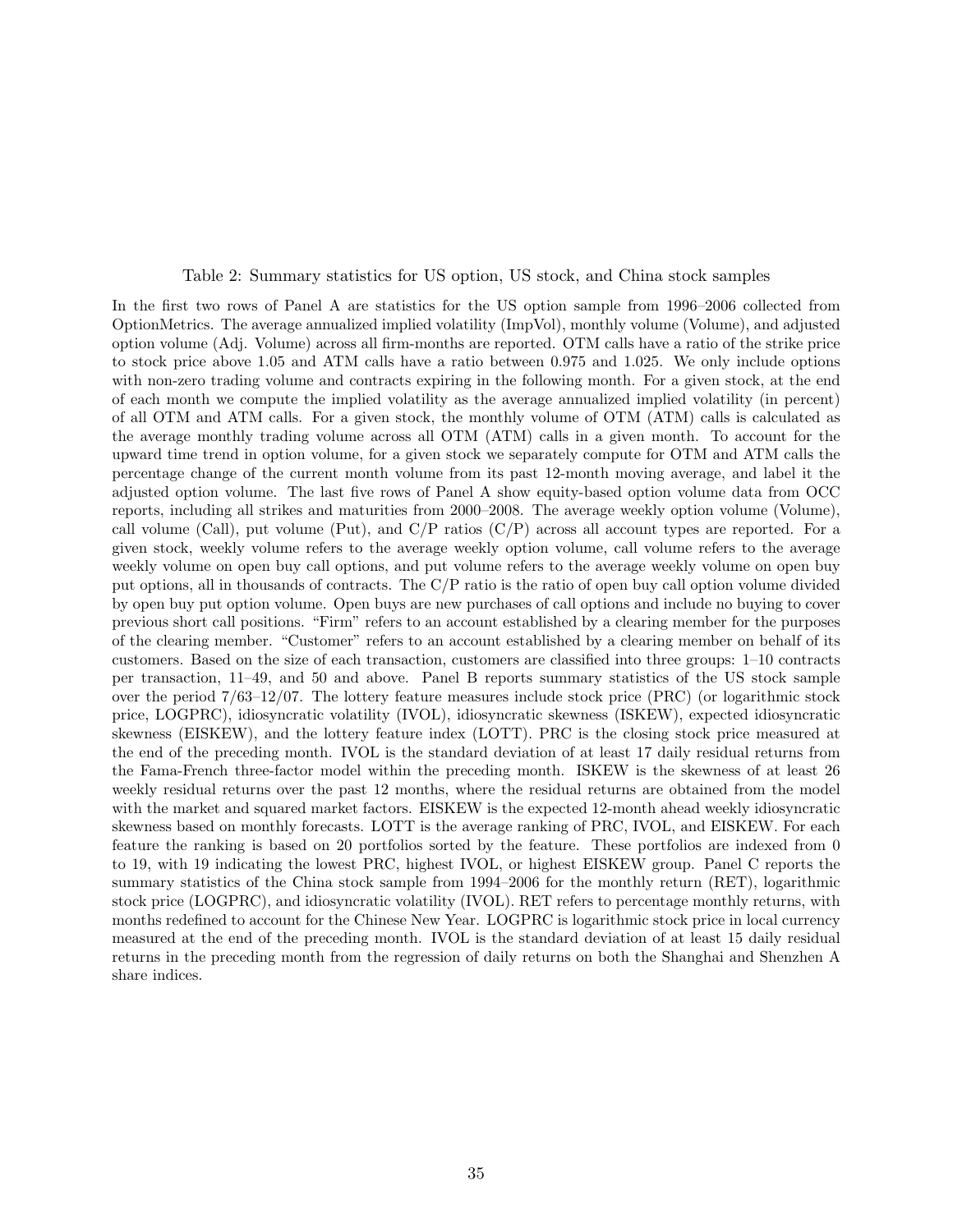Table 2: Summary statistics for US option, US stock, and China stock samples

In the first two rows of Panel A are statistics for the US option sample from 1996–2006 collected from OptionMetrics. The average annualized implied volatility (ImpVol), monthly volume (Volume), and adjusted option volume (Adj. Volume) across all firm-months are reported. OTM calls have a ratio of the strike price to stock price above 1.05 and ATM calls have a ratio between 0.975 and 1.025. We only include options with non-zero trading volume and contracts expiring in the following month. For a given stock, at the end of each month we compute the implied volatility as the average annualized implied volatility (in percent) of all OTM and ATM calls. For a given stock, the monthly volume of OTM (ATM) calls is calculated as the average monthly trading volume across all OTM (ATM) calls in a given month. To account for the upward time trend in option volume, for a given stock we separately compute for OTM and ATM calls the percentage change of the current month volume from its past 12-month moving average, and label it the adjusted option volume. The last five rows of Panel A show equity-based option volume data from OCC reports, including all strikes and maturities from 2000–2008. The average weekly option volume (Volume), call volume (Call), put volume (Put), and C/P ratios (C/P) across all account types are reported. For a given stock, weekly volume refers to the average weekly option volume, call volume refers to the average weekly volume on open buy call options, and put volume refers to the average weekly volume on open buy put options, all in thousands of contracts. The C/P ratio is the ratio of open buy call option volume divided by open buy put option volume. Open buys are new purchases of call options and include no buying to cover previous short call positions. "Firm" refers to an account established by a clearing member for the purposes of the clearing member. "Customer" refers to an account established by a clearing member on behalf of its customers. Based on the size of each transaction, customers are classified into three groups: 1–10 contracts per transaction, 11–49, and 50 and above. Panel B reports summary statistics of the US stock sample over the period 7/63–12/07. The lottery feature measures include stock price (PRC) (or logarithmic stock price, LOGPRC), idiosyncratic volatility (IVOL), idiosyncratic skewness (ISKEW), expected idiosyncratic skewness (EISKEW), and the lottery feature index (LOTT). PRC is the closing stock price measured at the end of the preceding month. IVOL is the standard deviation of at least 17 daily residual returns from the Fama-French three-factor model within the preceding month. ISKEW is the skewness of at least 26 weekly residual returns over the past 12 months, where the residual returns are obtained from the model with the market and squared market factors. EISKEW is the expected 12-month ahead weekly idiosyncratic skewness based on monthly forecasts. LOTT is the average ranking of PRC, IVOL, and EISKEW. For each feature the ranking is based on 20 portfolios sorted by the feature. These portfolios are indexed from 0 to 19, with 19 indicating the lowest PRC, highest IVOL, or highest EISKEW group. Panel C reports the summary statistics of the China stock sample from 1994–2006 for the monthly return (RET), logarithmic stock price (LOGPRC), and idiosyncratic volatility (IVOL). RET refers to percentage monthly returns, with months redefined to account for the Chinese New Year. LOGPRC is logarithmic stock price in local currency measured at the end of the preceding month. IVOL is the standard deviation of at least 15 daily residual returns in the preceding month from the regression of daily returns on both the Shanghai and Shenzhen A share indices.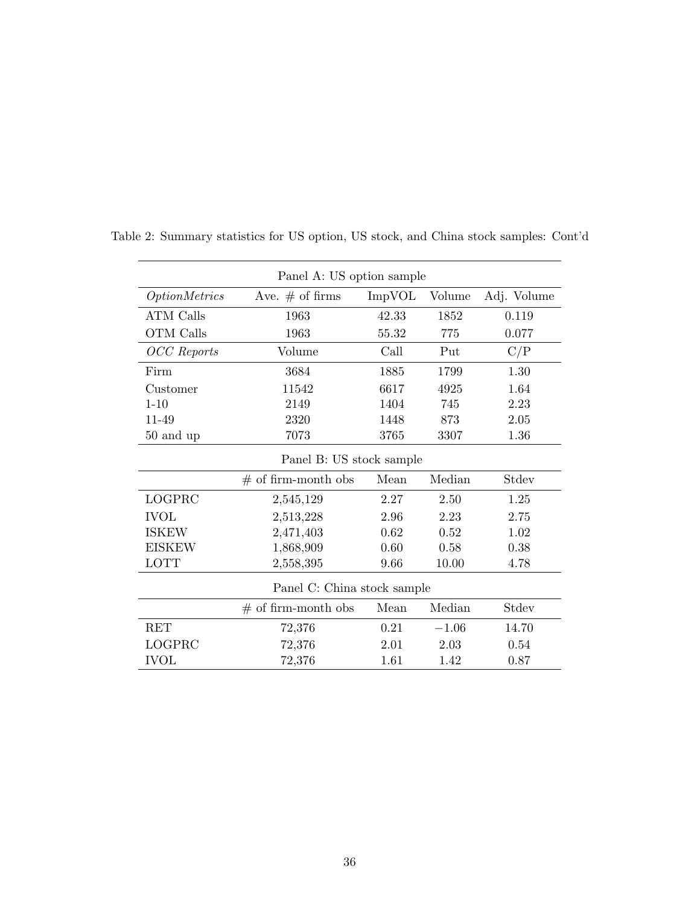Table 2: Summary statistics for US option, US stock, and China stock samples: Cont'd

| Panel A: US option sample | | | | |
|---|---|---|---|---|
| *OptionMetrics* | Ave. # of firms | ImpVOL | Volume | Adj. Volume |
| ATM Calls | 1963 | 42.33 | 1852 | 0.119 |
| OTM Calls | 1963 | 55.32 | 775 | 0.077 |
| *OCC Reports* | Volume | Call | Put | C/P |
| Firm | 3684 | 1885 | 1799 | 1.30 |
| Customer | 11542 | 6617 | 4925 | 1.64 |
| 1-10 | 2149 | 1404 | 745 | 2.23 |
| 11-49 | 2320 | 1448 | 873 | 2.05 |
| 50 and up | 7073 | 3765 | 3307 | 1.36 |

| Panel B: US stock sample | | | | |
|---|---|---|---|---|
| | # of firm-month obs | Mean | Median | Stdev |
| LOGPRC | 2,545,129 | 2.27 | 2.50 | 1.25 |
| IVOL | 2,513,228 | 2.96 | 2.23 | 2.75 |
| ISKEW | 2,471,403 | 0.62 | 0.52 | 1.02 |
| EISKEW | 1,868,909 | 0.60 | 0.58 | 0.38 |
| LOTT | 2,558,395 | 9.66 | 10.00 | 4.78 |

| Panel C: China stock sample | | | | |
|---|---|---|---|---|
| | # of firm-month obs | Mean | Median | Stdev |
| RET | 72,376 | 0.21 | $-1.06$ | 14.70 |
| LOGPRC | 72,376 | 2.01 | 2.03 | 0.54 |
| IVOL | 72,376 | 1.61 | 1.42 | 0.87 |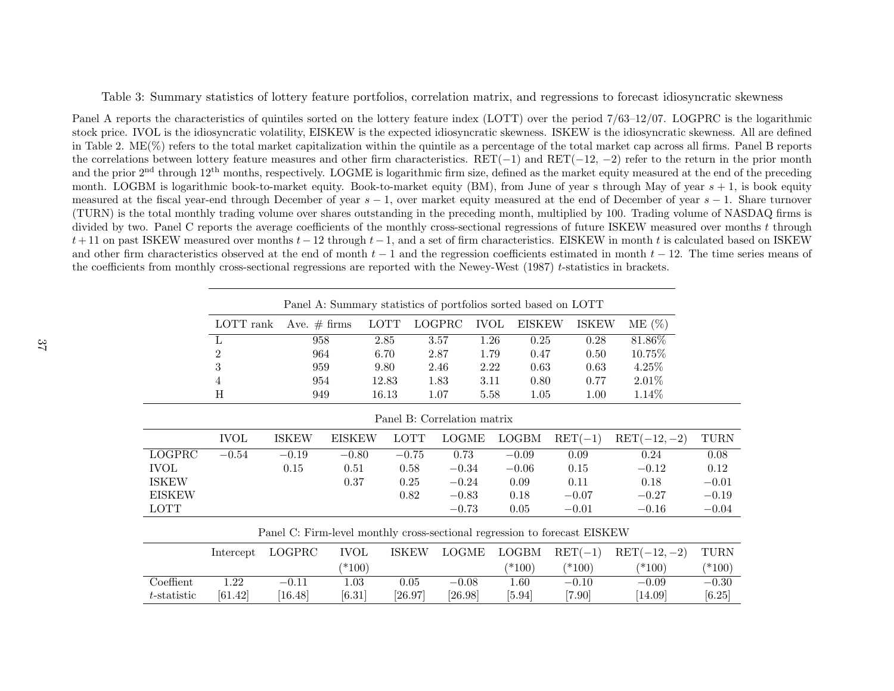Table 3: Summary statistics of lottery feature portfolios, correlation matrix, and regressions to forecast idiosyncratic skewness

Panel A reports the characteristics of quintiles sorted on the lottery feature index (LOTT) over the period 7/63–12/07. LOGPRC is the logarithmic stock price. IVOL is the idiosyncratic volatility, EISKEW is the expected idiosyncratic skewness. ISKEW is the idiosyncratic skewness. All are defined in Table 2. ME(%) refers to the total market capitalization within the quintile as a percentage of the total market cap across all firms. Panel B reports the correlations between lottery feature measures and other firm characteristics. RET($-1$) and RET($-12$, $-2$) refer to the return in the prior month and the prior 2nd through 12th months, respectively. LOGME is logarithmic firm size, defined as the market equity measured at the end of the preceding month. LOGBM is logarithmic book-to-market equity. Book-to-market equity (BM), from June of year s through May of year $s+1$, is book equity measured at the fiscal year-end through December of year $s-1$, over market equity measured at the end of December of year $s-1$. Share turnover (TURN) is the total monthly trading volume over shares outstanding in the preceding month, multiplied by 100. Trading volume of NASDAQ firms is divided by two. Panel C reports the average coefficients of the monthly cross-sectional regressions of future ISKEW measured over months $t$ through $t+11$ on past ISKEW measured over months $t-12$ through $t-1$, and a set of firm characteristics. EISKEW in month $t$ is calculated based on ISKEW and other firm characteristics observed at the end of month $t-1$ and the regression coefficients estimated in month $t-12$. The time series means of the coefficients from monthly cross-sectional regressions are reported with the Newey-West (1987) $t$-statistics in brackets.

Panel A: Summary statistics of portfolios sorted based on LOTT

| LOTT rank | Ave. # firms | LOTT | LOGPRC | IVOL | EISKEW | ISKEW | ME (%) |
|---|---|---|---|---|---|---|---|
| L | 958 | 2.85 | 3.57 | 1.26 | 0.25 | 0.28 | 81.86% |
| 2 | 964 | 6.70 | 2.87 | 1.79 | 0.47 | 0.50 | 10.75% |
| 3 | 959 | 9.80 | 2.46 | 2.22 | 0.63 | 0.63 | 4.25% |
| 4 | 954 | 12.83 | 1.83 | 3.11 | 0.80 | 0.77 | 2.01% |
| H | 949 | 16.13 | 1.07 | 5.58 | 1.05 | 1.00 | 1.14% |

Panel B: Correlation matrix

| | IVOL | ISKEW | EISKEW | LOTT | LOGME | LOGBM | RET($-1$) | RET($-12, -2$) | TURN |
|---|---|---|---|---|---|---|---|---|---|
| LOGPRC | $-0.54$ | $-0.19$ | $-0.80$ | $-0.75$ | 0.73 | $-0.09$ | 0.09 | 0.24 | 0.08 |
| IVOL | | 0.15 | 0.51 | 0.58 | $-0.34$ | $-0.06$ | 0.15 | $-0.12$ | 0.12 |
| ISKEW | | | 0.37 | 0.25 | $-0.24$ | 0.09 | 0.11 | 0.18 | $-0.01$ |
| EISKEW | | | | 0.82 | $-0.83$ | 0.18 | $-0.07$ | $-0.27$ | $-0.19$ |
| LOTT | | | | | $-0.73$ | 0.05 | $-0.01$ | $-0.16$ | $-0.04$ |

Panel C: Firm-level monthly cross-sectional regression to forecast EISKEW

| | Intercept | LOGPRC | IVOL (*100) | ISKEW | LOGME | LOGBM (*100) | RET($-1$) (*100) | RET($-12, -2$) (*100) | TURN (*100) |
|---|---|---|---|---|---|---|---|---|---|
| Coeffient | 1.22 | $-0.11$ | 1.03 | 0.05 | $-0.08$ | 1.60 | $-0.10$ | $-0.09$ | $-0.30$ |
| $t$-statistic | [61.42] | [16.48] | [6.31] | [26.97] | [26.98] | [5.94] | [7.90] | [14.09] | [6.25] |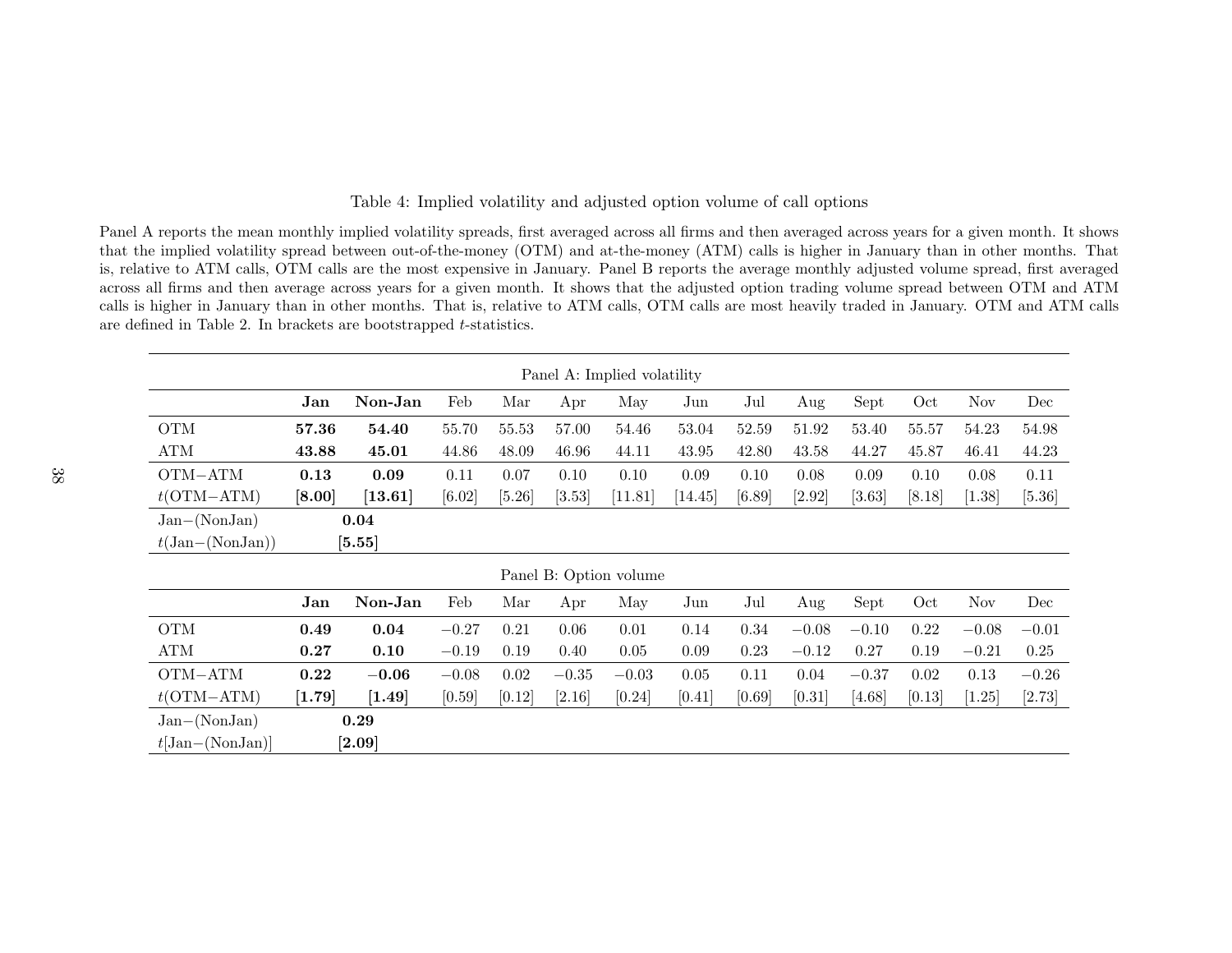Table 4: Implied volatility and adjusted option volume of call options

Panel A reports the mean monthly implied volatility spreads, first averaged across all firms and then averaged across years for a given month. It shows that the implied volatility spread between out-of-the-money (OTM) and at-the-money (ATM) calls is higher in January than in other months. That is, relative to ATM calls, OTM calls are the most expensive in January. Panel B reports the average monthly adjusted volume spread, first averaged across all firms and then average across years for a given month. It shows that the adjusted option trading volume spread between OTM and ATM calls is higher in January than in other months. That is, relative to ATM calls, OTM calls are most heavily traded in January. OTM and ATM calls are defined in Table 2. In brackets are bootstrapped $t$-statistics.

Panel A: Implied volatility

| | **Jan** | **Non-Jan** | Feb | Mar | Apr | May | Jun | Jul | Aug | Sept | Oct | Nov | Dec |
|---|---|---|---|---|---|---|---|---|---|---|---|---|---|
| OTM | **57.36** | **54.40** | 55.70 | 55.53 | 57.00 | 54.46 | 53.04 | 52.59 | 51.92 | 53.40 | 55.57 | 54.23 | 54.98 |
| ATM | **43.88** | **45.01** | 44.86 | 48.09 | 46.96 | 44.11 | 43.95 | 42.80 | 43.58 | 44.27 | 45.87 | 46.41 | 44.23 |
| OTM−ATM | **0.13** | **0.09** | 0.11 | 0.07 | 0.10 | 0.10 | 0.09 | 0.10 | 0.08 | 0.09 | 0.10 | 0.08 | 0.11 |
| $t$(OTM−ATM) | **[8.00]** | **[13.61]** | [6.02] | [5.26] | [3.53] | [11.81] | [14.45] | [6.89] | [2.92] | [3.63] | [8.18] | [1.38] | [5.36] |
| Jan−(NonJan) | | **0.04** | | | | | | | | | | | |
| $t$(Jan−(NonJan)) | | **[5.55]** | | | | | | | | | | | |

Panel B: Option volume

| | **Jan** | **Non-Jan** | Feb | Mar | Apr | May | Jun | Jul | Aug | Sept | Oct | Nov | Dec |
|---|---|---|---|---|---|---|---|---|---|---|---|---|---|
| OTM | **0.49** | **0.04** | −0.27 | 0.21 | 0.06 | 0.01 | 0.14 | 0.34 | −0.08 | −0.10 | 0.22 | −0.08 | −0.01 |
| ATM | **0.27** | **0.10** | −0.19 | 0.19 | 0.40 | 0.05 | 0.09 | 0.23 | −0.12 | 0.27 | 0.19 | −0.21 | 0.25 |
| OTM−ATM | **0.22** | **−0.06** | −0.08 | 0.02 | −0.35 | −0.03 | 0.05 | 0.11 | 0.04 | −0.37 | 0.02 | 0.13 | −0.26 |
| $t$(OTM−ATM) | **[1.79]** | **[1.49]** | [0.59] | [0.12] | [2.16] | [0.24] | [0.41] | [0.69] | [0.31] | [4.68] | [0.13] | [1.25] | [2.73] |
| Jan−(NonJan) | | **0.29** | | | | | | | | | | | |
| $t$[Jan−(NonJan)] | | **[2.09]** | | | | | | | | | | | |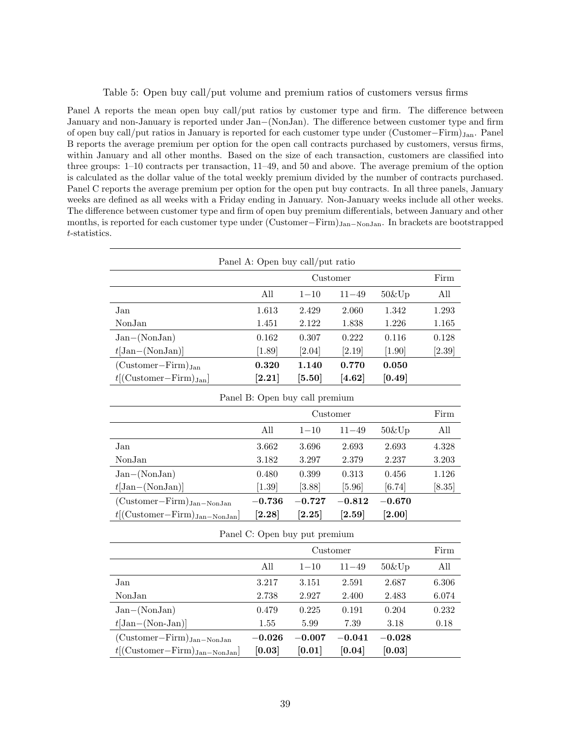Table 5: Open buy call/put volume and premium ratios of customers versus firms

Panel A reports the mean open buy call/put ratios by customer type and firm. The difference between January and non-January is reported under Jan−(NonJan). The difference between customer type and firm of open buy call/put ratios in January is reported for each customer type under $(\text{Customer}-\text{Firm})_{\text{Jan}}$. Panel B reports the average premium per option for the open call contracts purchased by customers, versus firms, within January and all other months. Based on the size of each transaction, customers are classified into three groups: 1–10 contracts per transaction, 11–49, and 50 and above. The average premium of the option is calculated as the dollar value of the total weekly premium divided by the number of contracts purchased. Panel C reports the average premium per option for the open put buy contracts. In all three panels, January weeks are defined as all weeks with a Friday ending in January. Non-January weeks include all other weeks. The difference between customer type and firm of open buy premium differentials, between January and other months, is reported for each customer type under $(\text{Customer}-\text{Firm})_{\text{Jan}-\text{NonJan}}$. In brackets are bootstrapped $t$-statistics.

| Panel A: Open buy call/put ratio | | | | | |
|---|---|---|---|---|---|
| | Customer | | | | Firm |
| | All | 1−10 | 11−49 | 50&Up | All |
| Jan | 1.613 | 2.429 | 2.060 | 1.342 | 1.293 |
| NonJan | 1.451 | 2.122 | 1.838 | 1.226 | 1.165 |
| Jan−(NonJan) | 0.162 | 0.307 | 0.222 | 0.116 | 0.128 |
| $t$[Jan−(NonJan)] | [1.89] | [2.04] | [2.19] | [1.90] | [2.39] |
| $(\text{Customer}-\text{Firm})_{\text{Jan}}$ | **0.320** | **1.140** | **0.770** | **0.050** | |
| $t[(\text{Customer}-\text{Firm})_{\text{Jan}}]$ | **[2.21]** | **[5.50]** | **[4.62]** | **[0.49]** | |

| Panel B: Open buy call premium | | | | | |
|---|---|---|---|---|---|
| | Customer | | | | Firm |
| | All | 1−10 | 11−49 | 50&Up | All |
| Jan | 3.662 | 3.696 | 2.693 | 2.693 | 4.328 |
| NonJan | 3.182 | 3.297 | 2.379 | 2.237 | 3.203 |
| Jan−(NonJan) | 0.480 | 0.399 | 0.313 | 0.456 | 1.126 |
| $t$[Jan−(NonJan)] | [1.39] | [3.88] | [5.96] | [6.74] | [8.35] |
| $(\text{Customer}-\text{Firm})_{\text{Jan}-\text{NonJan}}$ | **−0.736** | **−0.727** | **−0.812** | **−0.670** | |
| $t[(\text{Customer}-\text{Firm})_{\text{Jan}-\text{NonJan}}]$ | **[2.28]** | **[2.25]** | **[2.59]** | **[2.00]** | |

| Panel C: Open buy put premium | | | | | |
|---|---|---|---|---|---|
| | Customer | | | | Firm |
| | All | 1−10 | 11−49 | 50&Up | All |
| Jan | 3.217 | 3.151 | 2.591 | 2.687 | 6.306 |
| NonJan | 2.738 | 2.927 | 2.400 | 2.483 | 6.074 |
| Jan−(NonJan) | 0.479 | 0.225 | 0.191 | 0.204 | 0.232 |
| $t$[Jan−(Non-Jan)] | 1.55 | 5.99 | 7.39 | 3.18 | 0.18 |
| $(\text{Customer}-\text{Firm})_{\text{Jan}-\text{NonJan}}$ | **−0.026** | **−0.007** | **−0.041** | **−0.028** | |
| $t[(\text{Customer}-\text{Firm})_{\text{Jan}-\text{NonJan}}]$ | **[0.03]** | **[0.01]** | **[0.04]** | **[0.03]** | |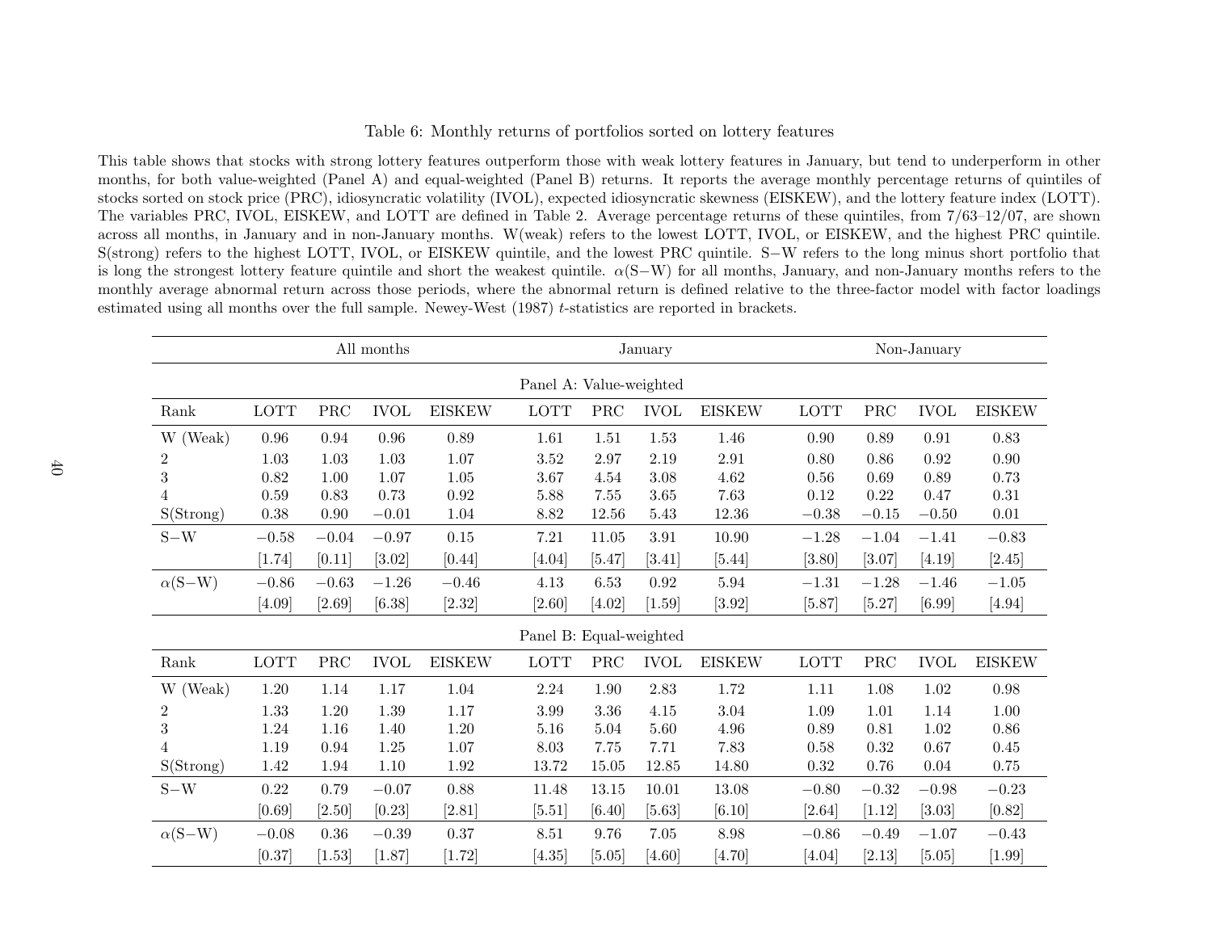Table 6: Monthly returns of portfolios sorted on lottery features

This table shows that stocks with strong lottery features outperform those with weak lottery features in January, but tend to underperform in other months, for both value-weighted (Panel A) and equal-weighted (Panel B) returns. It reports the average monthly percentage returns of quintiles of stocks sorted on stock price (PRC), idiosyncratic volatility (IVOL), expected idiosyncratic skewness (EISKEW), and the lottery feature index (LOTT). The variables PRC, IVOL, EISKEW, and LOTT are defined in Table 2. Average percentage returns of these quintiles, from 7/63–12/07, are shown across all months, in January and in non-January months. W(weak) refers to the lowest LOTT, IVOL, or EISKEW, and the highest PRC quintile. S(strong) refers to the highest LOTT, IVOL, or EISKEW quintile, and the lowest PRC quintile. S−W refers to the long minus short portfolio that is long the strongest lottery feature quintile and short the weakest quintile. $\alpha$(S−W) for all months, January, and non-January months refers to the monthly average abnormal return across those periods, where the abnormal return is defined relative to the three-factor model with factor loadings estimated using all months over the full sample. Newey-West (1987) $t$-statistics are reported in brackets.

| | All months | | | | January | | | | Non-January | | | |
|---|---|---|---|---|---|---|---|---|---|---|---|---|
| **Panel A: Value-weighted** | | | | | | | | | | | | |
| Rank | LOTT | PRC | IVOL | EISKEW | LOTT | PRC | IVOL | EISKEW | LOTT | PRC | IVOL | EISKEW |
| W (Weak) | 0.96 | 0.94 | 0.96 | 0.89 | 1.61 | 1.51 | 1.53 | 1.46 | 0.90 | 0.89 | 0.91 | 0.83 |
| 2 | 1.03 | 1.03 | 1.03 | 1.07 | 3.52 | 2.97 | 2.19 | 2.91 | 0.80 | 0.86 | 0.92 | 0.90 |
| 3 | 0.82 | 1.00 | 1.07 | 1.05 | 3.67 | 4.54 | 3.08 | 4.62 | 0.56 | 0.69 | 0.89 | 0.73 |
| 4 | 0.59 | 0.83 | 0.73 | 0.92 | 5.88 | 7.55 | 3.65 | 7.63 | 0.12 | 0.22 | 0.47 | 0.31 |
| S(Strong) | 0.38 | 0.90 | −0.01 | 1.04 | 8.82 | 12.56 | 5.43 | 12.36 | −0.38 | −0.15 | −0.50 | 0.01 |
| S−W | −0.58 | −0.04 | −0.97 | 0.15 | 7.21 | 11.05 | 3.91 | 10.90 | −1.28 | −1.04 | −1.41 | −0.83 |
| | [1.74] | [0.11] | [3.02] | [0.44] | [4.04] | [5.47] | [3.41] | [5.44] | [3.80] | [3.07] | [4.19] | [2.45] |
| $\alpha$(S−W) | −0.86 | −0.63 | −1.26 | −0.46 | 4.13 | 6.53 | 0.92 | 5.94 | −1.31 | −1.28 | −1.46 | −1.05 |
| | [4.09] | [2.69] | [6.38] | [2.32] | [2.60] | [4.02] | [1.59] | [3.92] | [5.87] | [5.27] | [6.99] | [4.94] |
| **Panel B: Equal-weighted** | | | | | | | | | | | | |
| Rank | LOTT | PRC | IVOL | EISKEW | LOTT | PRC | IVOL | EISKEW | LOTT | PRC | IVOL | EISKEW |
| W (Weak) | 1.20 | 1.14 | 1.17 | 1.04 | 2.24 | 1.90 | 2.83 | 1.72 | 1.11 | 1.08 | 1.02 | 0.98 |
| 2 | 1.33 | 1.20 | 1.39 | 1.17 | 3.99 | 3.36 | 4.15 | 3.04 | 1.09 | 1.01 | 1.14 | 1.00 |
| 3 | 1.24 | 1.16 | 1.40 | 1.20 | 5.16 | 5.04 | 5.60 | 4.96 | 0.89 | 0.81 | 1.02 | 0.86 |
| 4 | 1.19 | 0.94 | 1.25 | 1.07 | 8.03 | 7.75 | 7.71 | 7.83 | 0.58 | 0.32 | 0.67 | 0.45 |
| S(Strong) | 1.42 | 1.94 | 1.10 | 1.92 | 13.72 | 15.05 | 12.85 | 14.80 | 0.32 | 0.76 | 0.04 | 0.75 |
| S−W | 0.22 | 0.79 | −0.07 | 0.88 | 11.48 | 13.15 | 10.01 | 13.08 | −0.80 | −0.32 | −0.98 | −0.23 |
| | [0.69] | [2.50] | [0.23] | [2.81] | [5.51] | [6.40] | [5.63] | [6.10] | [2.64] | [1.12] | [3.03] | [0.82] |
| $\alpha$(S−W) | −0.08 | 0.36 | −0.39 | 0.37 | 8.51 | 9.76 | 7.05 | 8.98 | −0.86 | −0.49 | −1.07 | −0.43 |
| | [0.37] | [1.53] | [1.87] | [1.72] | [4.35] | [5.05] | [4.60] | [4.70] | [4.04] | [2.13] | [5.05] | [1.99] |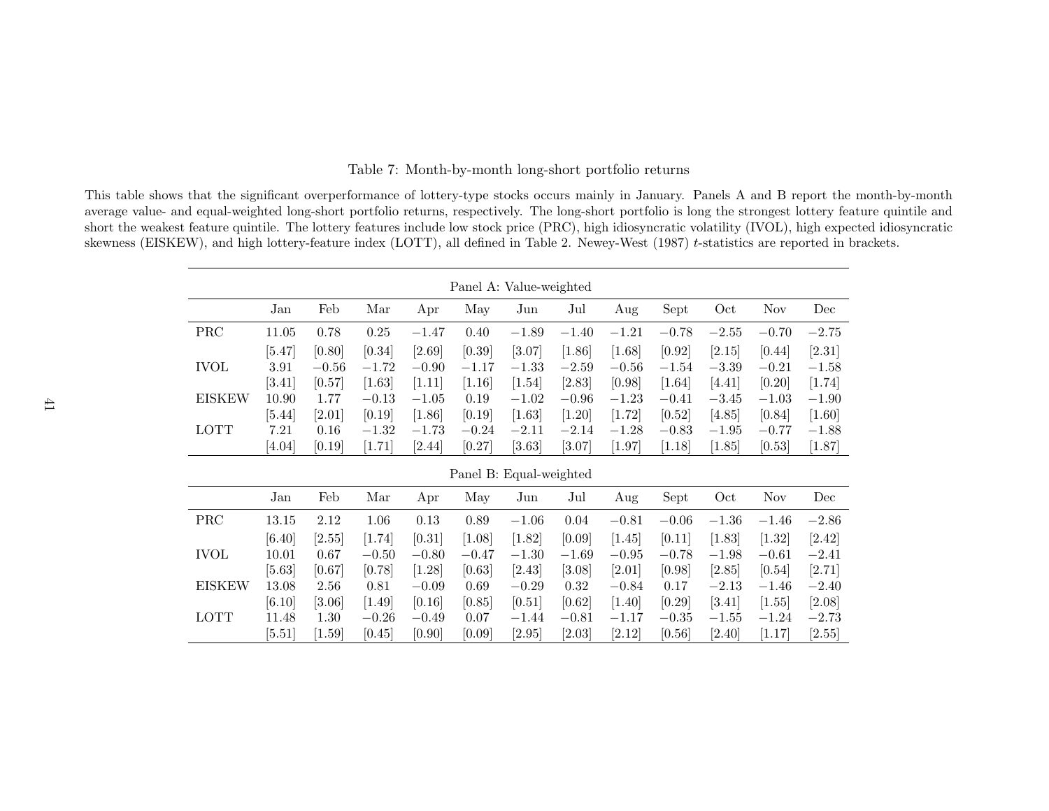Table 7: Month-by-month long-short portfolio returns

This table shows that the significant overperformance of lottery-type stocks occurs mainly in January. Panels A and B report the month-by-month average value- and equal-weighted long-short portfolio returns, respectively. The long-short portfolio is long the strongest lottery feature quintile and short the weakest feature quintile. The lottery features include low stock price (PRC), high idiosyncratic volatility (IVOL), high expected idiosyncratic skewness (EISKEW), and high lottery-feature index (LOTT), all defined in Table 2. Newey-West (1987) $t$-statistics are reported in brackets.

| Panel A: Value-weighted | | | | | | | | | | | | |
|---|---|---|---|---|---|---|---|---|---|---|---|---|
| | Jan | Feb | Mar | Apr | May | Jun | Jul | Aug | Sept | Oct | Nov | Dec |
| PRC | 11.05 | 0.78 | 0.25 | −1.47 | 0.40 | −1.89 | −1.40 | −1.21 | −0.78 | −2.55 | −0.70 | −2.75 |
| | [5.47] | [0.80] | [0.34] | [2.69] | [0.39] | [3.07] | [1.86] | [1.68] | [0.92] | [2.15] | [0.44] | [2.31] |
| IVOL | 3.91 | −0.56 | −1.72 | −0.90 | −1.17 | −1.33 | −2.59 | −0.56 | −1.54 | −3.39 | −0.21 | −1.58 |
| | [3.41] | [0.57] | [1.63] | [1.11] | [1.16] | [1.54] | [2.83] | [0.98] | [1.64] | [4.41] | [0.20] | [1.74] |
| EISKEW | 10.90 | 1.77 | −0.13 | −1.05 | 0.19 | −1.02 | −0.96 | −1.23 | −0.41 | −3.45 | −1.03 | −1.90 |
| | [5.44] | [2.01] | [0.19] | [1.86] | [0.19] | [1.63] | [1.20] | [1.72] | [0.52] | [4.85] | [0.84] | [1.60] |
| LOTT | 7.21 | 0.16 | −1.32 | −1.73 | −0.24 | −2.11 | −2.14 | −1.28 | −0.83 | −1.95 | −0.77 | −1.88 |
| | [4.04] | [0.19] | [1.71] | [2.44] | [0.27] | [3.63] | [3.07] | [1.97] | [1.18] | [1.85] | [0.53] | [1.87] |

| Panel B: Equal-weighted | | | | | | | | | | | | |
|---|---|---|---|---|---|---|---|---|---|---|---|---|
| | Jan | Feb | Mar | Apr | May | Jun | Jul | Aug | Sept | Oct | Nov | Dec |
| PRC | 13.15 | 2.12 | 1.06 | 0.13 | 0.89 | −1.06 | 0.04 | −0.81 | −0.06 | −1.36 | −1.46 | −2.86 |
| | [6.40] | [2.55] | [1.74] | [0.31] | [1.08] | [1.82] | [0.09] | [1.45] | [0.11] | [1.83] | [1.32] | [2.42] |
| IVOL | 10.01 | 0.67 | −0.50 | −0.80 | −0.47 | −1.30 | −1.69 | −0.95 | −0.78 | −1.98 | −0.61 | −2.41 |
| | [5.63] | [0.67] | [0.78] | [1.28] | [0.63] | [2.43] | [3.08] | [2.01] | [0.98] | [2.85] | [0.54] | [2.71] |
| EISKEW | 13.08 | 2.56 | 0.81 | −0.09 | 0.69 | −0.29 | 0.32 | −0.84 | 0.17 | −2.13 | −1.46 | −2.40 |
| | [6.10] | [3.06] | [1.49] | [0.16] | [0.85] | [0.51] | [0.62] | [1.40] | [0.29] | [3.41] | [1.55] | [2.08] |
| LOTT | 11.48 | 1.30 | −0.26 | −0.49 | 0.07 | −1.44 | −0.81 | −1.17 | −0.35 | −1.55 | −1.24 | −2.73 |
| | [5.51] | [1.59] | [0.45] | [0.90] | [0.09] | [2.95] | [2.03] | [2.12] | [0.56] | [2.40] | [1.17] | [2.55] |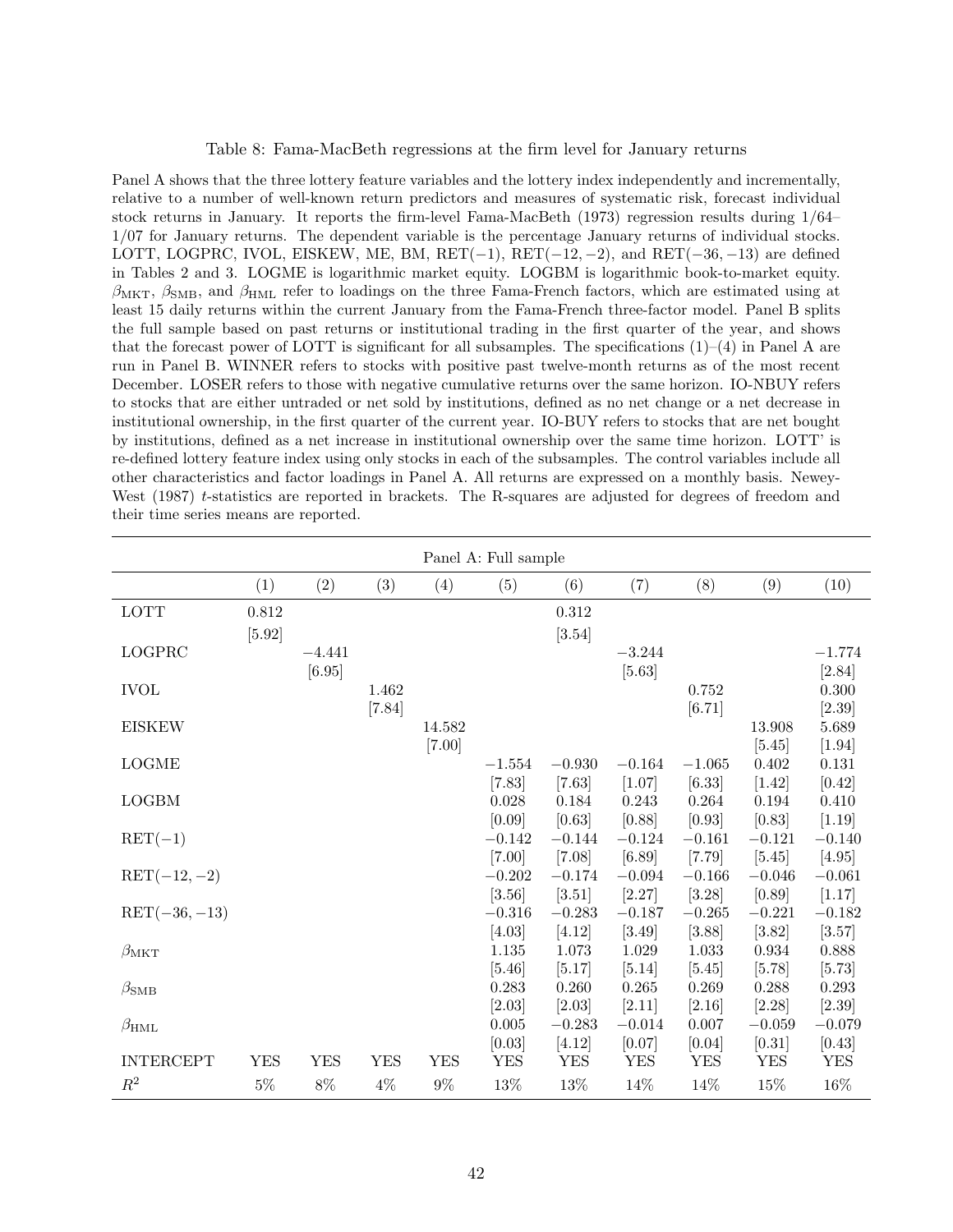Table 8: Fama-MacBeth regressions at the firm level for January returns

Panel A shows that the three lottery feature variables and the lottery index independently and incrementally, relative to a number of well-known return predictors and measures of systematic risk, forecast individual stock returns in January. It reports the firm-level Fama-MacBeth (1973) regression results during 1/64–1/07 for January returns. The dependent variable is the percentage January returns of individual stocks. LOTT, LOGPRC, IVOL, EISKEW, ME, BM, RET(−1), RET(−12, −2), and RET(−36, −13) are defined in Tables 2 and 3. LOGME is logarithmic market equity. LOGBM is logarithmic book-to-market equity. $\beta_{\text{MKT}}$, $\beta_{\text{SMB}}$, and $\beta_{\text{HML}}$ refer to loadings on the three Fama-French factors, which are estimated using at least 15 daily returns within the current January from the Fama-French three-factor model. Panel B splits the full sample based on past returns or institutional trading in the first quarter of the year, and shows that the forecast power of LOTT is significant for all subsamples. The specifications (1)–(4) in Panel A are run in Panel B. WINNER refers to stocks with positive past twelve-month returns as of the most recent December. LOSER refers to those with negative cumulative returns over the same horizon. IO-NBUY refers to stocks that are either untraded or net sold by institutions, defined as no net change or a net decrease in institutional ownership, in the first quarter of the current year. IO-BUY refers to stocks that are net bought by institutions, defined as a net increase in institutional ownership over the same time horizon. LOTT' is re-defined lottery feature index using only stocks in each of the subsamples. The control variables include all other characteristics and factor loadings in Panel A. All returns are expressed on a monthly basis. Newey-West (1987) $t$-statistics are reported in brackets. The R-squares are adjusted for degrees of freedom and their time series means are reported.

| Panel A: Full sample | | | | | | | | | | |
|---|---|---|---|---|---|---|---|---|---|---|
| | (1) | (2) | (3) | (4) | (5) | (6) | (7) | (8) | (9) | (10) |
| LOTT | 0.812 | | | | | 0.312 | | | | |
| | [5.92] | | | | | [3.54] | | | | |
| LOGPRC | | −4.441 | | | | | −3.244 | | | −1.774 |
| | | [6.95] | | | | | [5.63] | | | [2.84] |
| IVOL | | | 1.462 | | | | | 0.752 | | 0.300 |
| | | | [7.84] | | | | | [6.71] | | [2.39] |
| EISKEW | | | | 14.582 | | | | | 13.908 | 5.689 |
| | | | | [7.00] | | | | | [5.45] | [1.94] |
| LOGME | | | | | −1.554 | −0.930 | −0.164 | −1.065 | 0.402 | 0.131 |
| | | | | | [7.83] | [7.63] | [1.07] | [6.33] | [1.42] | [0.42] |
| LOGBM | | | | | 0.028 | 0.184 | 0.243 | 0.264 | 0.194 | 0.410 |
| | | | | | [0.09] | [0.63] | [0.88] | [0.93] | [0.83] | [1.19] |
| RET(−1) | | | | | −0.142 | −0.144 | −0.124 | −0.161 | −0.121 | −0.140 |
| | | | | | [7.00] | [7.08] | [6.89] | [7.79] | [5.45] | [4.95] |
| RET(−12, −2) | | | | | −0.202 | −0.174 | −0.094 | −0.166 | −0.046 | −0.061 |
| | | | | | [3.56] | [3.51] | [2.27] | [3.28] | [0.89] | [1.17] |
| RET(−36, −13) | | | | | −0.316 | −0.283 | −0.187 | −0.265 | −0.221 | −0.182 |
| | | | | | [4.03] | [4.12] | [3.49] | [3.88] | [3.82] | [3.57] |
| $\beta_{\text{MKT}}$ | | | | | 1.135 | 1.073 | 1.029 | 1.033 | 0.934 | 0.888 |
| | | | | | [5.46] | [5.17] | [5.14] | [5.45] | [5.78] | [5.73] |
| $\beta_{\text{SMB}}$ | | | | | 0.283 | 0.260 | 0.265 | 0.269 | 0.288 | 0.293 |
| | | | | | [2.03] | [2.03] | [2.11] | [2.16] | [2.28] | [2.39] |
| $\beta_{\text{HML}}$ | | | | | 0.005 | −0.283 | −0.014 | 0.007 | −0.059 | −0.079 |
| | | | | | [0.03] | [4.12] | [0.07] | [0.04] | [0.31] | [0.43] |
| INTERCEPT | YES | YES | YES | YES | YES | YES | YES | YES | YES | YES |
| $R^2$ | 5% | 8% | 4% | 9% | 13% | 13% | 14% | 14% | 15% | 16% |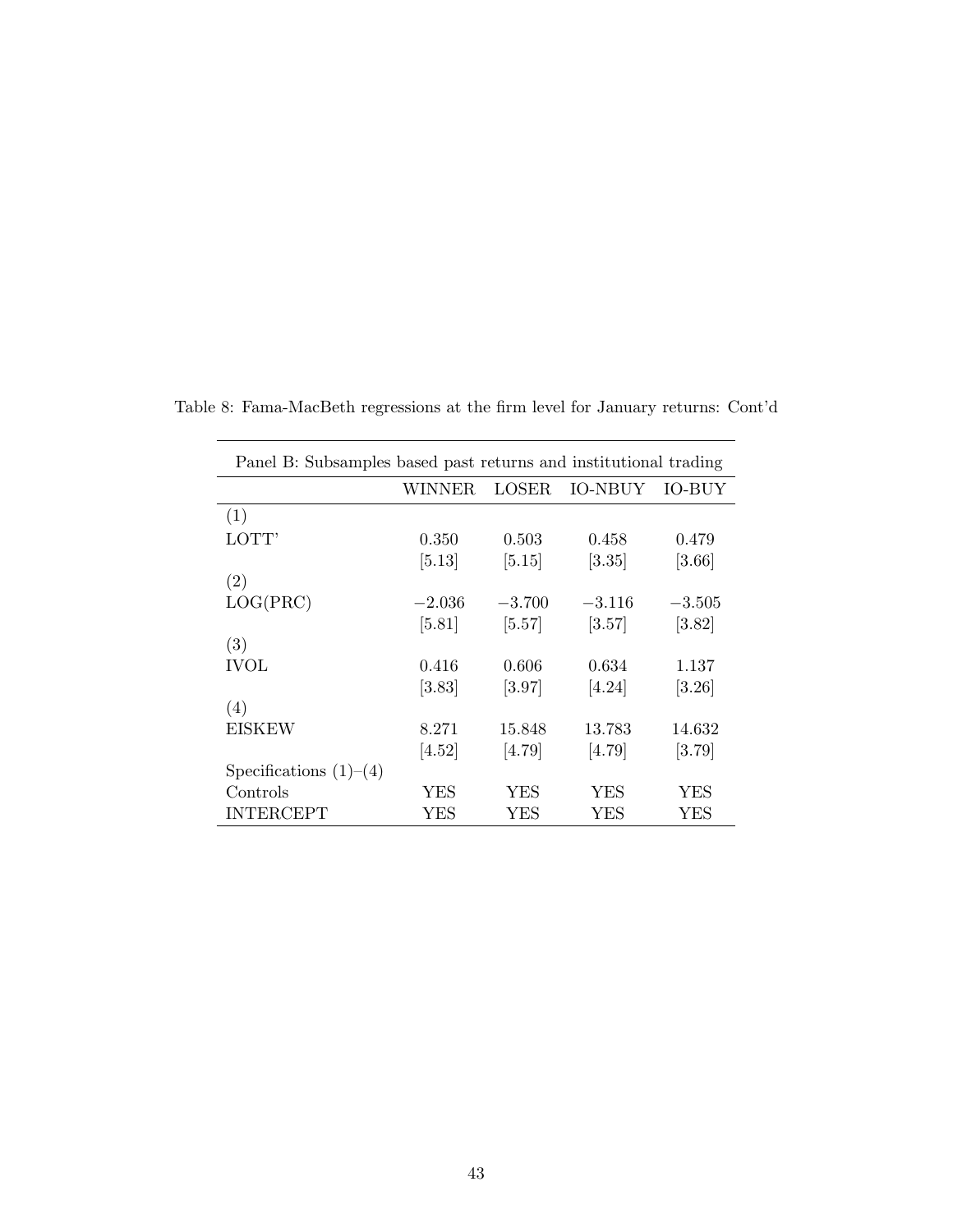Table 8: Fama-MacBeth regressions at the firm level for January returns: Cont'd

| Panel B: Subsamples based past returns and institutional trading | | | | |
|---|---|---|---|---|
| | WINNER | LOSER | IO-NBUY | IO-BUY |
| (1) | | | | |
| LOTT' | 0.350 | 0.503 | 0.458 | 0.479 |
| | [5.13] | [5.15] | [3.35] | [3.66] |
| (2) | | | | |
| LOG(PRC) | −2.036 | −3.700 | −3.116 | −3.505 |
| | [5.81] | [5.57] | [3.57] | [3.82] |
| (3) | | | | |
| IVOL | 0.416 | 0.606 | 0.634 | 1.137 |
| | [3.83] | [3.97] | [4.24] | [3.26] |
| (4) | | | | |
| EISKEW | 8.271 | 15.848 | 13.783 | 14.632 |
| | [4.52] | [4.79] | [4.79] | [3.79] |
| Specifications (1)–(4) | | | | |
| Controls | YES | YES | YES | YES |
| INTERCEPT | YES | YES | YES | YES |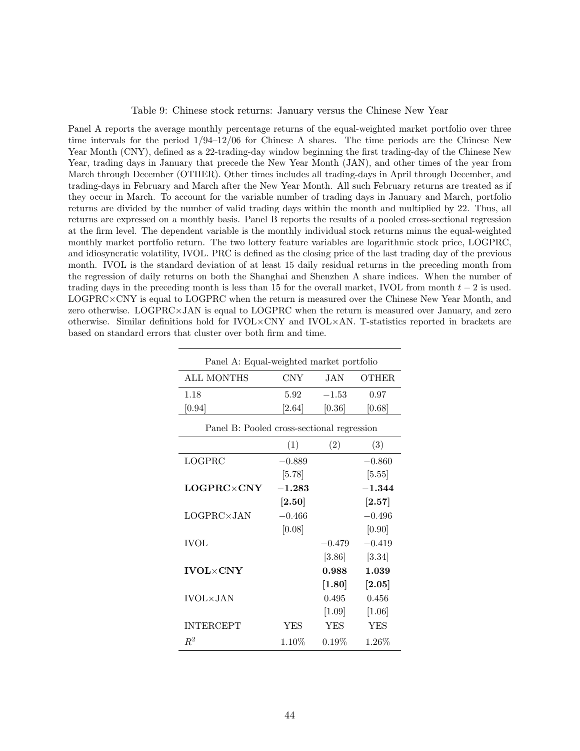Table 9: Chinese stock returns: January versus the Chinese New Year

Panel A reports the average monthly percentage returns of the equal-weighted market portfolio over three time intervals for the period 1/94–12/06 for Chinese A shares. The time periods are the Chinese New Year Month (CNY), defined as a 22-trading-day window beginning the first trading-day of the Chinese New Year, trading days in January that precede the New Year Month (JAN), and other times of the year from March through December (OTHER). Other times includes all trading-days in April through December, and trading-days in February and March after the New Year Month. All such February returns are treated as if they occur in March. To account for the variable number of trading days in January and March, portfolio returns are divided by the number of valid trading days within the month and multiplied by 22. Thus, all returns are expressed on a monthly basis. Panel B reports the results of a pooled cross-sectional regression at the firm level. The dependent variable is the monthly individual stock returns minus the equal-weighted monthly market portfolio return. The two lottery feature variables are logarithmic stock price, LOGPRC, and idiosyncratic volatility, IVOL. PRC is defined as the closing price of the last trading day of the previous month. IVOL is the standard deviation of at least 15 daily residual returns in the preceding month from the regression of daily returns on both the Shanghai and Shenzhen A share indices. When the number of trading days in the preceding month is less than 15 for the overall market, IVOL from month $t-2$ is used. LOGPRC×CNY is equal to LOGPRC when the return is measured over the Chinese New Year Month, and zero otherwise. LOGPRC×JAN is equal to LOGPRC when the return is measured over January, and zero otherwise. Similar definitions hold for IVOL×CNY and IVOL×AN. T-statistics reported in brackets are based on standard errors that cluster over both firm and time.

| Panel A: Equal-weighted market portfolio | | | |
|---|---|---|---|
| ALL MONTHS | CNY | JAN | OTHER |
| 1.18 | 5.92 | −1.53 | 0.97 |
| [0.94] | [2.64] | [0.36] | [0.68] |

| Panel B: Pooled cross-sectional regression | | | |
|---|---|---|---|
| | (1) | (2) | (3) |
| LOGPRC | −0.889 | | −0.860 |
| | [5.78] | | [5.55] |
| **LOGPRC×CNY** | **−1.283** | | **−1.344** |
| | **[2.50]** | | **[2.57]** |
| LOGPRC×JAN | −0.466 | | −0.496 |
| | [0.08] | | [0.90] |
| IVOL | | −0.479 | −0.419 |
| | | [3.86] | [3.34] |
| **IVOL×CNY** | | **0.988** | **1.039** |
| | | **[1.80]** | **[2.05]** |
| IVOL×JAN | | 0.495 | 0.456 |
| | | [1.09] | [1.06] |
| INTERCEPT | YES | YES | YES |
| $R^2$ | 1.10% | 0.19% | 1.26% |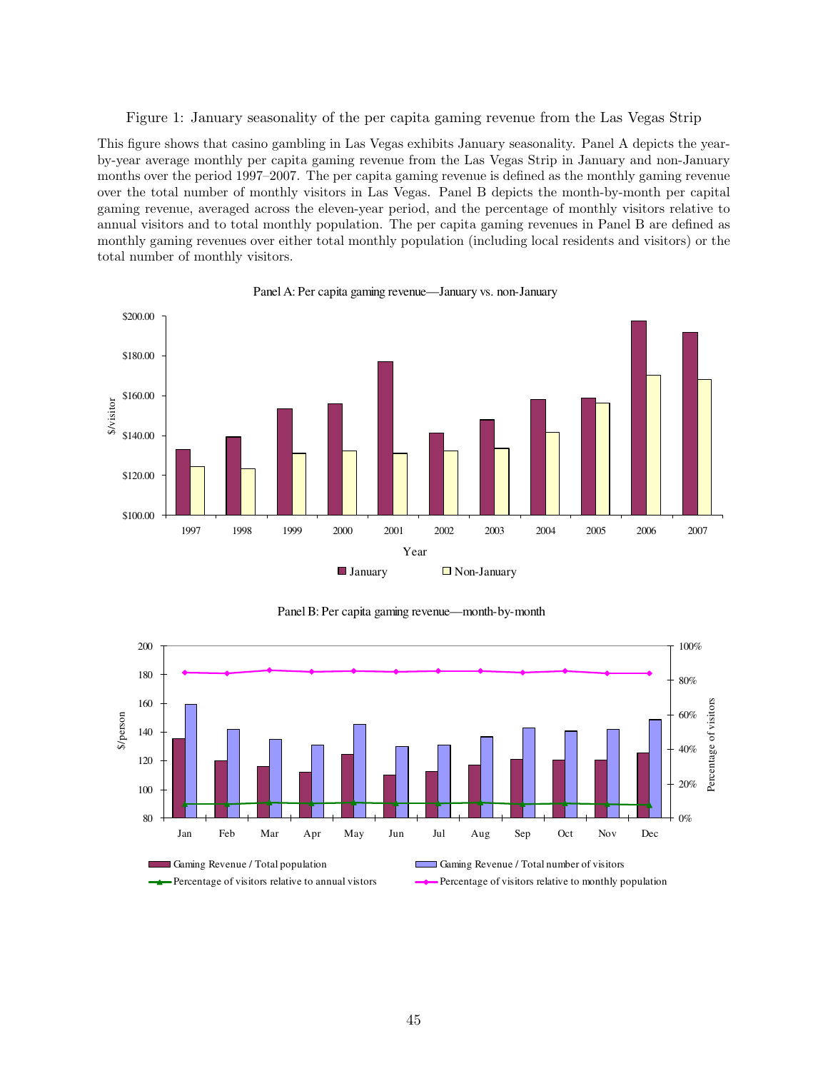Figure 1: January seasonality of the per capita gaming revenue from the Las Vegas Strip

This figure shows that casino gambling in Las Vegas exhibits January seasonality. Panel A depicts the year-by-year average monthly per capita gaming revenue from the Las Vegas Strip in January and non-January months over the period 1997–2007. The per capita gaming revenue is defined as the monthly gaming revenue over the total number of monthly visitors in Las Vegas. Panel B depicts the month-by-month per capital gaming revenue, averaged across the eleven-year period, and the percentage of monthly visitors relative to annual visitors and to total monthly population. The per capita gaming revenues in Panel B are defined as monthly gaming revenues over either total monthly population (including local residents and visitors) or the total number of monthly visitors.

Panel A: Per capita gaming revenue—January vs. non-January

Panel B: Per capita gaming revenue—month-by-month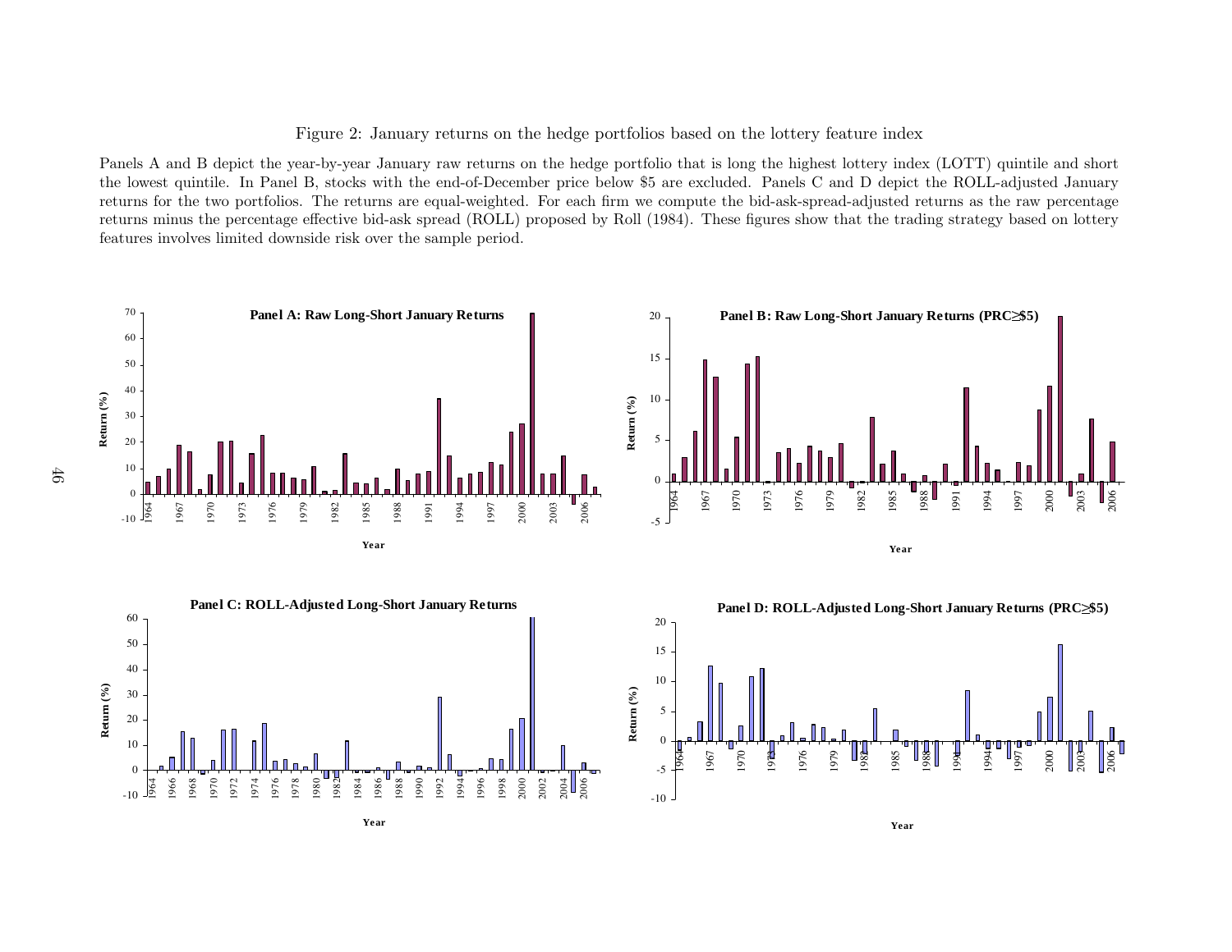Figure 2: January returns on the hedge portfolios based on the lottery feature index

Panels A and B depict the year-by-year January raw returns on the hedge portfolio that is long the highest lottery index (LOTT) quintile and short the lowest quintile. In Panel B, stocks with the end-of-December price below \$5 are excluded. Panels C and D depict the ROLL-adjusted January returns for the two portfolios. The returns are equal-weighted. For each firm we compute the bid-ask-spread-adjusted returns as the raw percentage returns minus the percentage effective bid-ask spread (ROLL) proposed by Roll (1984). These figures show that the trading strategy based on lottery features involves limited downside risk over the sample period.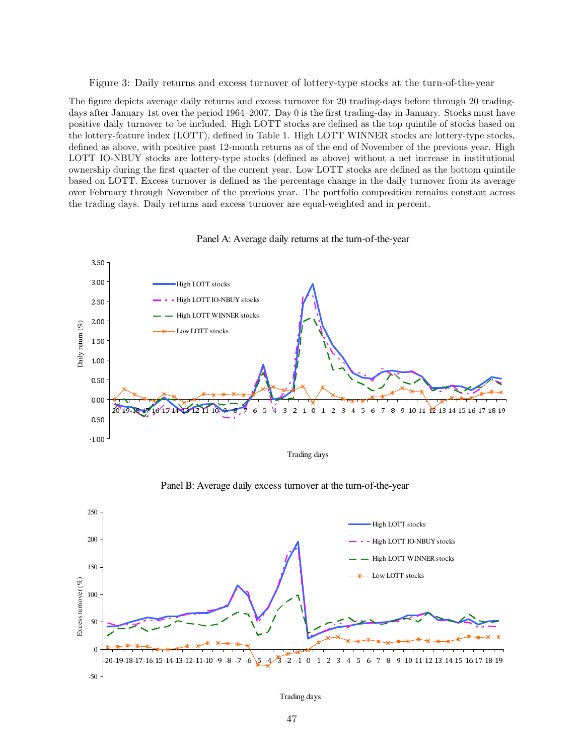Figure 3: Daily returns and excess turnover of lottery-type stocks at the turn-of-the-year

The figure depicts average daily returns and excess turnover for 20 trading-days before through 20 trading-days after January 1st over the period 1964–2007. Day 0 is the first trading-day in January. Stocks must have positive daily turnover to be included. High LOTT stocks are defined as the top quintile of stocks based on the lottery-feature index (LOTT), defined in Table 1. High LOTT WINNER stocks are lottery-type stocks, defined as above, with positive past 12-month returns as of the end of November of the previous year. High LOTT IO-NBUY stocks are lottery-type stocks (defined as above) without a net increase in institutional ownership during the first quarter of the current year. Low LOTT stocks are defined as the bottom quintile based on LOTT. Excess turnover is defined as the percentage change in the daily turnover from its average over February through November of the previous year. The portfolio composition remains constant across the trading days. Daily returns and excess turnover are equal-weighted and in percent.

Panel A: Average daily returns at the turn-of-the-year

Panel B: Average daily excess turnover at the turn-of-the-year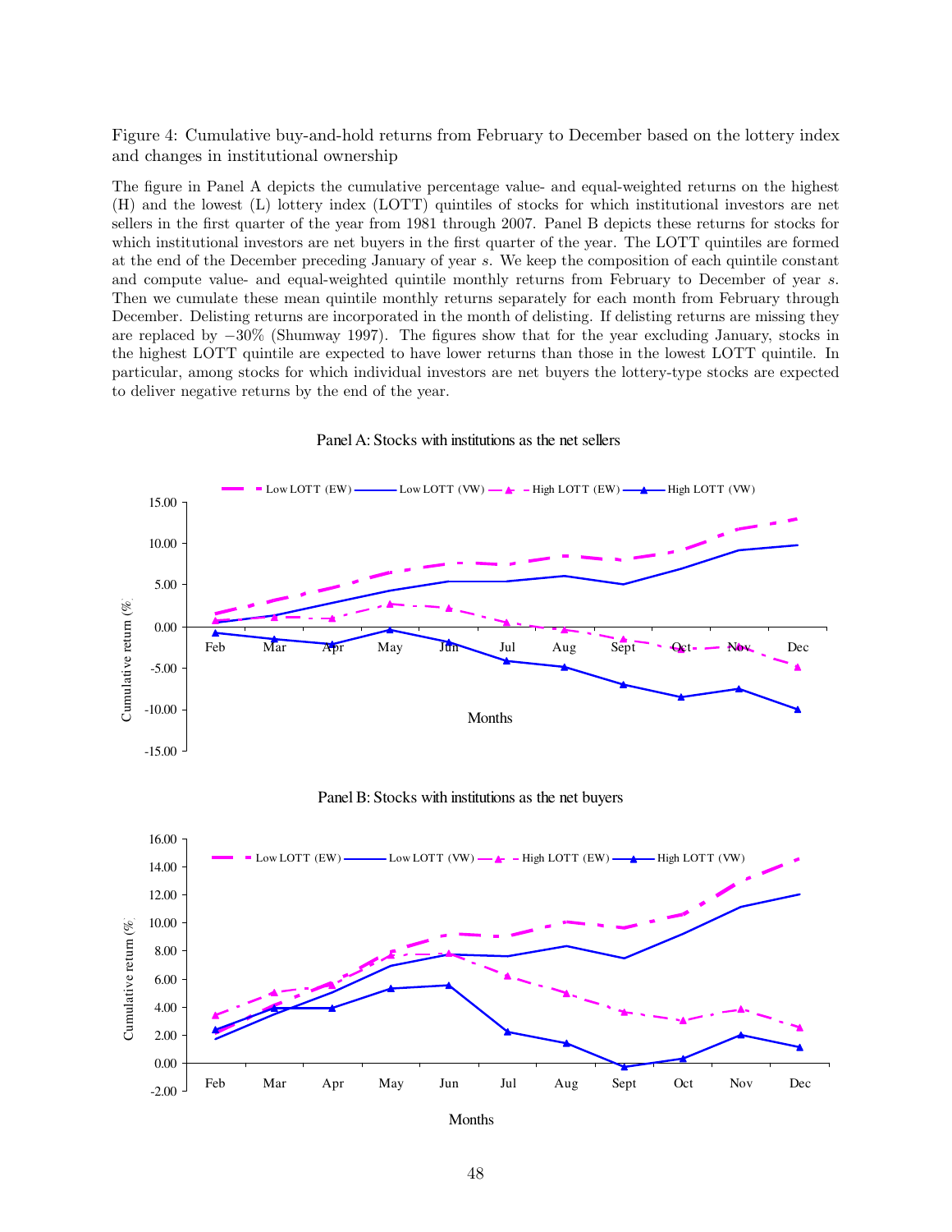Figure 4: Cumulative buy-and-hold returns from February to December based on the lottery index and changes in institutional ownership

The figure in Panel A depicts the cumulative percentage value- and equal-weighted returns on the highest (H) and the lowest (L) lottery index (LOTT) quintiles of stocks for which institutional investors are net sellers in the first quarter of the year from 1981 through 2007. Panel B depicts these returns for stocks for which institutional investors are net buyers in the first quarter of the year. The LOTT quintiles are formed at the end of the December preceding January of year $s$. We keep the composition of each quintile constant and compute value- and equal-weighted quintile monthly returns from February to December of year $s$. Then we cumulate these mean quintile monthly returns separately for each month from February through December. Delisting returns are incorporated in the month of delisting. If delisting returns are missing they are replaced by $-30\%$ (Shumway 1997). The figures show that for the year excluding January, stocks in the highest LOTT quintile are expected to have lower returns than those in the lowest LOTT quintile. In particular, among stocks for which individual investors are net buyers the lottery-type stocks are expected to deliver negative returns by the end of the year.

Panel A: Stocks with institutions as the net sellers

Panel B: Stocks with institutions as the net buyers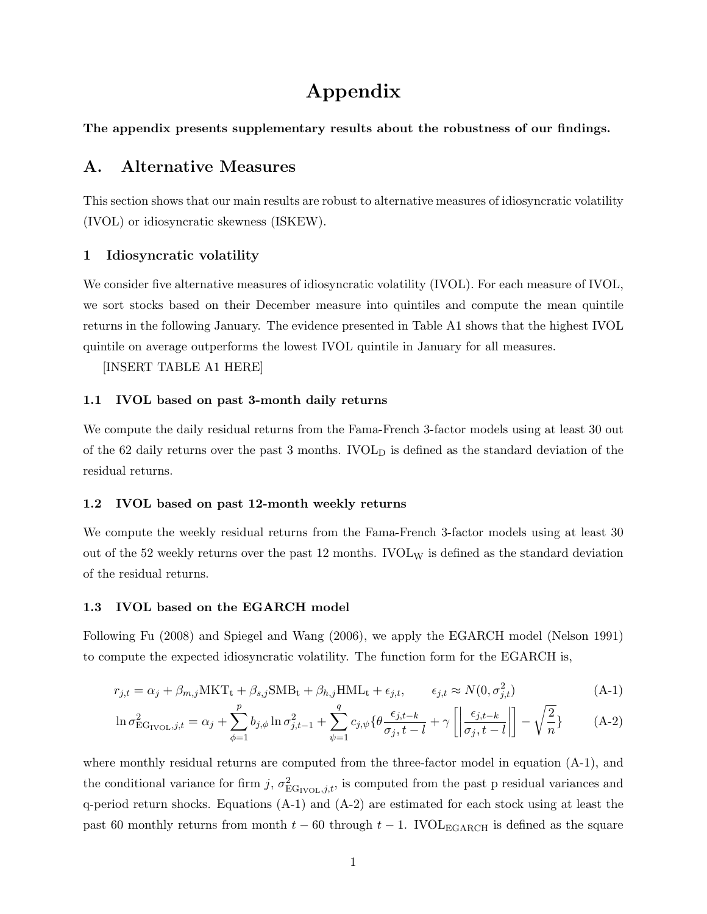# Appendix

**The appendix presents supplementary results about the robustness of our findings.**

## A. Alternative Measures

This section shows that our main results are robust to alternative measures of idiosyncratic volatility (IVOL) or idiosyncratic skewness (ISKEW).

### 1 Idiosyncratic volatility

We consider five alternative measures of idiosyncratic volatility (IVOL). For each measure of IVOL, we sort stocks based on their December measure into quintiles and compute the mean quintile returns in the following January. The evidence presented in Table A1 shows that the highest IVOL quintile on average outperforms the lowest IVOL quintile in January for all measures.

[INSERT TABLE A1 HERE]

#### 1.1 IVOL based on past 3-month daily returns

We compute the daily residual returns from the Fama-French 3-factor models using at least 30 out of the 62 daily returns over the past 3 months. $\text{IVOL}_\text{D}$ is defined as the standard deviation of the residual returns.

#### 1.2 IVOL based on past 12-month weekly returns

We compute the weekly residual returns from the Fama-French 3-factor models using at least 30 out of the 52 weekly returns over the past 12 months. $\text{IVOL}_\text{W}$ is defined as the standard deviation of the residual returns.

#### 1.3 IVOL based on the EGARCH model

Following Fu (2008) and Spiegel and Wang (2006), we apply the EGARCH model (Nelson 1991) to compute the expected idiosyncratic volatility. The function form for the EGARCH is,

$$r_{j,t} = \alpha_j + \beta_{m,j}\text{MKT}_\text{t} + \beta_{s,j}\text{SMB}_\text{t} + \beta_{h,j}\text{HML}_\text{t} + \epsilon_{j,t}, \qquad \epsilon_{j,t} \approx N(0, \sigma^2_{j,t}) \tag{A-1}$$

$$\ln \sigma^2_{\text{EG}_{\text{IVOL}},j,t} = \alpha_j + \sum_{\phi=1}^{p} b_{j,\phi} \ln \sigma^2_{j,t-1} + \sum_{\psi=1}^{q} c_{j,\psi} \{ \theta \frac{\epsilon_{j,t-k}}{\sigma_j, t-l} + \gamma \left[ \left| \frac{\epsilon_{j,t-k}}{\sigma_j, t-l} \right| \right] - \sqrt{\frac{2}{n}} \} \tag{A-2}$$

where monthly residual returns are computed from the three-factor model in equation (A-1), and the conditional variance for firm $j$, $\sigma^2_{\text{EG}_{\text{IVOL}},j,t}$, is computed from the past p residual variances and q-period return shocks. Equations (A-1) and (A-2) are estimated for each stock using at least the past 60 monthly returns from month $t-60$ through $t-1$. $\text{IVOL}_\text{EGARCH}$ is defined as the square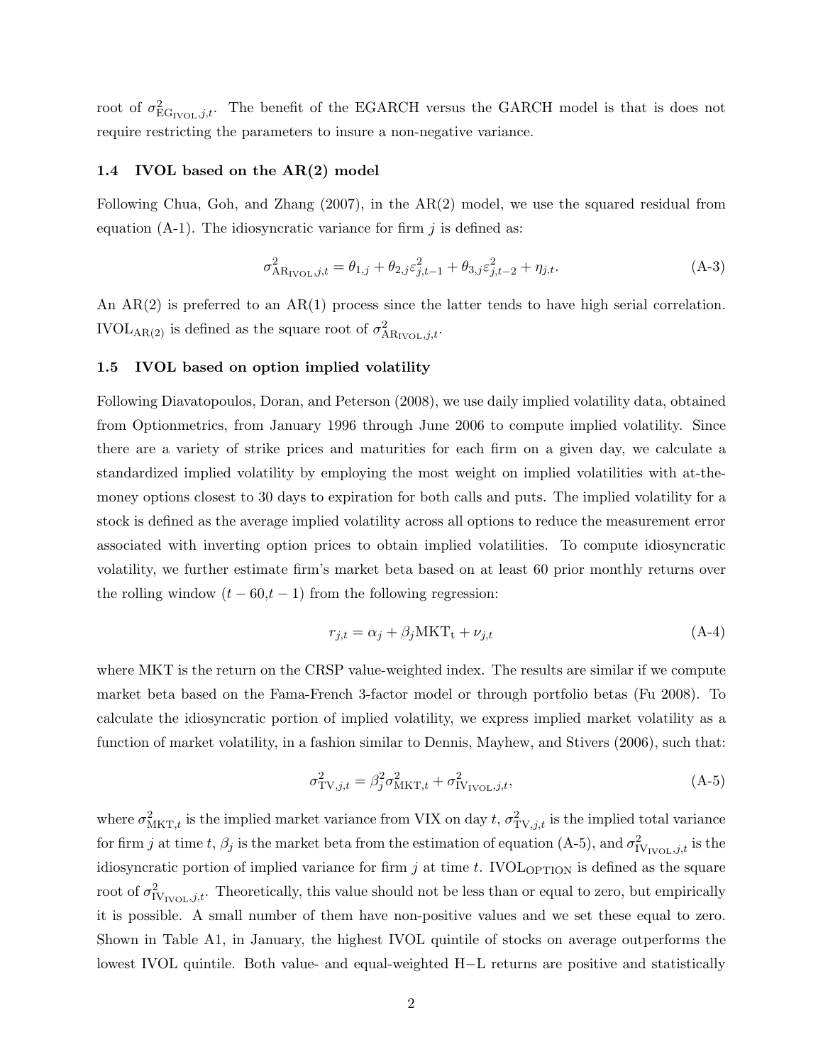root of $\sigma^2_{\mathrm{EG}_{\mathrm{IVOL}},j,t}$. The benefit of the EGARCH versus the GARCH model is that is does not require restricting the parameters to insure a non-negative variance.

### 1.4 IVOL based on the AR(2) model

Following Chua, Goh, and Zhang (2007), in the AR(2) model, we use the squared residual from equation (A-1). The idiosyncratic variance for firm $j$ is defined as:

$$\sigma^2_{\mathrm{AR}_{\mathrm{IVOL}},j,t} = \theta_{1,j} + \theta_{2,j}\varepsilon^2_{j,t-1} + \theta_{3,j}\varepsilon^2_{j,t-2} + \eta_{j,t}. \tag{A-3}$$

An AR(2) is preferred to an AR(1) process since the latter tends to have high serial correlation. $\mathrm{IVOL}_{\mathrm{AR(2)}}$ is defined as the square root of $\sigma^2_{\mathrm{AR}_{\mathrm{IVOL}},j,t}$.

### 1.5 IVOL based on option implied volatility

Following Diavatopoulos, Doran, and Peterson (2008), we use daily implied volatility data, obtained from Optionmetrics, from January 1996 through June 2006 to compute implied volatility. Since there are a variety of strike prices and maturities for each firm on a given day, we calculate a standardized implied volatility by employing the most weight on implied volatilities with at-the-money options closest to 30 days to expiration for both calls and puts. The implied volatility for a stock is defined as the average implied volatility across all options to reduce the measurement error associated with inverting option prices to obtain implied volatilities. To compute idiosyncratic volatility, we further estimate firm's market beta based on at least 60 prior monthly returns over the rolling window $(t-60, t-1)$ from the following regression:

$$r_{j,t} = \alpha_j + \beta_j \mathrm{MKT_t} + \nu_{j,t} \tag{A-4}$$

where MKT is the return on the CRSP value-weighted index. The results are similar if we compute market beta based on the Fama-French 3-factor model or through portfolio betas (Fu 2008). To calculate the idiosyncratic portion of implied volatility, we express implied market volatility as a function of market volatility, in a fashion similar to Dennis, Mayhew, and Stivers (2006), such that:

$$\sigma^2_{\mathrm{TV},j,t} = \beta^2_j \sigma^2_{\mathrm{MKT},t} + \sigma^2_{\mathrm{IV}_{\mathrm{IVOL}},j,t}, \tag{A-5}$$

where $\sigma^2_{\mathrm{MKT},t}$ is the implied market variance from VIX on day $t$, $\sigma^2_{\mathrm{TV},j,t}$ is the implied total variance for firm $j$ at time $t$, $\beta_j$ is the market beta from the estimation of equation (A-5), and $\sigma^2_{\mathrm{IV}_{\mathrm{IVOL}},j,t}$ is the idiosyncratic portion of implied variance for firm $j$ at time $t$. $\mathrm{IVOL}_{\mathrm{OPTION}}$ is defined as the square root of $\sigma^2_{\mathrm{IV}_{\mathrm{IVOL}},j,t}$. Theoretically, this value should not be less than or equal to zero, but empirically it is possible. A small number of them have non-positive values and we set these equal to zero. Shown in Table A1, in January, the highest IVOL quintile of stocks on average outperforms the lowest IVOL quintile. Both value- and equal-weighted H−L returns are positive and statistically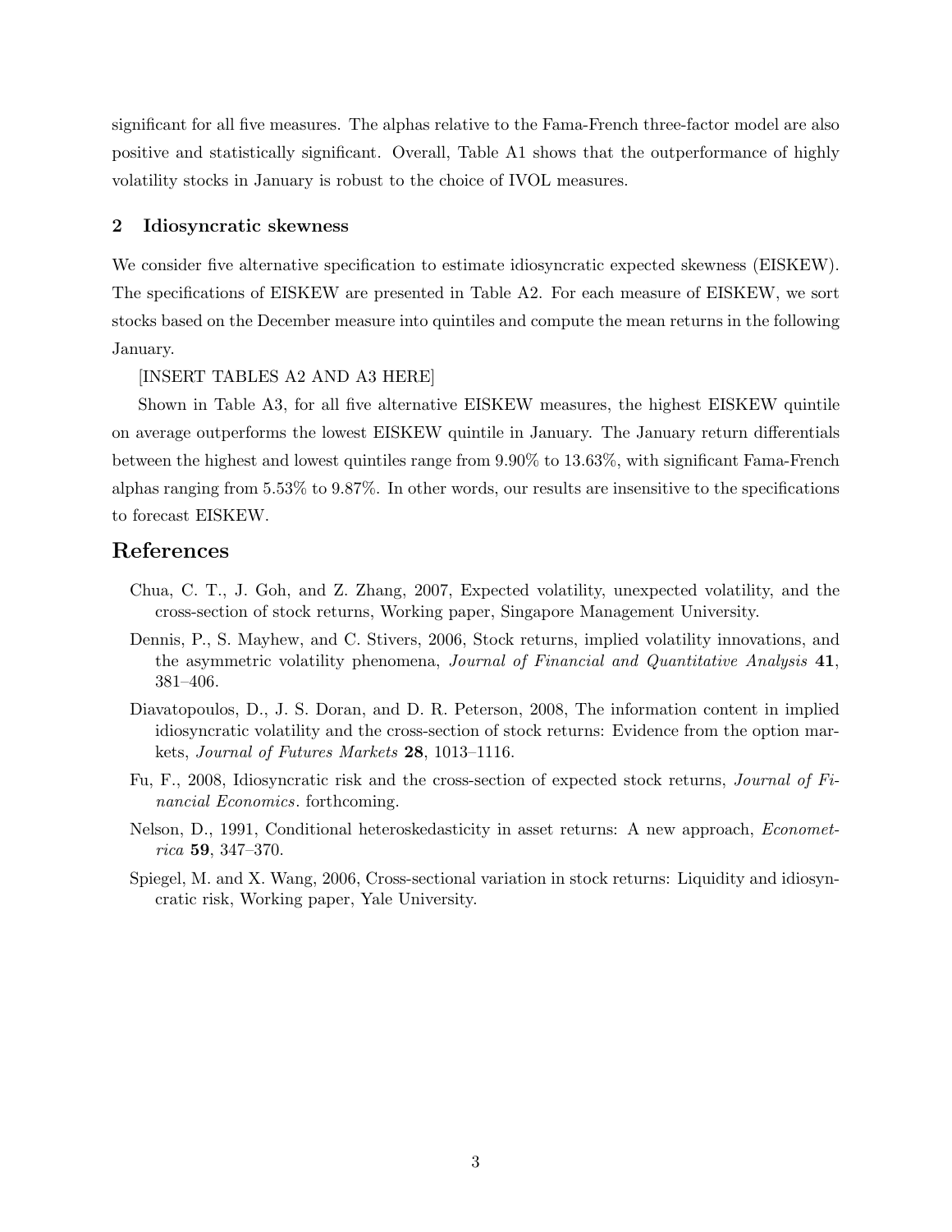significant for all five measures. The alphas relative to the Fama-French three-factor model are also positive and statistically significant. Overall, Table A1 shows that the outperformance of highly volatility stocks in January is robust to the choice of IVOL measures.

## 2 Idiosyncratic skewness

We consider five alternative specification to estimate idiosyncratic expected skewness (EISKEW). The specifications of EISKEW are presented in Table A2. For each measure of EISKEW, we sort stocks based on the December measure into quintiles and compute the mean returns in the following January.

[INSERT TABLES A2 AND A3 HERE]

Shown in Table A3, for all five alternative EISKEW measures, the highest EISKEW quintile on average outperforms the lowest EISKEW quintile in January. The January return differentials between the highest and lowest quintiles range from 9.90% to 13.63%, with significant Fama-French alphas ranging from 5.53% to 9.87%. In other words, our results are insensitive to the specifications to forecast EISKEW.

# References

- Chua, C. T., J. Goh, and Z. Zhang, 2007, Expected volatility, unexpected volatility, and the cross-section of stock returns, Working paper, Singapore Management University.
- Dennis, P., S. Mayhew, and C. Stivers, 2006, Stock returns, implied volatility innovations, and the asymmetric volatility phenomena, *Journal of Financial and Quantitative Analysis* **41**, 381–406.
- Diavatopoulos, D., J. S. Doran, and D. R. Peterson, 2008, The information content in implied idiosyncratic volatility and the cross-section of stock returns: Evidence from the option markets, *Journal of Futures Markets* **28**, 1013–1116.
- Fu, F., 2008, Idiosyncratic risk and the cross-section of expected stock returns, *Journal of Financial Economics*. forthcoming.
- Nelson, D., 1991, Conditional heteroskedasticity in asset returns: A new approach, *Econometrica* **59**, 347–370.
- Spiegel, M. and X. Wang, 2006, Cross-sectional variation in stock returns: Liquidity and idiosyncratic risk, Working paper, Yale University.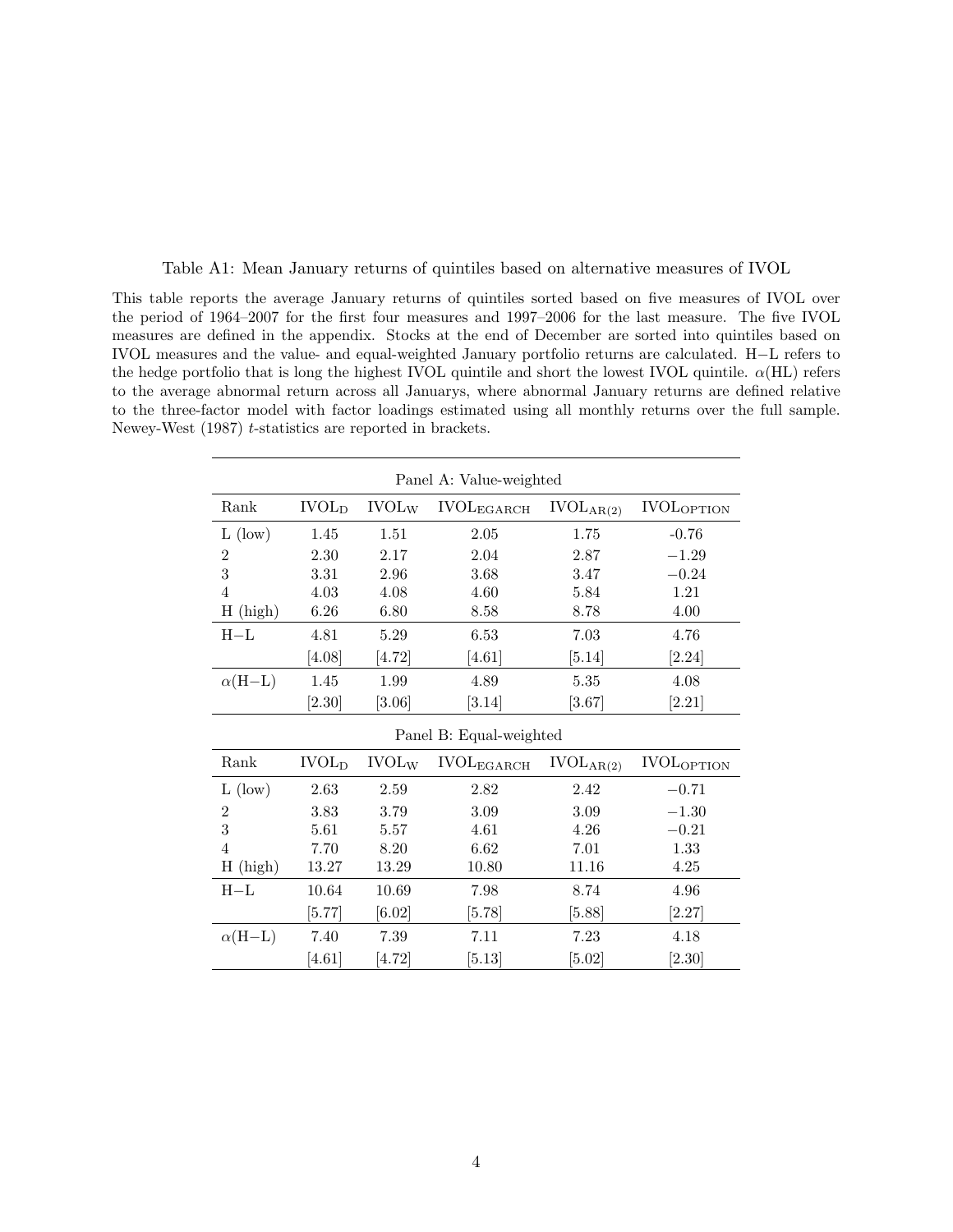Table A1: Mean January returns of quintiles based on alternative measures of IVOL

This table reports the average January returns of quintiles sorted based on five measures of IVOL over the period of 1964–2007 for the first four measures and 1997–2006 for the last measure. The five IVOL measures are defined in the appendix. Stocks at the end of December are sorted into quintiles based on IVOL measures and the value- and equal-weighted January portfolio returns are calculated. H−L refers to the hedge portfolio that is long the highest IVOL quintile and short the lowest IVOL quintile. $\alpha$(HL) refers to the average abnormal return across all Januarys, where abnormal January returns are defined relative to the three-factor model with factor loadings estimated using all monthly returns over the full sample. Newey-West (1987) $t$-statistics are reported in brackets.

| Panel A: Value-weighted | | | | | |
|---|---|---|---|---|---|
| Rank | $IVOL_D$ | $IVOL_W$ | $IVOL_{EGARCH}$ | $IVOL_{AR(2)}$ | $IVOL_{OPTION}$ |
| L (low) | 1.45 | 1.51 | 2.05 | 1.75 | -0.76 |
| 2 | 2.30 | 2.17 | 2.04 | 2.87 | −1.29 |
| 3 | 3.31 | 2.96 | 3.68 | 3.47 | −0.24 |
| 4 | 4.03 | 4.08 | 4.60 | 5.84 | 1.21 |
| H (high) | 6.26 | 6.80 | 8.58 | 8.78 | 4.00 |
| H−L | 4.81 | 5.29 | 6.53 | 7.03 | 4.76 |
| | [4.08] | [4.72] | [4.61] | [5.14] | [2.24] |
| $\alpha$(H−L) | 1.45 | 1.99 | 4.89 | 5.35 | 4.08 |
| | [2.30] | [3.06] | [3.14] | [3.67] | [2.21] |

| Panel B: Equal-weighted | | | | | |
|---|---|---|---|---|---|
| Rank | $IVOL_D$ | $IVOL_W$ | $IVOL_{EGARCH}$ | $IVOL_{AR(2)}$ | $IVOL_{OPTION}$ |
| L (low) | 2.63 | 2.59 | 2.82 | 2.42 | −0.71 |
| 2 | 3.83 | 3.79 | 3.09 | 3.09 | −1.30 |
| 3 | 5.61 | 5.57 | 4.61 | 4.26 | −0.21 |
| 4 | 7.70 | 8.20 | 6.62 | 7.01 | 1.33 |
| H (high) | 13.27 | 13.29 | 10.80 | 11.16 | 4.25 |
| H−L | 10.64 | 10.69 | 7.98 | 8.74 | 4.96 |
| | [5.77] | [6.02] | [5.78] | [5.88] | [2.27] |
| $\alpha$(H−L) | 7.40 | 7.39 | 7.11 | 7.23 | 4.18 |
| | [4.61] | [4.72] | [5.13] | [5.02] | [2.30] |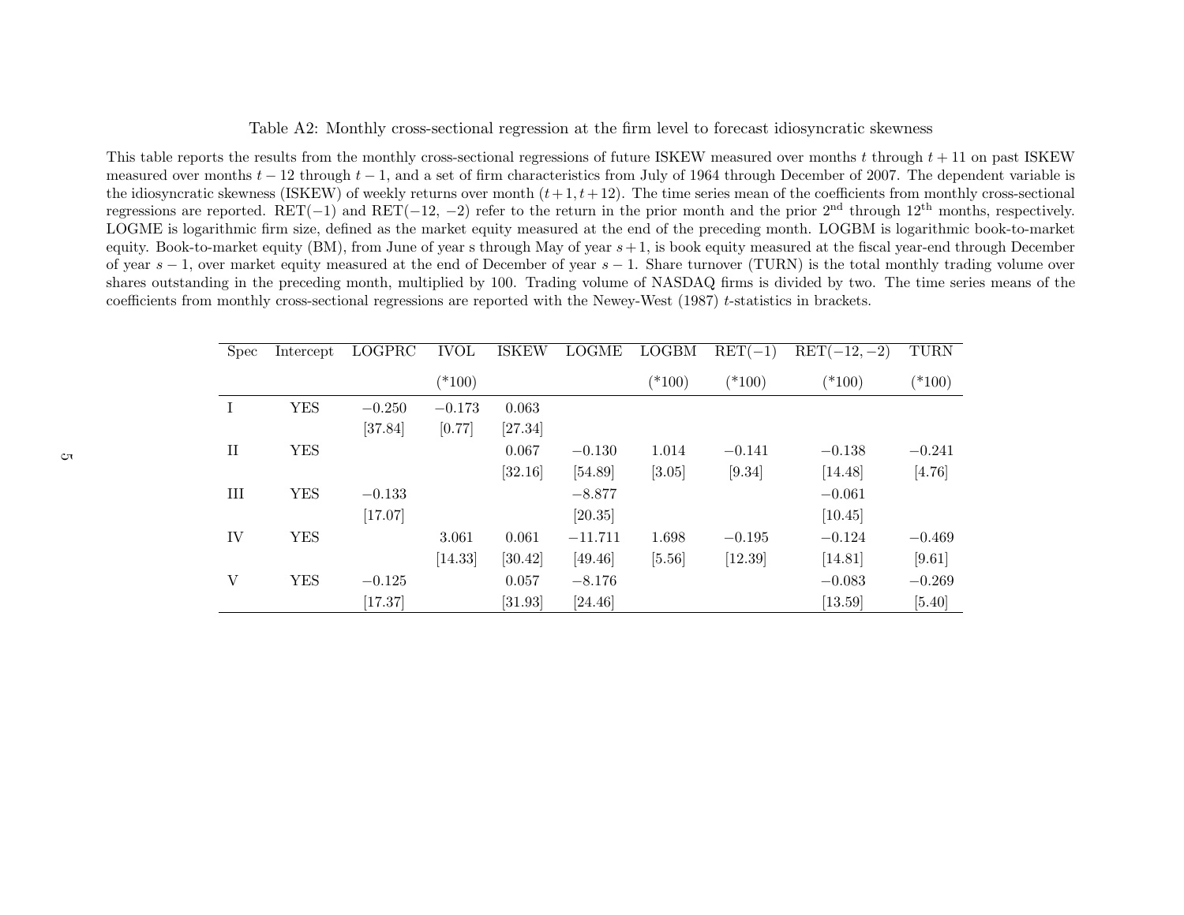# Table A2: Monthly cross-sectional regression at the firm level to forecast idiosyncratic skewness

This table reports the results from the monthly cross-sectional regressions of future ISKEW measured over months $t$ through $t+11$ on past ISKEW measured over months $t-12$ through $t-1$, and a set of firm characteristics from July of 1964 through December of 2007. The dependent variable is the idiosyncratic skewness (ISKEW) of weekly returns over month $(t+1, t+12)$. The time series mean of the coefficients from monthly cross-sectional regressions are reported. RET($-1$) and RET($-12$, $-2$) refer to the return in the prior month and the prior 2[nd] through 12[th] months, respectively. LOGME is logarithmic firm size, defined as the market equity measured at the end of the preceding month. LOGBM is logarithmic book-to-market equity. Book-to-market equity (BM), from June of year s through May of year $s+1$, is book equity measured at the fiscal year-end through December of year $s-1$, over market equity measured at the end of December of year $s-1$. Share turnover (TURN) is the total monthly trading volume over shares outstanding in the preceding month, multiplied by 100. Trading volume of NASDAQ firms is divided by two. The time series means of the coefficients from monthly cross-sectional regressions are reported with the Newey-West (1987) $t$-statistics in brackets.

| Spec | Intercept | LOGPRC | IVOL | ISKEW | LOGME | LOGBM | RET($-1$) | RET($-12, -2$) | TURN |
|---|---|---|---|---|---|---|---|---|---|
| | | | (*100) | | | (*100) | (*100) | (*100) | (*100) |
| I | YES | $-0.250$ | $-0.173$ | 0.063 | | | | | |
| | | [37.84] | [0.77] | [27.34] | | | | | |
| II | YES | | | 0.067 | $-0.130$ | 1.014 | $-0.141$ | $-0.138$ | $-0.241$ |
| | | | | [32.16] | [54.89] | [3.05] | [9.34] | [14.48] | [4.76] |
| III | YES | $-0.133$ | | | $-8.877$ | | | $-0.061$ | |
| | | [17.07] | | | [20.35] | | | [10.45] | |
| IV | YES | | 3.061 | 0.061 | $-11.711$ | 1.698 | $-0.195$ | $-0.124$ | $-0.469$ |
| | | | [14.33] | [30.42] | [49.46] | [5.56] | [12.39] | [14.81] | [9.61] |
| V | YES | $-0.125$ | | 0.057 | $-8.176$ | | | $-0.083$ | $-0.269$ |
| | | [17.37] | | [31.93] | [24.46] | | | [13.59] | [5.40] |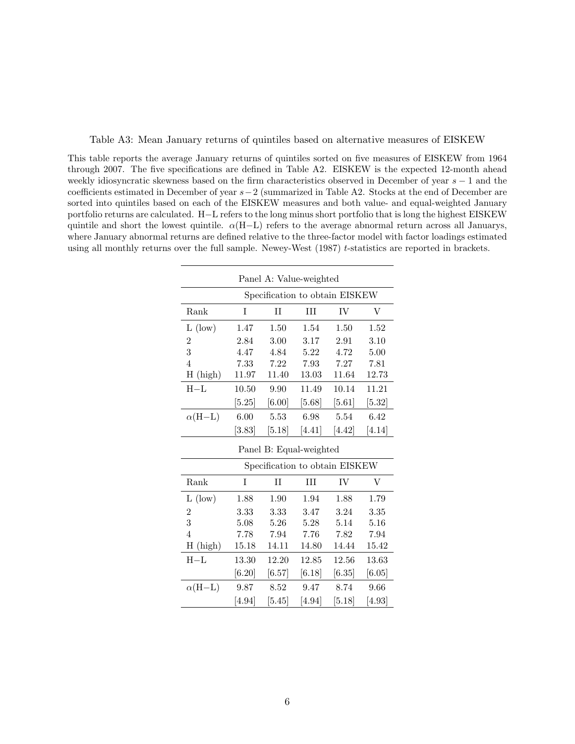Table A3: Mean January returns of quintiles based on alternative measures of EISKEW

This table reports the average January returns of quintiles sorted on five measures of EISKEW from 1964 through 2007. The five specifications are defined in Table A2. EISKEW is the expected 12-month ahead weekly idiosyncratic skewness based on the firm characteristics observed in December of year $s-1$ and the coefficients estimated in December of year $s-2$ (summarized in Table A2. Stocks at the end of December are sorted into quintiles based on each of the EISKEW measures and both value- and equal-weighted January portfolio returns are calculated. H−L refers to the long minus short portfolio that is long the highest EISKEW quintile and short the lowest quintile. $\alpha$(H−L) refers to the average abnormal return across all Januarys, where January abnormal returns are defined relative to the three-factor model with factor loadings estimated using all monthly returns over the full sample. Newey-West (1987) $t$-statistics are reported in brackets.

Panel A: Value-weighted

| | Specification to obtain EISKEW | | | | |
|---|---|---|---|---|---|
| Rank | I | II | III | IV | V |
| L (low) | 1.47 | 1.50 | 1.54 | 1.50 | 1.52 |
| 2 | 2.84 | 3.00 | 3.17 | 2.91 | 3.10 |
| 3 | 4.47 | 4.84 | 5.22 | 4.72 | 5.00 |
| 4 | 7.33 | 7.22 | 7.93 | 7.27 | 7.81 |
| H (high) | 11.97 | 11.40 | 13.03 | 11.64 | 12.73 |
| H−L | 10.50 | 9.90 | 11.49 | 10.14 | 11.21 |
| | [5.25] | [6.00] | [5.68] | [5.61] | [5.32] |
| $\alpha$(H−L) | 6.00 | 5.53 | 6.98 | 5.54 | 6.42 |
| | [3.83] | [5.18] | [4.41] | [4.42] | [4.14] |

Panel B: Equal-weighted

| | Specification to obtain EISKEW | | | | |
|---|---|---|---|---|---|
| Rank | I | II | III | IV | V |
| L (low) | 1.88 | 1.90 | 1.94 | 1.88 | 1.79 |
| 2 | 3.33 | 3.33 | 3.47 | 3.24 | 3.35 |
| 3 | 5.08 | 5.26 | 5.28 | 5.14 | 5.16 |
| 4 | 7.78 | 7.94 | 7.76 | 7.82 | 7.94 |
| H (high) | 15.18 | 14.11 | 14.80 | 14.44 | 15.42 |
| H−L | 13.30 | 12.20 | 12.85 | 12.56 | 13.63 |
| | [6.20] | [6.57] | [6.18] | [6.35] | [6.05] |
| $\alpha$(H−L) | 9.87 | 8.52 | 9.47 | 8.74 | 9.66 |
| | [4.94] | [5.45] | [4.94] | [5.18] | [4.93] |